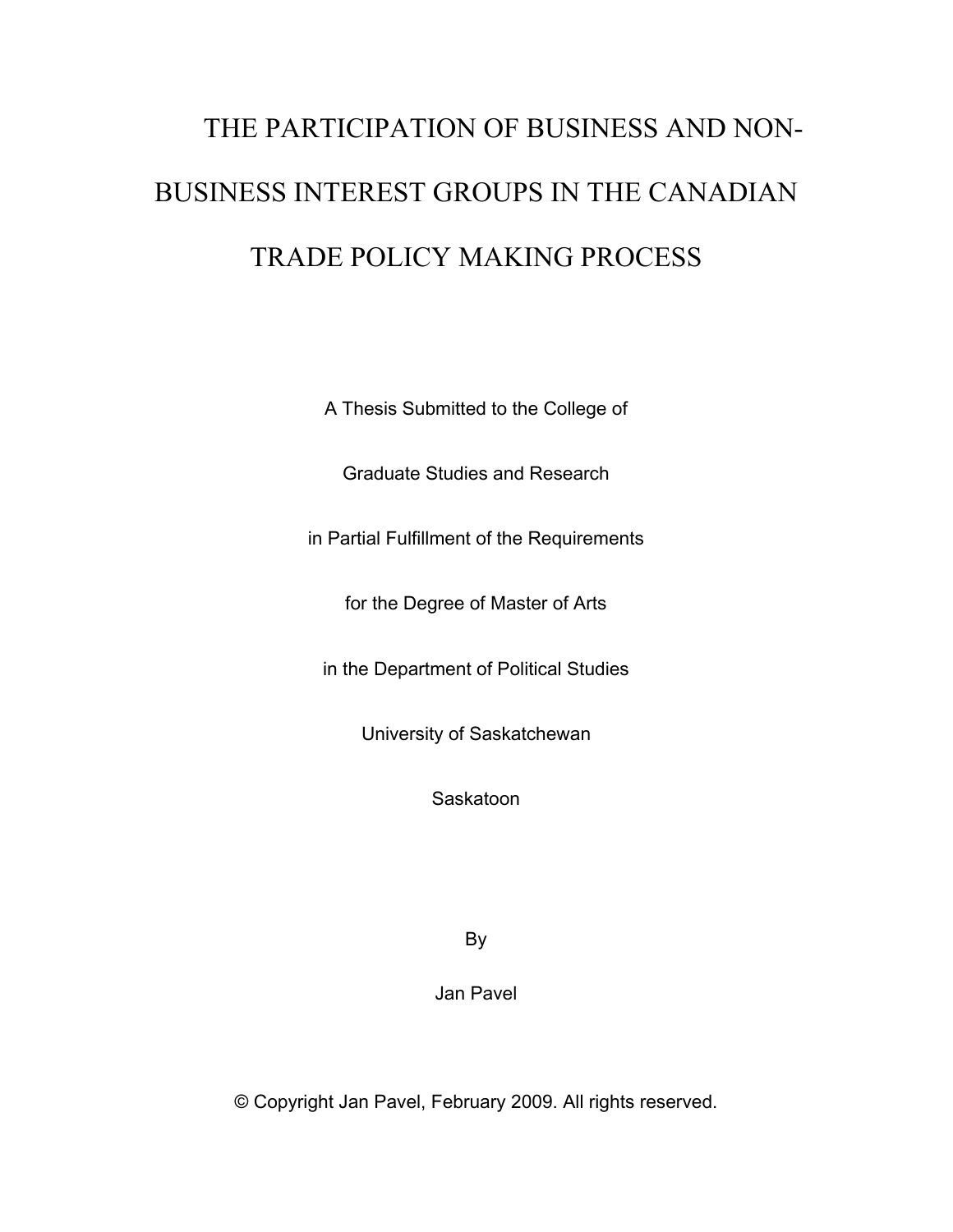# THE PARTICIPATION OF BUSINESS AND NON-BUSINESS INTEREST GROUPS IN THE CANADIAN TRADE POLICY MAKING PROCESS

A Thesis Submitted to the College of

Graduate Studies and Research

in Partial Fulfillment of the Requirements

for the Degree of Master of Arts

in the Department of Political Studies

University of Saskatchewan

Saskatoon

By

Jan Pavel

© Copyright Jan Pavel, February 2009. All rights reserved.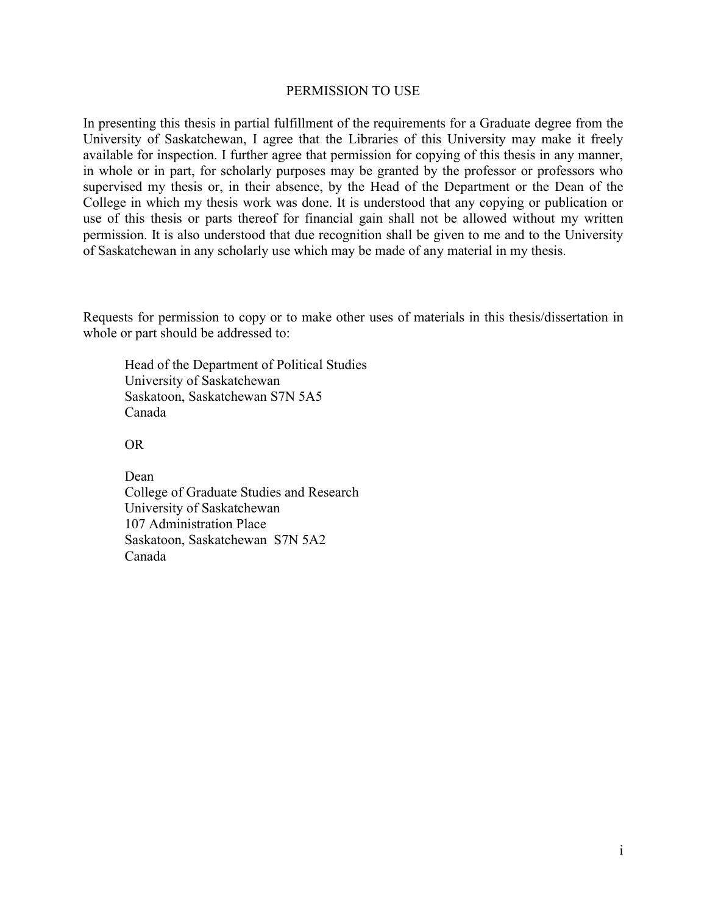# PERMISSION TO USE

In presenting this thesis in partial fulfillment of the requirements for a Graduate degree from the University of Saskatchewan, I agree that the Libraries of this University may make it freely available for inspection. I further agree that permission for copying of this thesis in any manner, in whole or in part, for scholarly purposes may be granted by the professor or professors who supervised my thesis or, in their absence, by the Head of the Department or the Dean of the College in which my thesis work was done. It is understood that any copying or publication or use of this thesis or parts thereof for financial gain shall not be allowed without my written permission. It is also understood that due recognition shall be given to me and to the University of Saskatchewan in any scholarly use which may be made of any material in my thesis.

Requests for permission to copy or to make other uses of materials in this thesis/dissertation in whole or part should be addressed to:

> Head of the Department of Political Studies
> University of Saskatchewan
> Saskatoon, Saskatchewan S7N 5A5
> Canada
>
> OR
>
> Dean
> College of Graduate Studies and Research
> University of Saskatchewan
> 107 Administration Place
> Saskatoon, Saskatchewan S7N 5A2
> Canada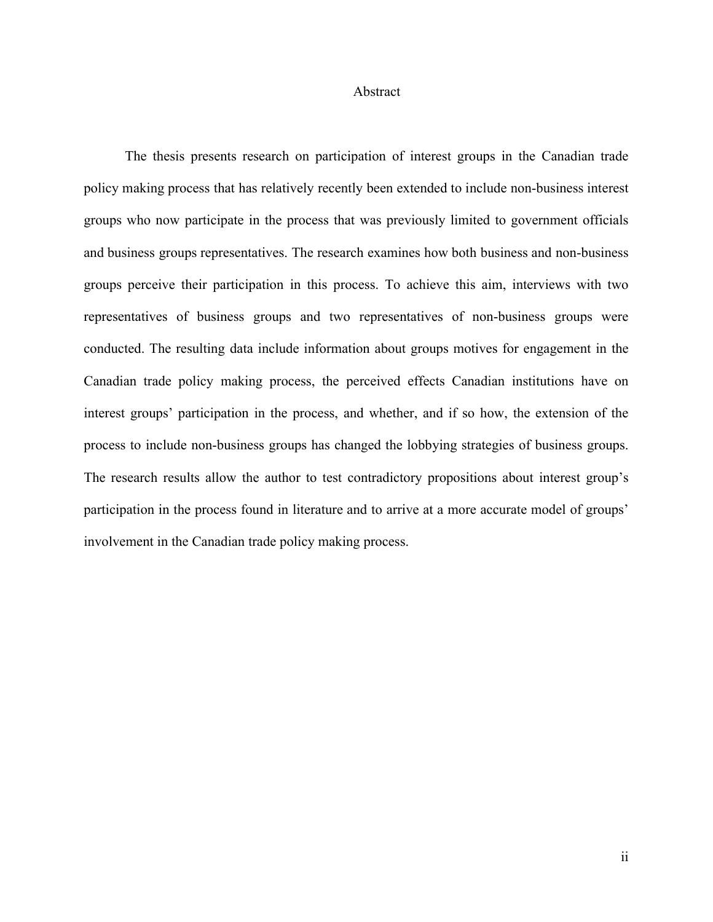# Abstract

The thesis presents research on participation of interest groups in the Canadian trade policy making process that has relatively recently been extended to include non-business interest groups who now participate in the process that was previously limited to government officials and business groups representatives. The research examines how both business and non-business groups perceive their participation in this process. To achieve this aim, interviews with two representatives of business groups and two representatives of non-business groups were conducted. The resulting data include information about groups motives for engagement in the Canadian trade policy making process, the perceived effects Canadian institutions have on interest groups' participation in the process, and whether, and if so how, the extension of the process to include non-business groups has changed the lobbying strategies of business groups. The research results allow the author to test contradictory propositions about interest group's participation in the process found in literature and to arrive at a more accurate model of groups' involvement in the Canadian trade policy making process.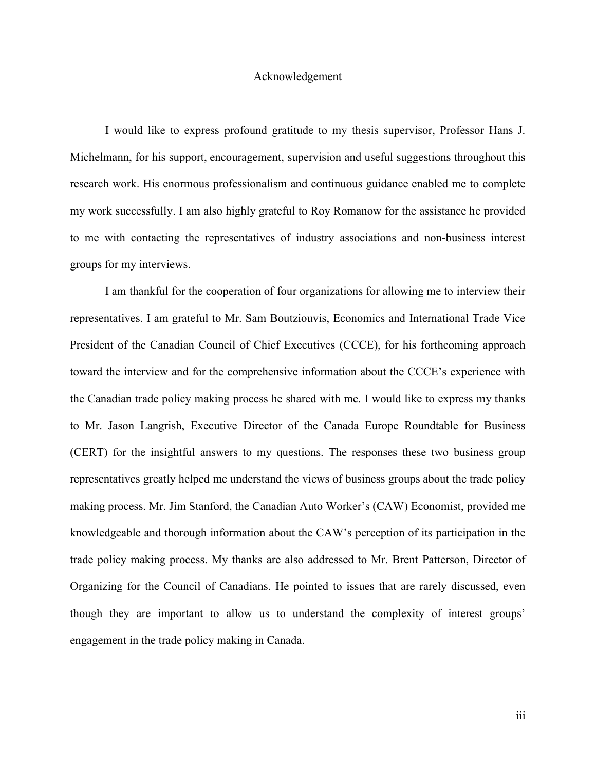# Acknowledgement

I would like to express profound gratitude to my thesis supervisor, Professor Hans J. Michelmann, for his support, encouragement, supervision and useful suggestions throughout this research work. His enormous professionalism and continuous guidance enabled me to complete my work successfully. I am also highly grateful to Roy Romanow for the assistance he provided to me with contacting the representatives of industry associations and non-business interest groups for my interviews.

I am thankful for the cooperation of four organizations for allowing me to interview their representatives. I am grateful to Mr. Sam Boutziouvis, Economics and International Trade Vice President of the Canadian Council of Chief Executives (CCCE), for his forthcoming approach toward the interview and for the comprehensive information about the CCCE's experience with the Canadian trade policy making process he shared with me. I would like to express my thanks to Mr. Jason Langrish, Executive Director of the Canada Europe Roundtable for Business (CERT) for the insightful answers to my questions. The responses these two business group representatives greatly helped me understand the views of business groups about the trade policy making process. Mr. Jim Stanford, the Canadian Auto Worker's (CAW) Economist, provided me knowledgeable and thorough information about the CAW's perception of its participation in the trade policy making process. My thanks are also addressed to Mr. Brent Patterson, Director of Organizing for the Council of Canadians. He pointed to issues that are rarely discussed, even though they are important to allow us to understand the complexity of interest groups' engagement in the trade policy making in Canada.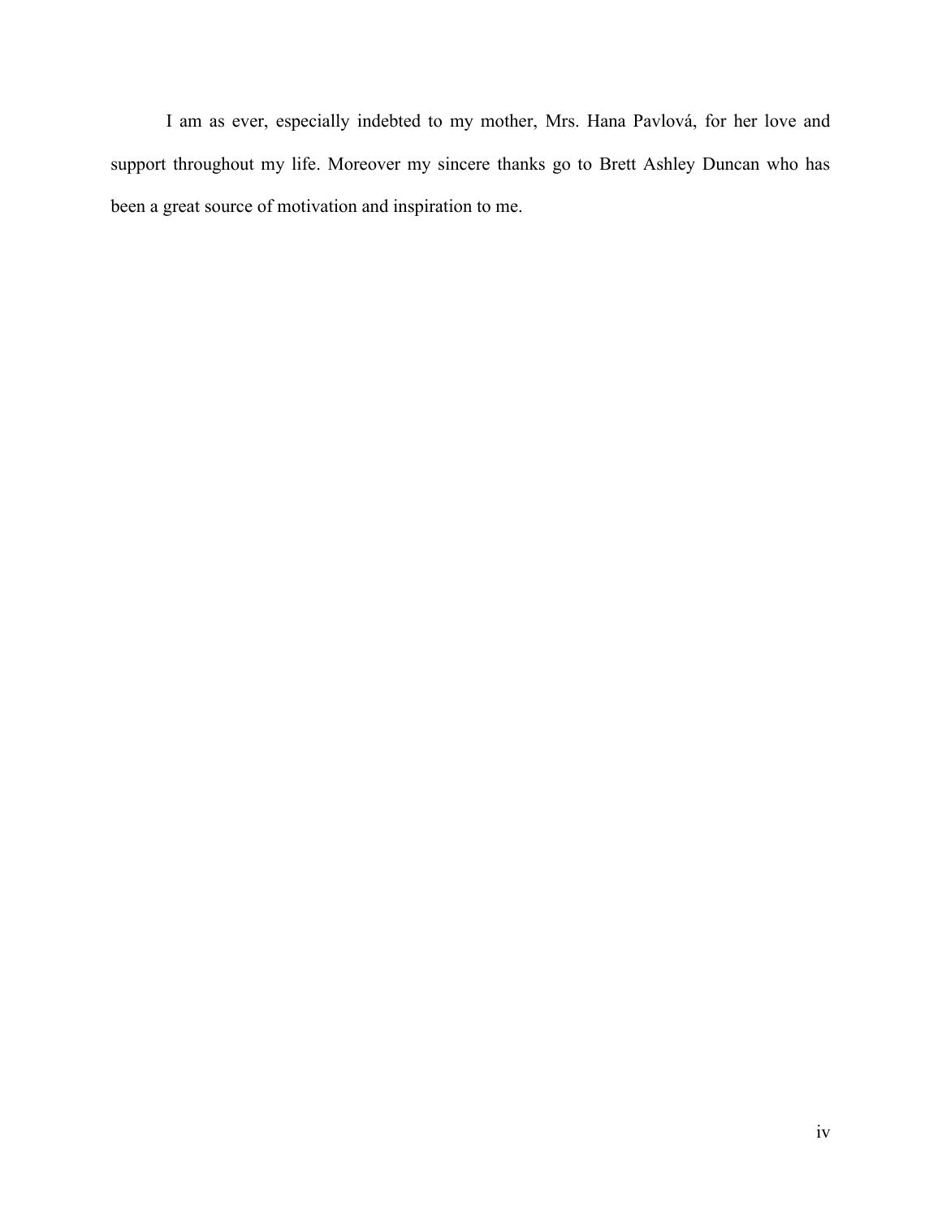I am as ever, especially indebted to my mother, Mrs. Hana Pavlová, for her love and support throughout my life. Moreover my sincere thanks go to Brett Ashley Duncan who has been a great source of motivation and inspiration to me.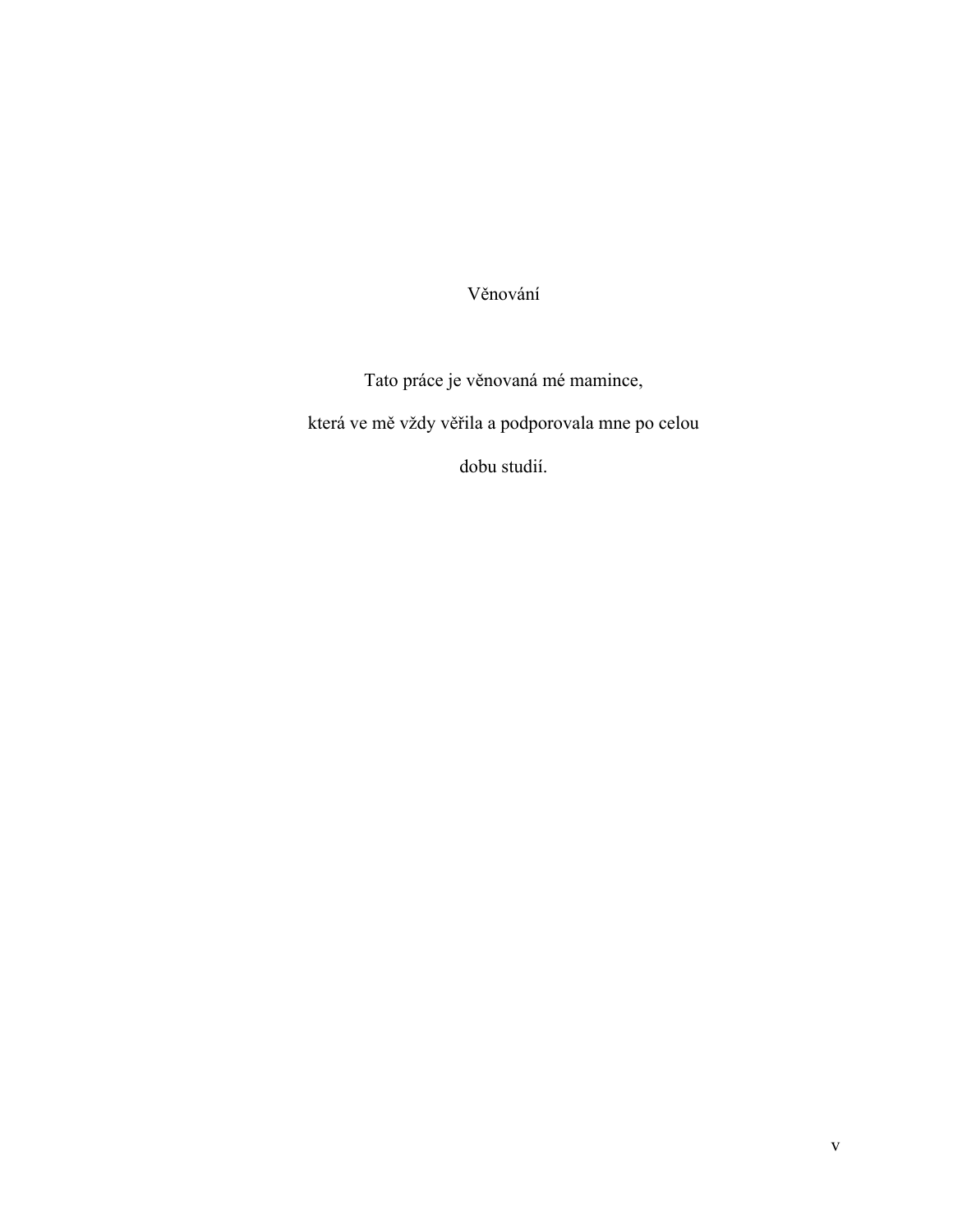# Věnování

Tato práce je věnovaná mé mamince,

která ve mě vždy věřila a podporovala mne po celou

dobu studií.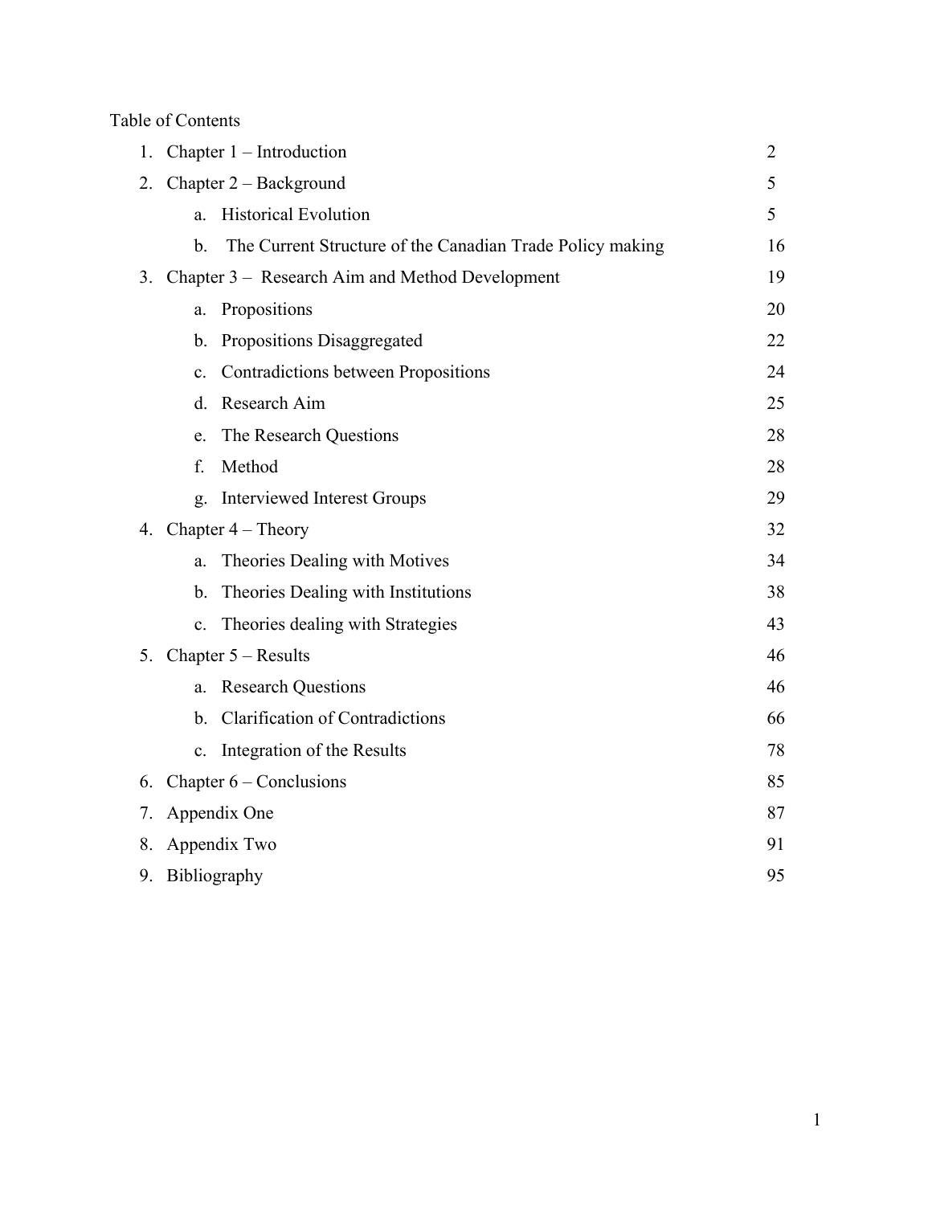Table of Contents

1. Chapter 1 – Introduction 2
2. Chapter 2 – Background 5
    a. Historical Evolution 5
    b. The Current Structure of the Canadian Trade Policy making 16
3. Chapter 3 – Research Aim and Method Development 19
    a. Propositions 20
    b. Propositions Disaggregated 22
    c. Contradictions between Propositions 24
    d. Research Aim 25
    e. The Research Questions 28
    f. Method 28
    g. Interviewed Interest Groups 29
4. Chapter 4 – Theory 32
    a. Theories Dealing with Motives 34
    b. Theories Dealing with Institutions 38
    c. Theories dealing with Strategies 43
5. Chapter 5 – Results 46
    a. Research Questions 46
    b. Clarification of Contradictions 66
    c. Integration of the Results 78
6. Chapter 6 – Conclusions 85
7. Appendix One 87
8. Appendix Two 91
9. Bibliography 95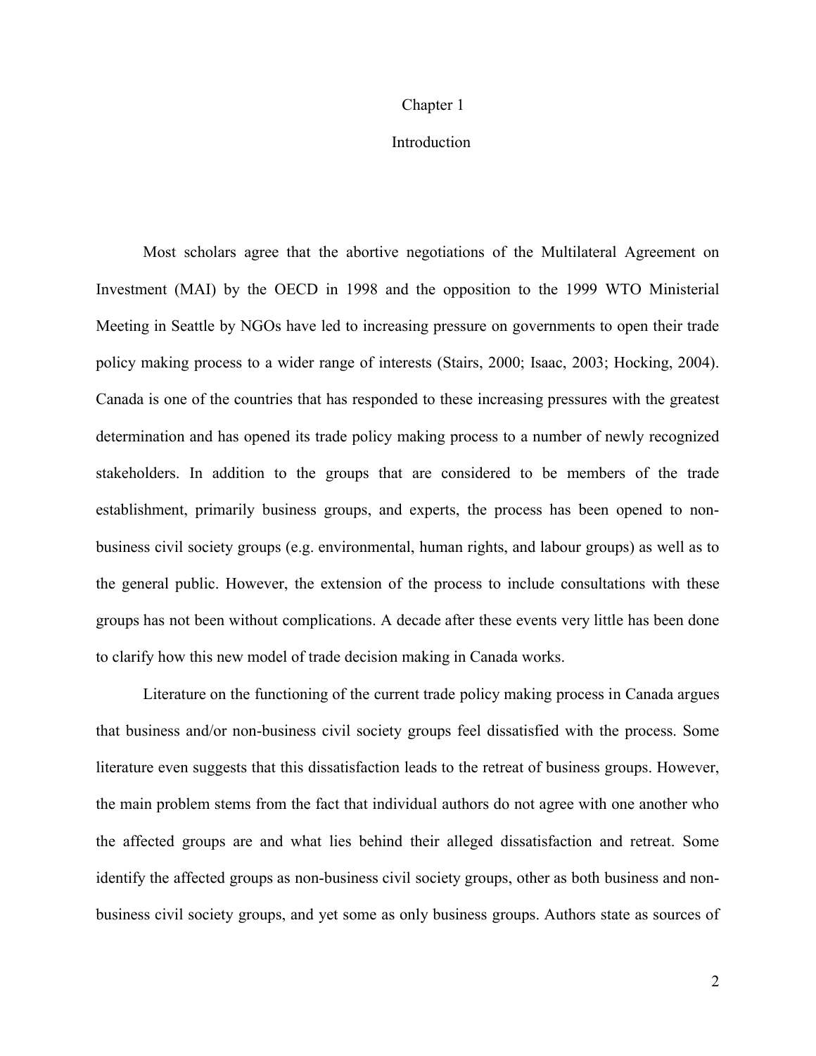# Chapter 1

# Introduction

Most scholars agree that the abortive negotiations of the Multilateral Agreement on Investment (MAI) by the OECD in 1998 and the opposition to the 1999 WTO Ministerial Meeting in Seattle by NGOs have led to increasing pressure on governments to open their trade policy making process to a wider range of interests (Stairs, 2000; Isaac, 2003; Hocking, 2004). Canada is one of the countries that has responded to these increasing pressures with the greatest determination and has opened its trade policy making process to a number of newly recognized stakeholders. In addition to the groups that are considered to be members of the trade establishment, primarily business groups, and experts, the process has been opened to non-business civil society groups (e.g. environmental, human rights, and labour groups) as well as to the general public. However, the extension of the process to include consultations with these groups has not been without complications. A decade after these events very little has been done to clarify how this new model of trade decision making in Canada works.

Literature on the functioning of the current trade policy making process in Canada argues that business and/or non-business civil society groups feel dissatisfied with the process. Some literature even suggests that this dissatisfaction leads to the retreat of business groups. However, the main problem stems from the fact that individual authors do not agree with one another who the affected groups are and what lies behind their alleged dissatisfaction and retreat. Some identify the affected groups as non-business civil society groups, other as both business and non-business civil society groups, and yet some as only business groups. Authors state as sources of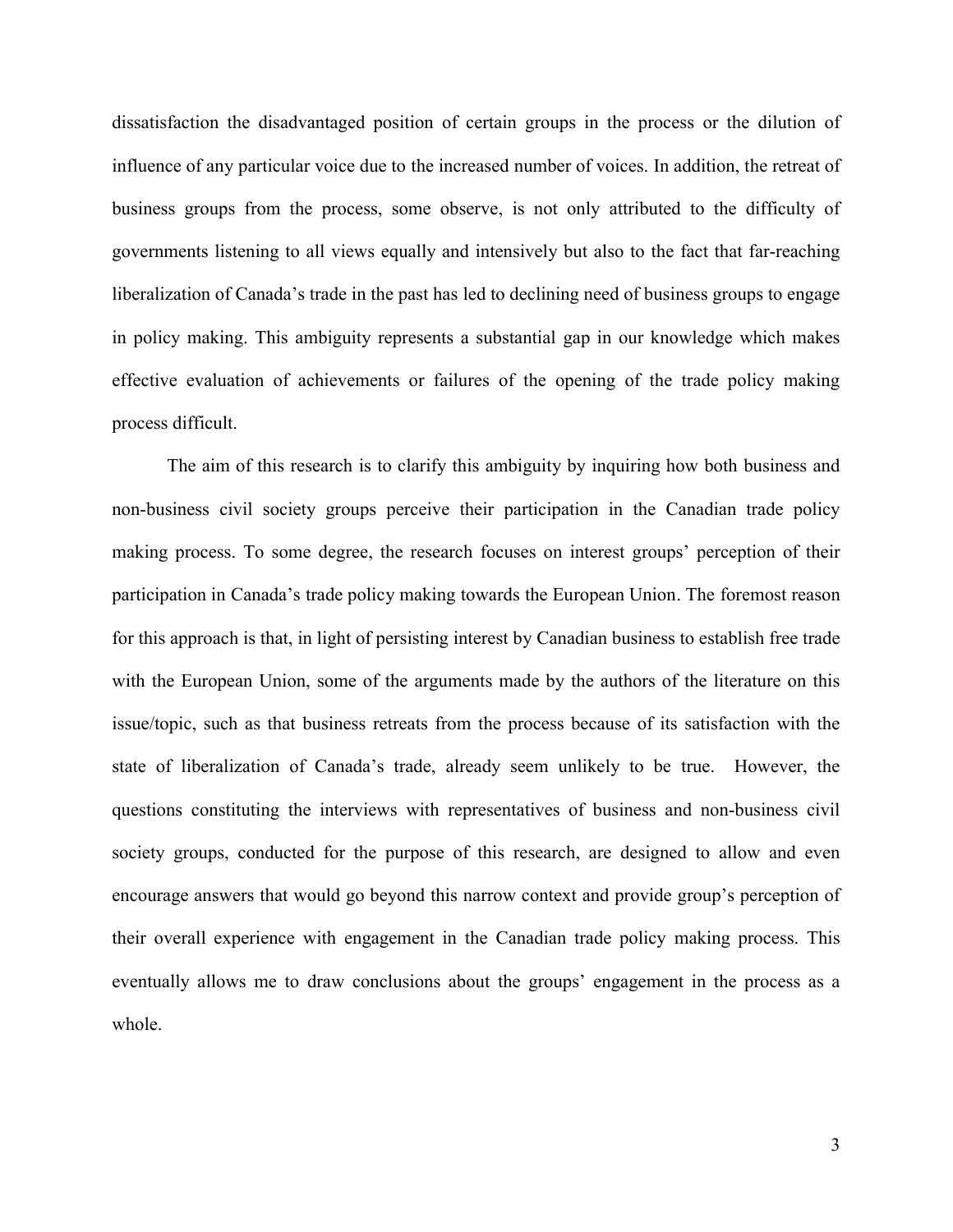dissatisfaction the disadvantaged position of certain groups in the process or the dilution of influence of any particular voice due to the increased number of voices. In addition, the retreat of business groups from the process, some observe, is not only attributed to the difficulty of governments listening to all views equally and intensively but also to the fact that far-reaching liberalization of Canada's trade in the past has led to declining need of business groups to engage in policy making. This ambiguity represents a substantial gap in our knowledge which makes effective evaluation of achievements or failures of the opening of the trade policy making process difficult.

The aim of this research is to clarify this ambiguity by inquiring how both business and non-business civil society groups perceive their participation in the Canadian trade policy making process. To some degree, the research focuses on interest groups' perception of their participation in Canada's trade policy making towards the European Union. The foremost reason for this approach is that, in light of persisting interest by Canadian business to establish free trade with the European Union, some of the arguments made by the authors of the literature on this issue/topic, such as that business retreats from the process because of its satisfaction with the state of liberalization of Canada's trade, already seem unlikely to be true. However, the questions constituting the interviews with representatives of business and non-business civil society groups, conducted for the purpose of this research, are designed to allow and even encourage answers that would go beyond this narrow context and provide group's perception of their overall experience with engagement in the Canadian trade policy making process. This eventually allows me to draw conclusions about the groups' engagement in the process as a whole.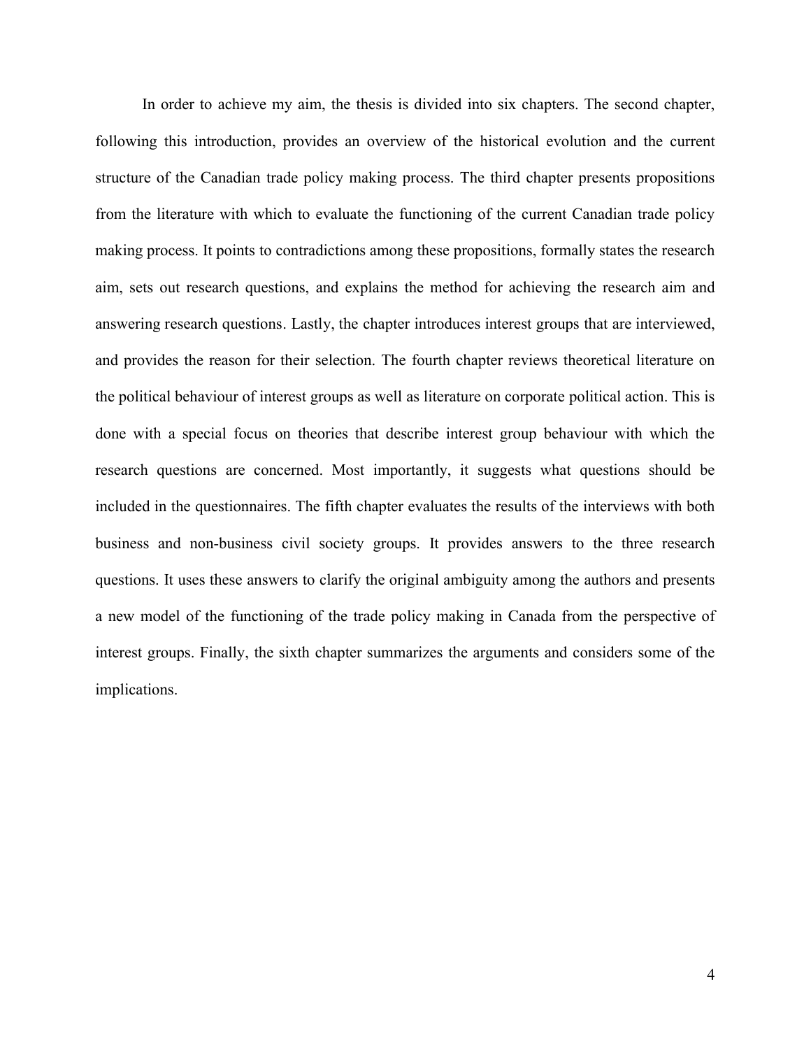In order to achieve my aim, the thesis is divided into six chapters. The second chapter, following this introduction, provides an overview of the historical evolution and the current structure of the Canadian trade policy making process. The third chapter presents propositions from the literature with which to evaluate the functioning of the current Canadian trade policy making process. It points to contradictions among these propositions, formally states the research aim, sets out research questions, and explains the method for achieving the research aim and answering research questions. Lastly, the chapter introduces interest groups that are interviewed, and provides the reason for their selection. The fourth chapter reviews theoretical literature on the political behaviour of interest groups as well as literature on corporate political action. This is done with a special focus on theories that describe interest group behaviour with which the research questions are concerned. Most importantly, it suggests what questions should be included in the questionnaires. The fifth chapter evaluates the results of the interviews with both business and non-business civil society groups. It provides answers to the three research questions. It uses these answers to clarify the original ambiguity among the authors and presents a new model of the functioning of the trade policy making in Canada from the perspective of interest groups. Finally, the sixth chapter summarizes the arguments and considers some of the implications.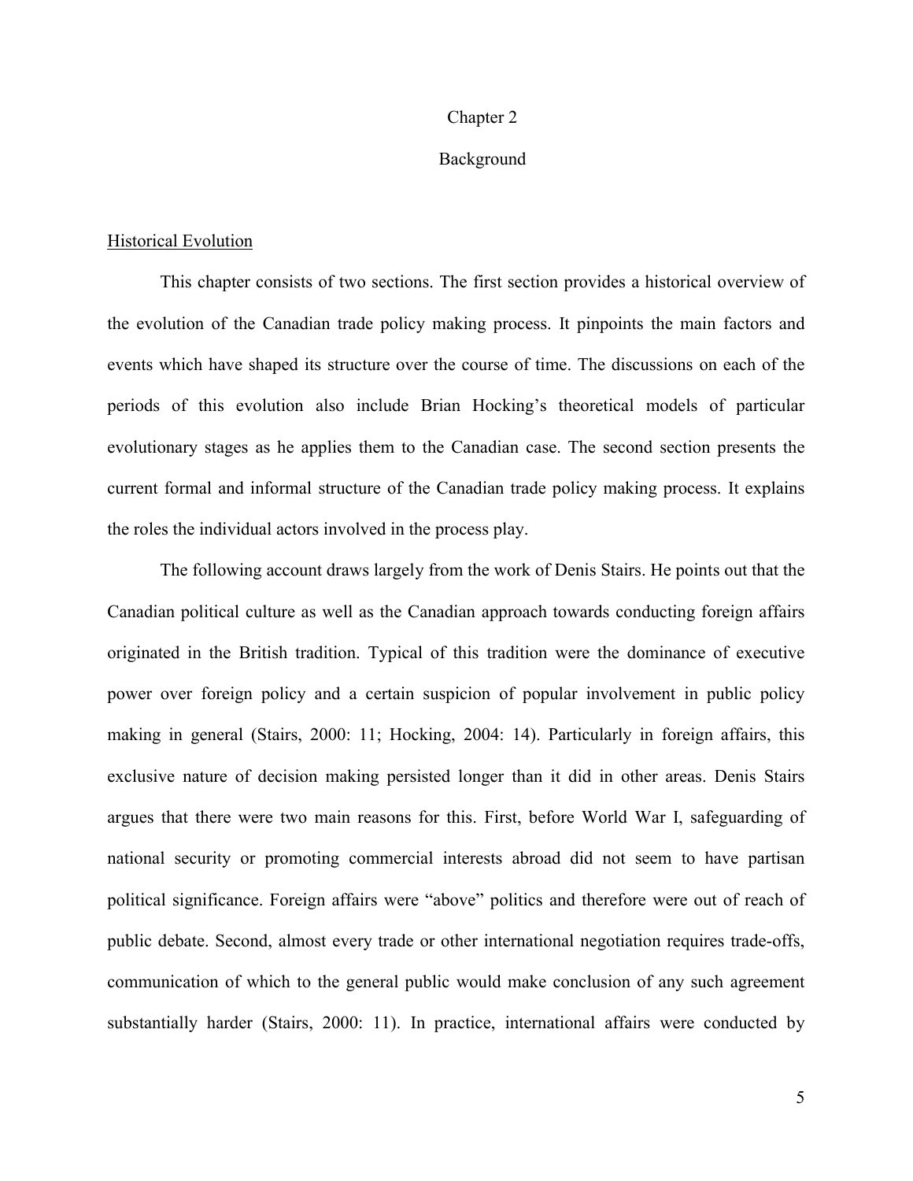# Chapter 2

# Background

## Historical Evolution

This chapter consists of two sections. The first section provides a historical overview of the evolution of the Canadian trade policy making process. It pinpoints the main factors and events which have shaped its structure over the course of time. The discussions on each of the periods of this evolution also include Brian Hocking's theoretical models of particular evolutionary stages as he applies them to the Canadian case. The second section presents the current formal and informal structure of the Canadian trade policy making process. It explains the roles the individual actors involved in the process play.

The following account draws largely from the work of Denis Stairs. He points out that the Canadian political culture as well as the Canadian approach towards conducting foreign affairs originated in the British tradition. Typical of this tradition were the dominance of executive power over foreign policy and a certain suspicion of popular involvement in public policy making in general (Stairs, 2000: 11; Hocking, 2004: 14). Particularly in foreign affairs, this exclusive nature of decision making persisted longer than it did in other areas. Denis Stairs argues that there were two main reasons for this. First, before World War I, safeguarding of national security or promoting commercial interests abroad did not seem to have partisan political significance. Foreign affairs were "above" politics and therefore were out of reach of public debate. Second, almost every trade or other international negotiation requires trade-offs, communication of which to the general public would make conclusion of any such agreement substantially harder (Stairs, 2000: 11). In practice, international affairs were conducted by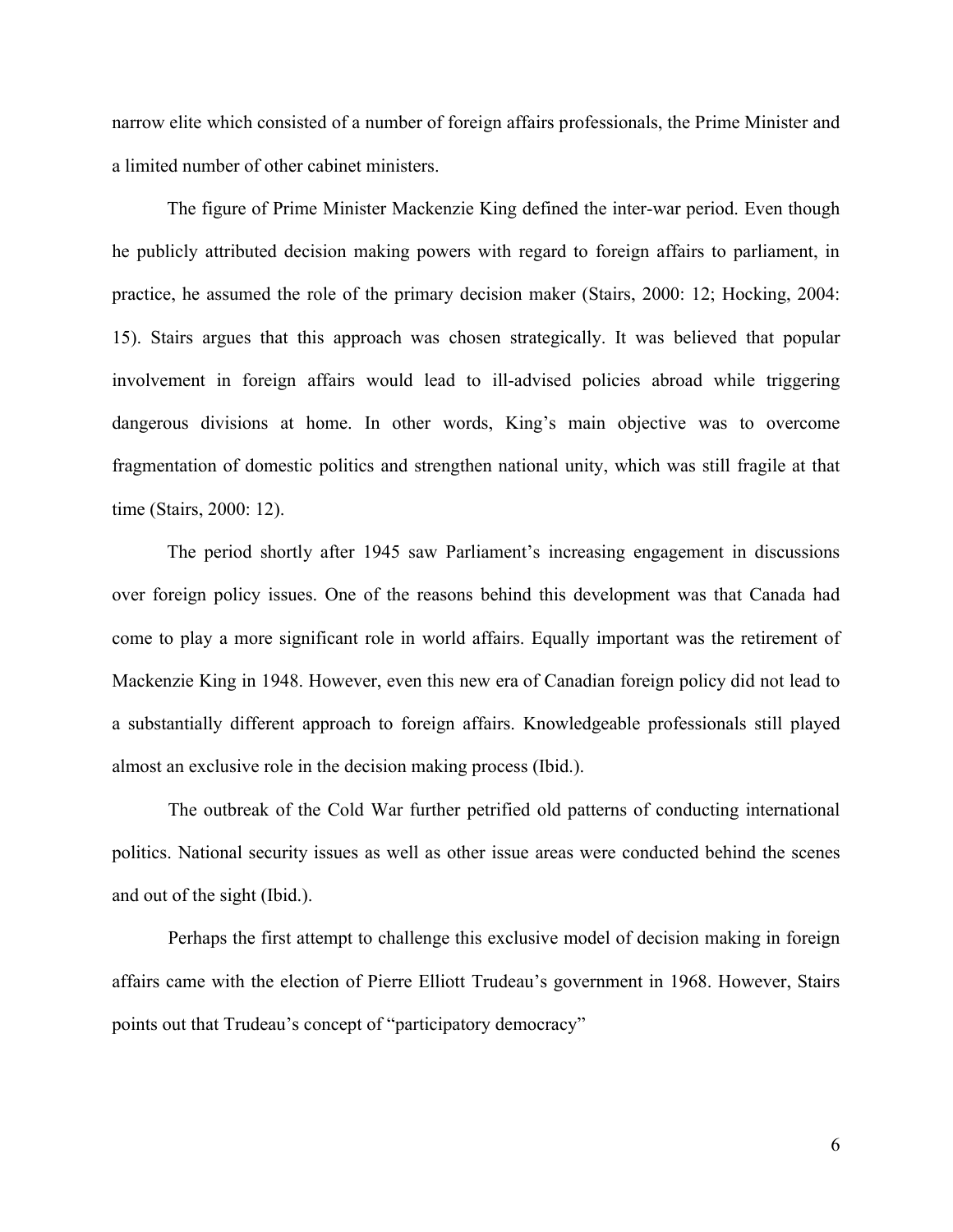narrow elite which consisted of a number of foreign affairs professionals, the Prime Minister and a limited number of other cabinet ministers.

The figure of Prime Minister Mackenzie King defined the inter-war period. Even though he publicly attributed decision making powers with regard to foreign affairs to parliament, in practice, he assumed the role of the primary decision maker (Stairs, 2000: 12; Hocking, 2004: 15). Stairs argues that this approach was chosen strategically. It was believed that popular involvement in foreign affairs would lead to ill-advised policies abroad while triggering dangerous divisions at home. In other words, King's main objective was to overcome fragmentation of domestic politics and strengthen national unity, which was still fragile at that time (Stairs, 2000: 12).

The period shortly after 1945 saw Parliament's increasing engagement in discussions over foreign policy issues. One of the reasons behind this development was that Canada had come to play a more significant role in world affairs. Equally important was the retirement of Mackenzie King in 1948. However, even this new era of Canadian foreign policy did not lead to a substantially different approach to foreign affairs. Knowledgeable professionals still played almost an exclusive role in the decision making process (Ibid.).

The outbreak of the Cold War further petrified old patterns of conducting international politics. National security issues as well as other issue areas were conducted behind the scenes and out of the sight (Ibid.).

Perhaps the first attempt to challenge this exclusive model of decision making in foreign affairs came with the election of Pierre Elliott Trudeau's government in 1968. However, Stairs points out that Trudeau's concept of "participatory democracy"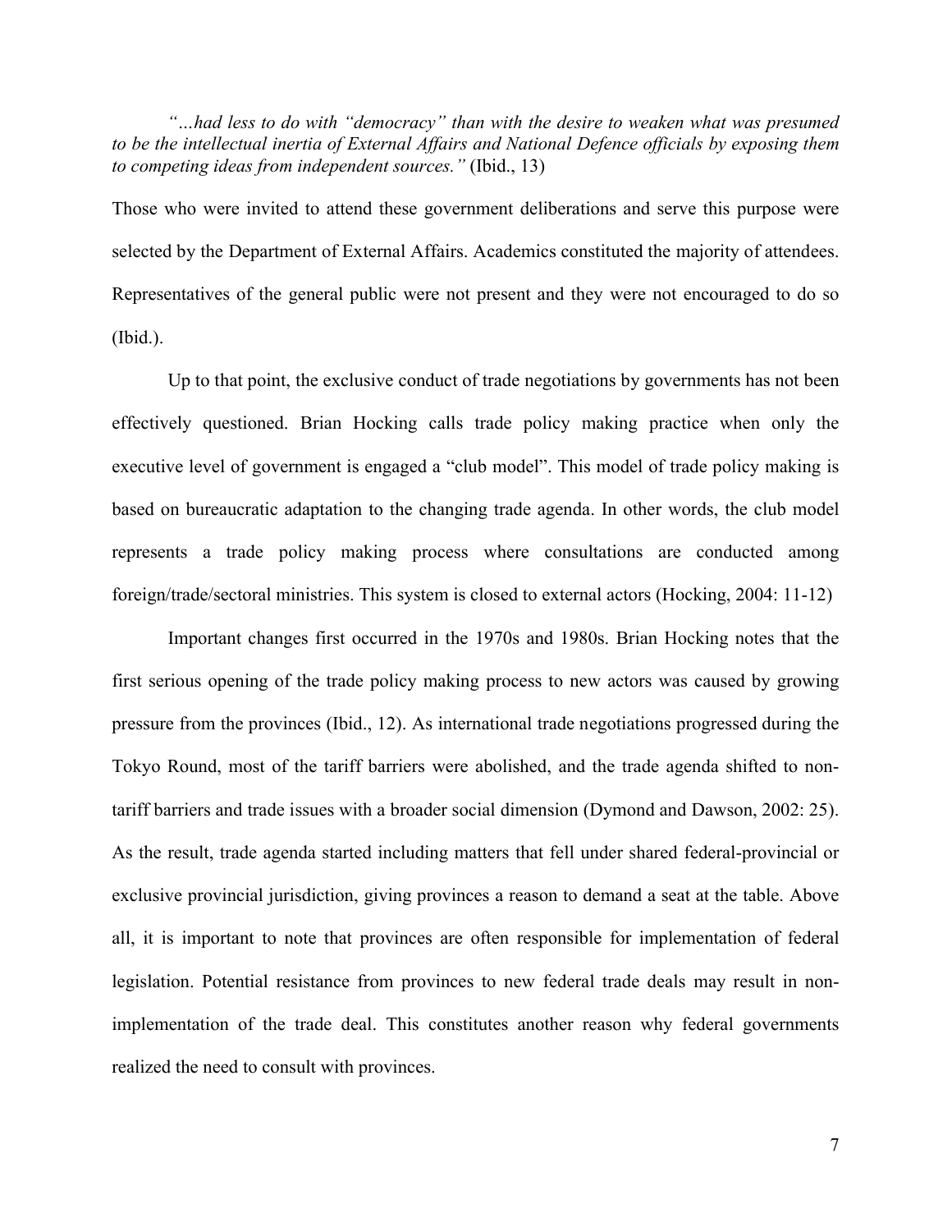*"…had less to do with "democracy" than with the desire to weaken what was presumed to be the intellectual inertia of External Affairs and National Defence officials by exposing them to competing ideas from independent sources."* (Ibid., 13)

Those who were invited to attend these government deliberations and serve this purpose were selected by the Department of External Affairs. Academics constituted the majority of attendees. Representatives of the general public were not present and they were not encouraged to do so (Ibid.).

Up to that point, the exclusive conduct of trade negotiations by governments has not been effectively questioned. Brian Hocking calls trade policy making practice when only the executive level of government is engaged a "club model". This model of trade policy making is based on bureaucratic adaptation to the changing trade agenda. In other words, the club model represents a trade policy making process where consultations are conducted among foreign/trade/sectoral ministries. This system is closed to external actors (Hocking, 2004: 11-12)

Important changes first occurred in the 1970s and 1980s. Brian Hocking notes that the first serious opening of the trade policy making process to new actors was caused by growing pressure from the provinces (Ibid., 12). As international trade negotiations progressed during the Tokyo Round, most of the tariff barriers were abolished, and the trade agenda shifted to non-tariff barriers and trade issues with a broader social dimension (Dymond and Dawson, 2002: 25). As the result, trade agenda started including matters that fell under shared federal-provincial or exclusive provincial jurisdiction, giving provinces a reason to demand a seat at the table. Above all, it is important to note that provinces are often responsible for implementation of federal legislation. Potential resistance from provinces to new federal trade deals may result in non-implementation of the trade deal. This constitutes another reason why federal governments realized the need to consult with provinces.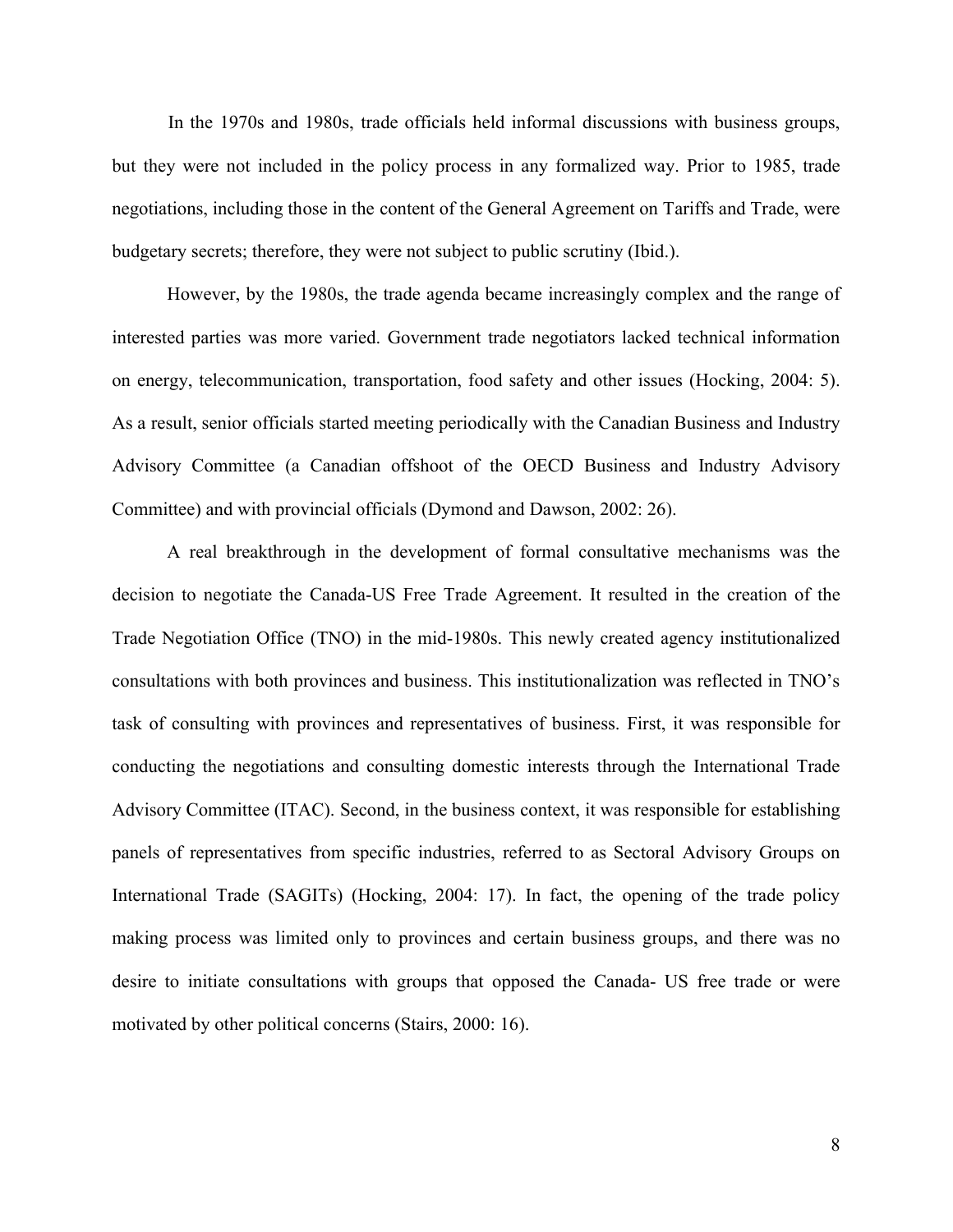In the 1970s and 1980s, trade officials held informal discussions with business groups, but they were not included in the policy process in any formalized way. Prior to 1985, trade negotiations, including those in the content of the General Agreement on Tariffs and Trade, were budgetary secrets; therefore, they were not subject to public scrutiny (Ibid.).

However, by the 1980s, the trade agenda became increasingly complex and the range of interested parties was more varied. Government trade negotiators lacked technical information on energy, telecommunication, transportation, food safety and other issues (Hocking, 2004: 5). As a result, senior officials started meeting periodically with the Canadian Business and Industry Advisory Committee (a Canadian offshoot of the OECD Business and Industry Advisory Committee) and with provincial officials (Dymond and Dawson, 2002: 26).

A real breakthrough in the development of formal consultative mechanisms was the decision to negotiate the Canada-US Free Trade Agreement. It resulted in the creation of the Trade Negotiation Office (TNO) in the mid-1980s. This newly created agency institutionalized consultations with both provinces and business. This institutionalization was reflected in TNO's task of consulting with provinces and representatives of business. First, it was responsible for conducting the negotiations and consulting domestic interests through the International Trade Advisory Committee (ITAC). Second, in the business context, it was responsible for establishing panels of representatives from specific industries, referred to as Sectoral Advisory Groups on International Trade (SAGITs) (Hocking, 2004: 17). In fact, the opening of the trade policy making process was limited only to provinces and certain business groups, and there was no desire to initiate consultations with groups that opposed the Canada- US free trade or were motivated by other political concerns (Stairs, 2000: 16).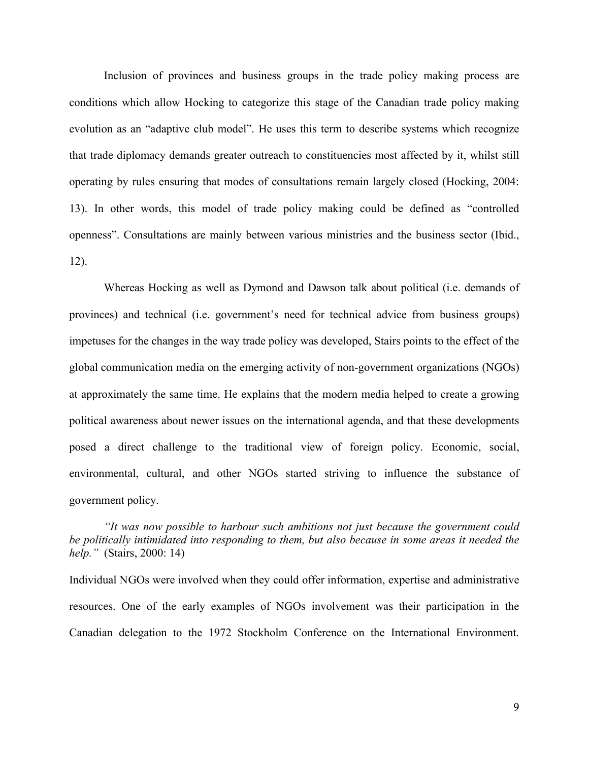Inclusion of provinces and business groups in the trade policy making process are conditions which allow Hocking to categorize this stage of the Canadian trade policy making evolution as an "adaptive club model". He uses this term to describe systems which recognize that trade diplomacy demands greater outreach to constituencies most affected by it, whilst still operating by rules ensuring that modes of consultations remain largely closed (Hocking, 2004: 13). In other words, this model of trade policy making could be defined as "controlled openness". Consultations are mainly between various ministries and the business sector (Ibid., 12).

Whereas Hocking as well as Dymond and Dawson talk about political (i.e. demands of provinces) and technical (i.e. government's need for technical advice from business groups) impetuses for the changes in the way trade policy was developed, Stairs points to the effect of the global communication media on the emerging activity of non-government organizations (NGOs) at approximately the same time. He explains that the modern media helped to create a growing political awareness about newer issues on the international agenda, and that these developments posed a direct challenge to the traditional view of foreign policy. Economic, social, environmental, cultural, and other NGOs started striving to influence the substance of government policy.

> *"It was now possible to harbour such ambitions not just because the government could be politically intimidated into responding to them, but also because in some areas it needed the help."* (Stairs, 2000: 14)

Individual NGOs were involved when they could offer information, expertise and administrative resources. One of the early examples of NGOs involvement was their participation in the Canadian delegation to the 1972 Stockholm Conference on the International Environment.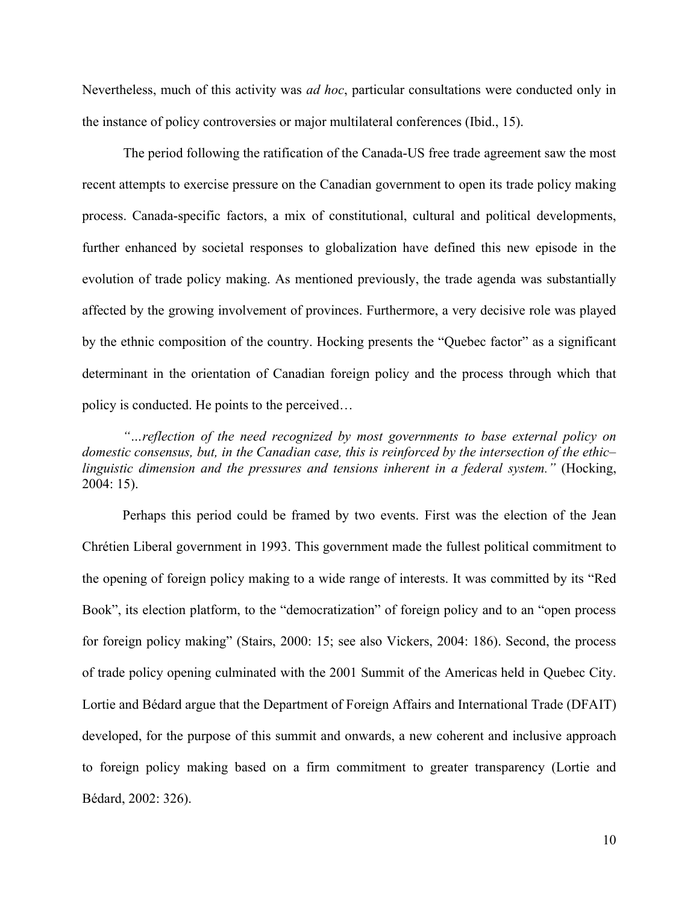Nevertheless, much of this activity was *ad hoc*, particular consultations were conducted only in the instance of policy controversies or major multilateral conferences (Ibid., 15).

The period following the ratification of the Canada-US free trade agreement saw the most recent attempts to exercise pressure on the Canadian government to open its trade policy making process. Canada-specific factors, a mix of constitutional, cultural and political developments, further enhanced by societal responses to globalization have defined this new episode in the evolution of trade policy making. As mentioned previously, the trade agenda was substantially affected by the growing involvement of provinces. Furthermore, a very decisive role was played by the ethnic composition of the country. Hocking presents the "Quebec factor" as a significant determinant in the orientation of Canadian foreign policy and the process through which that policy is conducted. He points to the perceived…

> *"…reflection of the need recognized by most governments to base external policy on domestic consensus, but, in the Canadian case, this is reinforced by the intersection of the ethic–linguistic dimension and the pressures and tensions inherent in a federal system."* (Hocking, 2004: 15).

Perhaps this period could be framed by two events. First was the election of the Jean Chrétien Liberal government in 1993. This government made the fullest political commitment to the opening of foreign policy making to a wide range of interests. It was committed by its "Red Book", its election platform, to the "democratization" of foreign policy and to an "open process for foreign policy making" (Stairs, 2000: 15; see also Vickers, 2004: 186). Second, the process of trade policy opening culminated with the 2001 Summit of the Americas held in Quebec City. Lortie and Bédard argue that the Department of Foreign Affairs and International Trade (DFAIT) developed, for the purpose of this summit and onwards, a new coherent and inclusive approach to foreign policy making based on a firm commitment to greater transparency (Lortie and Bédard, 2002: 326).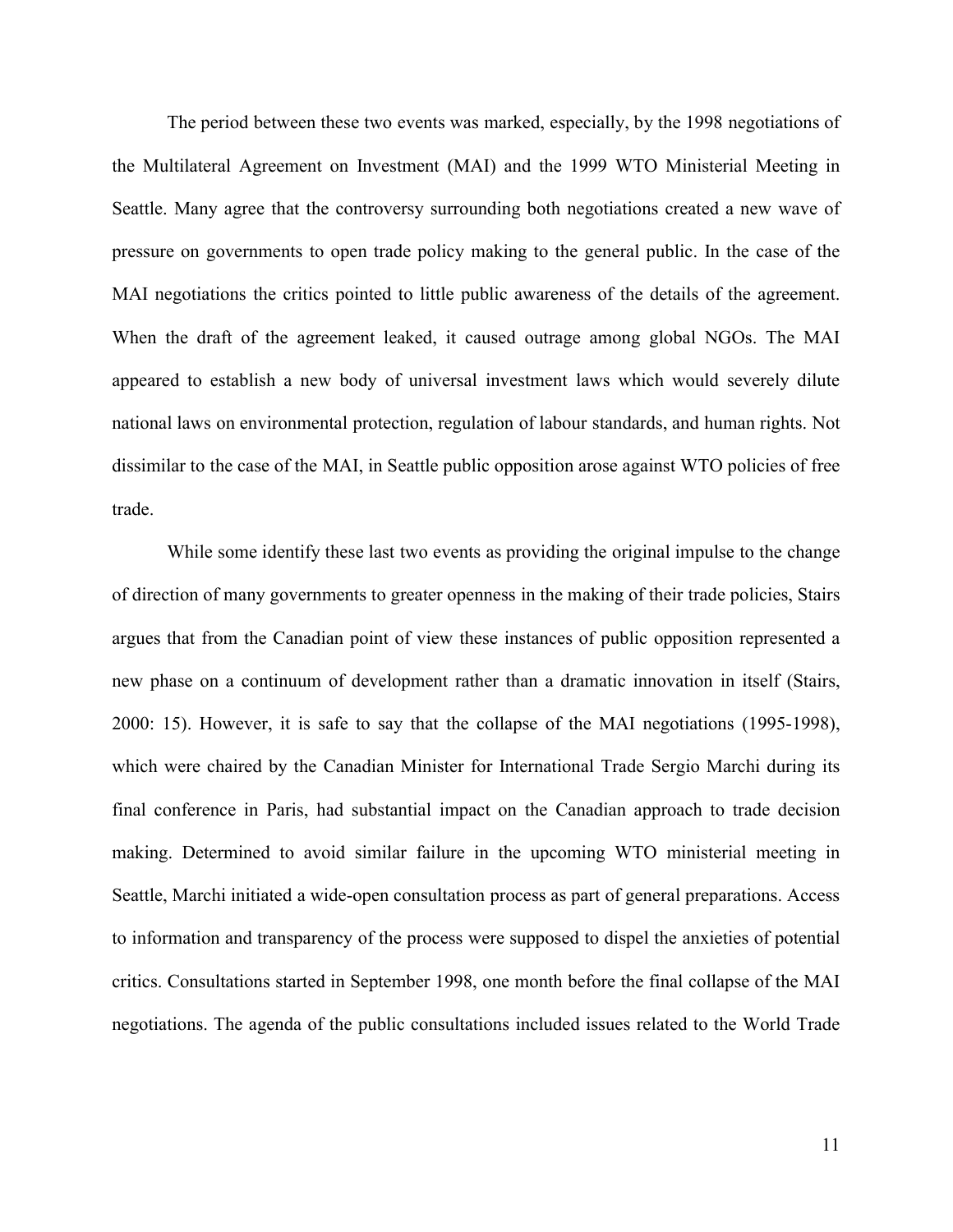The period between these two events was marked, especially, by the 1998 negotiations of the Multilateral Agreement on Investment (MAI) and the 1999 WTO Ministerial Meeting in Seattle. Many agree that the controversy surrounding both negotiations created a new wave of pressure on governments to open trade policy making to the general public. In the case of the MAI negotiations the critics pointed to little public awareness of the details of the agreement. When the draft of the agreement leaked, it caused outrage among global NGOs. The MAI appeared to establish a new body of universal investment laws which would severely dilute national laws on environmental protection, regulation of labour standards, and human rights. Not dissimilar to the case of the MAI, in Seattle public opposition arose against WTO policies of free trade.

While some identify these last two events as providing the original impulse to the change of direction of many governments to greater openness in the making of their trade policies, Stairs argues that from the Canadian point of view these instances of public opposition represented a new phase on a continuum of development rather than a dramatic innovation in itself (Stairs, 2000: 15). However, it is safe to say that the collapse of the MAI negotiations (1995-1998), which were chaired by the Canadian Minister for International Trade Sergio Marchi during its final conference in Paris, had substantial impact on the Canadian approach to trade decision making. Determined to avoid similar failure in the upcoming WTO ministerial meeting in Seattle, Marchi initiated a wide-open consultation process as part of general preparations. Access to information and transparency of the process were supposed to dispel the anxieties of potential critics. Consultations started in September 1998, one month before the final collapse of the MAI negotiations. The agenda of the public consultations included issues related to the World Trade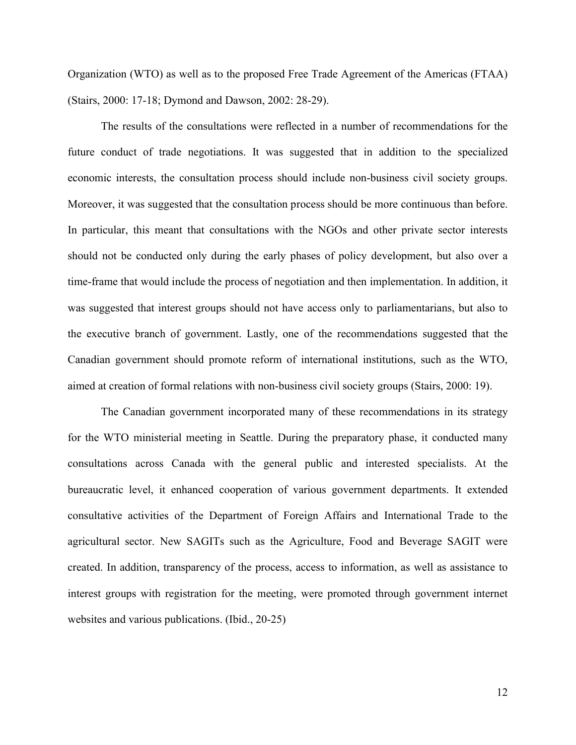Organization (WTO) as well as to the proposed Free Trade Agreement of the Americas (FTAA) (Stairs, 2000: 17-18; Dymond and Dawson, 2002: 28-29).

The results of the consultations were reflected in a number of recommendations for the future conduct of trade negotiations. It was suggested that in addition to the specialized economic interests, the consultation process should include non-business civil society groups. Moreover, it was suggested that the consultation process should be more continuous than before. In particular, this meant that consultations with the NGOs and other private sector interests should not be conducted only during the early phases of policy development, but also over a time-frame that would include the process of negotiation and then implementation. In addition, it was suggested that interest groups should not have access only to parliamentarians, but also to the executive branch of government. Lastly, one of the recommendations suggested that the Canadian government should promote reform of international institutions, such as the WTO, aimed at creation of formal relations with non-business civil society groups (Stairs, 2000: 19).

The Canadian government incorporated many of these recommendations in its strategy for the WTO ministerial meeting in Seattle. During the preparatory phase, it conducted many consultations across Canada with the general public and interested specialists. At the bureaucratic level, it enhanced cooperation of various government departments. It extended consultative activities of the Department of Foreign Affairs and International Trade to the agricultural sector. New SAGITs such as the Agriculture, Food and Beverage SAGIT were created. In addition, transparency of the process, access to information, as well as assistance to interest groups with registration for the meeting, were promoted through government internet websites and various publications. (Ibid., 20-25)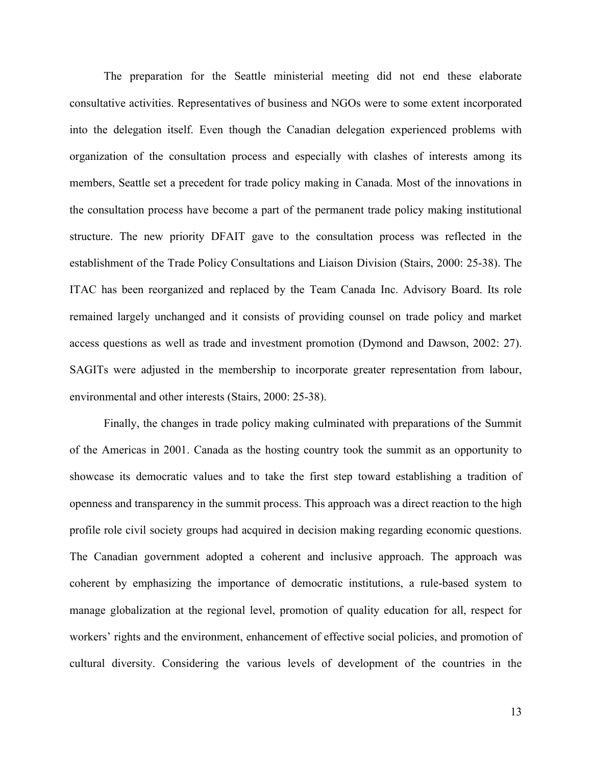The preparation for the Seattle ministerial meeting did not end these elaborate consultative activities. Representatives of business and NGOs were to some extent incorporated into the delegation itself. Even though the Canadian delegation experienced problems with organization of the consultation process and especially with clashes of interests among its members, Seattle set a precedent for trade policy making in Canada. Most of the innovations in the consultation process have become a part of the permanent trade policy making institutional structure. The new priority DFAIT gave to the consultation process was reflected in the establishment of the Trade Policy Consultations and Liaison Division (Stairs, 2000: 25-38). The ITAC has been reorganized and replaced by the Team Canada Inc. Advisory Board. Its role remained largely unchanged and it consists of providing counsel on trade policy and market access questions as well as trade and investment promotion (Dymond and Dawson, 2002: 27). SAGITs were adjusted in the membership to incorporate greater representation from labour, environmental and other interests (Stairs, 2000: 25-38).

Finally, the changes in trade policy making culminated with preparations of the Summit of the Americas in 2001. Canada as the hosting country took the summit as an opportunity to showcase its democratic values and to take the first step toward establishing a tradition of openness and transparency in the summit process. This approach was a direct reaction to the high profile role civil society groups had acquired in decision making regarding economic questions. The Canadian government adopted a coherent and inclusive approach. The approach was coherent by emphasizing the importance of democratic institutions, a rule-based system to manage globalization at the regional level, promotion of quality education for all, respect for workers' rights and the environment, enhancement of effective social policies, and promotion of cultural diversity. Considering the various levels of development of the countries in the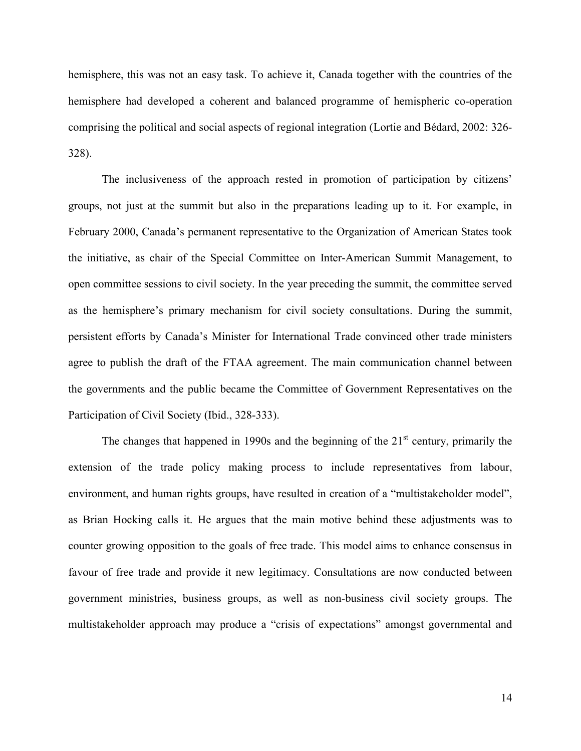hemisphere, this was not an easy task. To achieve it, Canada together with the countries of the hemisphere had developed a coherent and balanced programme of hemispheric co-operation comprising the political and social aspects of regional integration (Lortie and Bédard, 2002: 326-328).

The inclusiveness of the approach rested in promotion of participation by citizens' groups, not just at the summit but also in the preparations leading up to it. For example, in February 2000, Canada's permanent representative to the Organization of American States took the initiative, as chair of the Special Committee on Inter-American Summit Management, to open committee sessions to civil society. In the year preceding the summit, the committee served as the hemisphere's primary mechanism for civil society consultations. During the summit, persistent efforts by Canada's Minister for International Trade convinced other trade ministers agree to publish the draft of the FTAA agreement. The main communication channel between the governments and the public became the Committee of Government Representatives on the Participation of Civil Society (Ibid., 328-333).

The changes that happened in 1990s and the beginning of the 21st century, primarily the extension of the trade policy making process to include representatives from labour, environment, and human rights groups, have resulted in creation of a "multistakeholder model", as Brian Hocking calls it. He argues that the main motive behind these adjustments was to counter growing opposition to the goals of free trade. This model aims to enhance consensus in favour of free trade and provide it new legitimacy. Consultations are now conducted between government ministries, business groups, as well as non-business civil society groups. The multistakeholder approach may produce a "crisis of expectations" amongst governmental and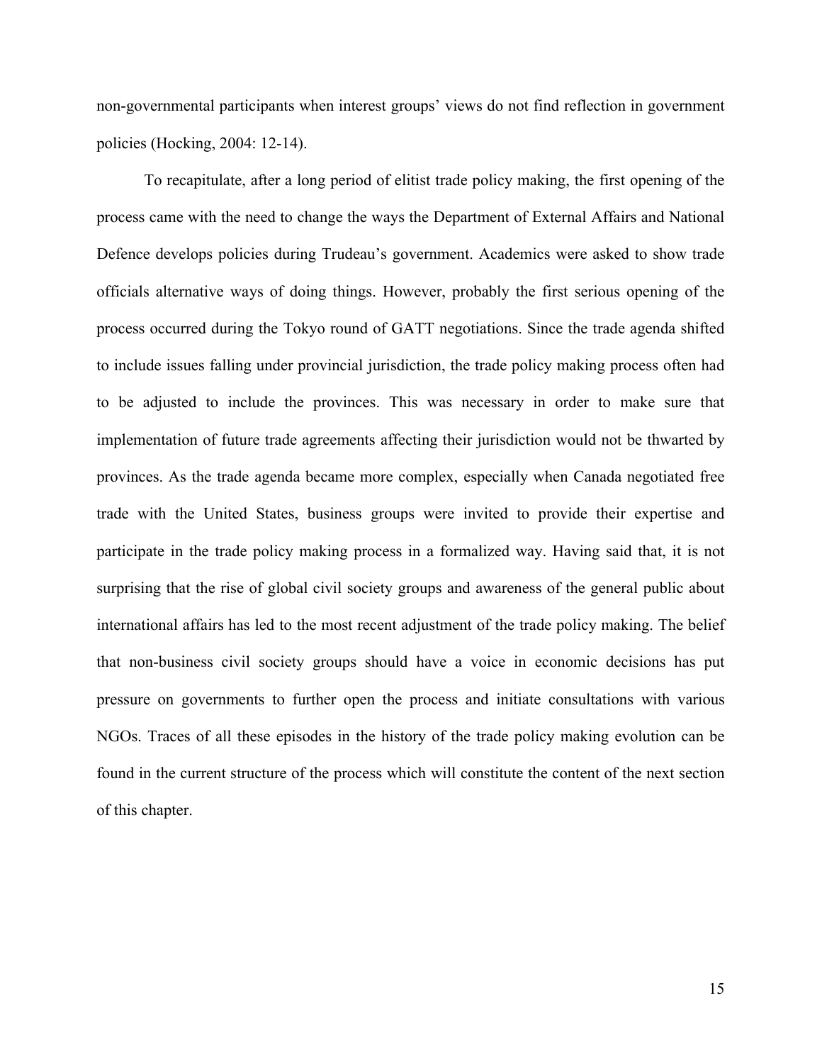non-governmental participants when interest groups' views do not find reflection in government policies (Hocking, 2004: 12-14).

To recapitulate, after a long period of elitist trade policy making, the first opening of the process came with the need to change the ways the Department of External Affairs and National Defence develops policies during Trudeau's government. Academics were asked to show trade officials alternative ways of doing things. However, probably the first serious opening of the process occurred during the Tokyo round of GATT negotiations. Since the trade agenda shifted to include issues falling under provincial jurisdiction, the trade policy making process often had to be adjusted to include the provinces. This was necessary in order to make sure that implementation of future trade agreements affecting their jurisdiction would not be thwarted by provinces. As the trade agenda became more complex, especially when Canada negotiated free trade with the United States, business groups were invited to provide their expertise and participate in the trade policy making process in a formalized way. Having said that, it is not surprising that the rise of global civil society groups and awareness of the general public about international affairs has led to the most recent adjustment of the trade policy making. The belief that non-business civil society groups should have a voice in economic decisions has put pressure on governments to further open the process and initiate consultations with various NGOs. Traces of all these episodes in the history of the trade policy making evolution can be found in the current structure of the process which will constitute the content of the next section of this chapter.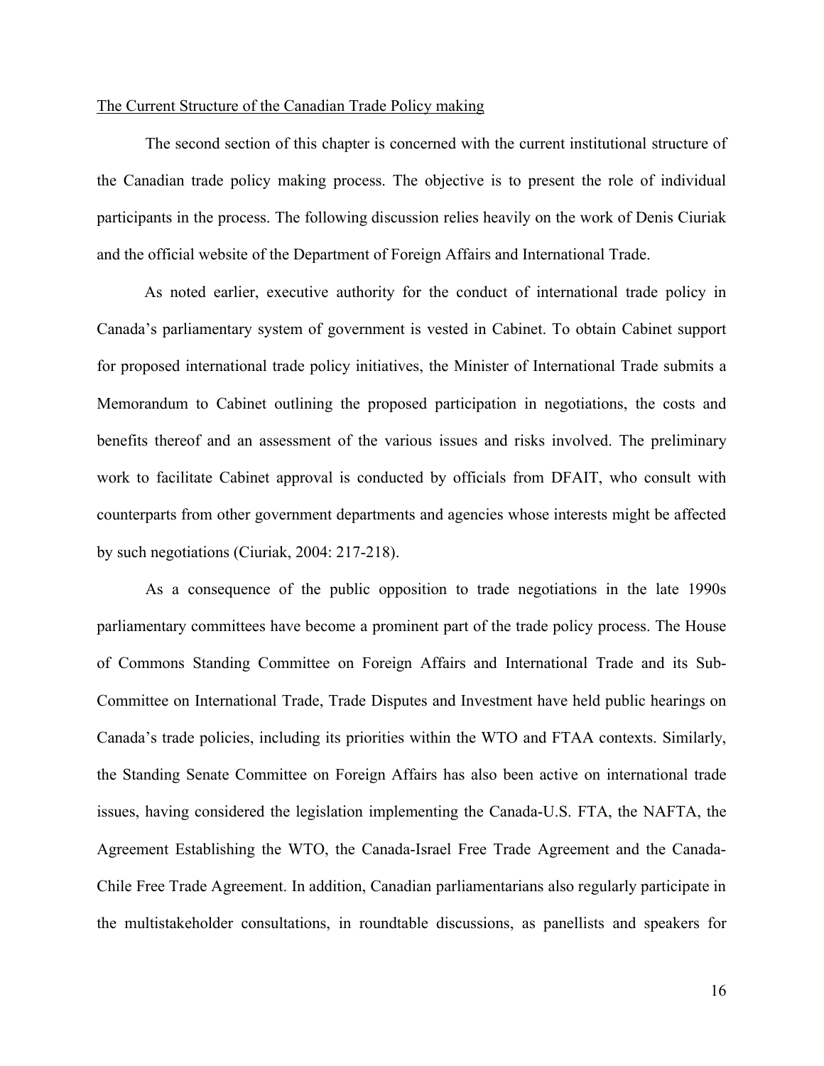## The Current Structure of the Canadian Trade Policy making

The second section of this chapter is concerned with the current institutional structure of the Canadian trade policy making process. The objective is to present the role of individual participants in the process. The following discussion relies heavily on the work of Denis Ciuriak and the official website of the Department of Foreign Affairs and International Trade.

As noted earlier, executive authority for the conduct of international trade policy in Canada's parliamentary system of government is vested in Cabinet. To obtain Cabinet support for proposed international trade policy initiatives, the Minister of International Trade submits a Memorandum to Cabinet outlining the proposed participation in negotiations, the costs and benefits thereof and an assessment of the various issues and risks involved. The preliminary work to facilitate Cabinet approval is conducted by officials from DFAIT, who consult with counterparts from other government departments and agencies whose interests might be affected by such negotiations (Ciuriak, 2004: 217-218).

As a consequence of the public opposition to trade negotiations in the late 1990s parliamentary committees have become a prominent part of the trade policy process. The House of Commons Standing Committee on Foreign Affairs and International Trade and its Sub-Committee on International Trade, Trade Disputes and Investment have held public hearings on Canada's trade policies, including its priorities within the WTO and FTAA contexts. Similarly, the Standing Senate Committee on Foreign Affairs has also been active on international trade issues, having considered the legislation implementing the Canada-U.S. FTA, the NAFTA, the Agreement Establishing the WTO, the Canada-Israel Free Trade Agreement and the Canada-Chile Free Trade Agreement. In addition, Canadian parliamentarians also regularly participate in the multistakeholder consultations, in roundtable discussions, as panellists and speakers for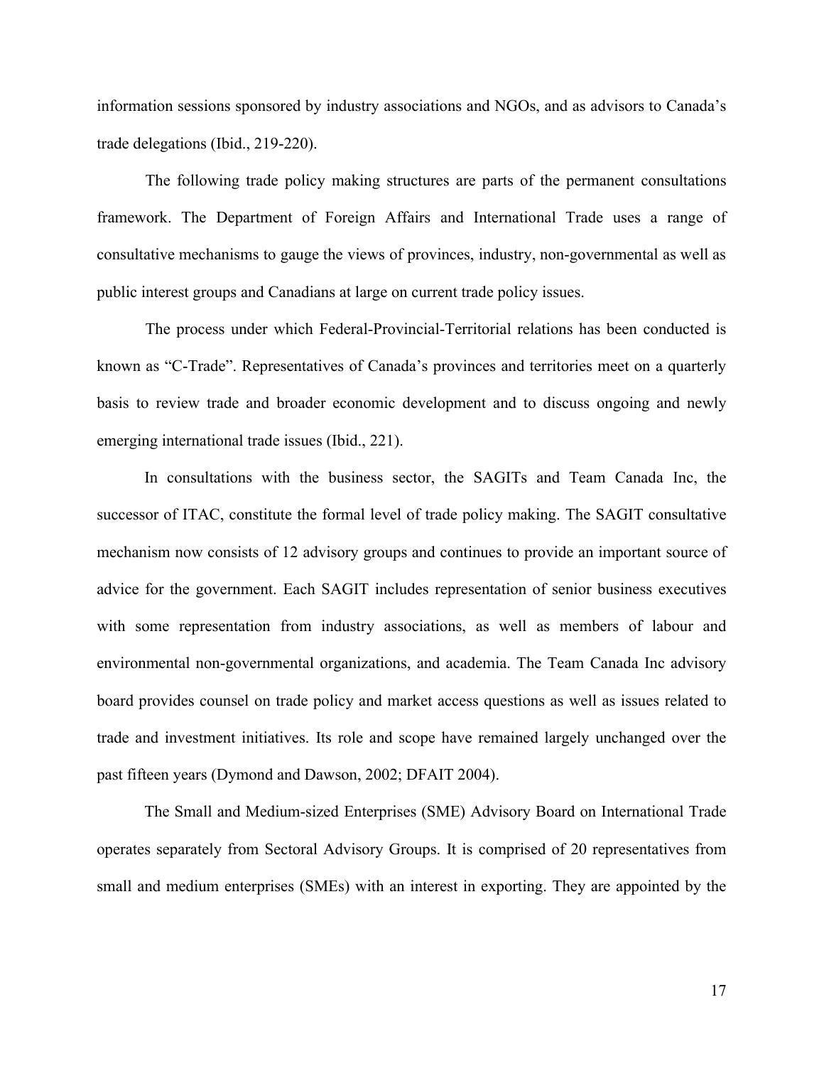information sessions sponsored by industry associations and NGOs, and as advisors to Canada's trade delegations (Ibid., 219-220).

The following trade policy making structures are parts of the permanent consultations framework. The Department of Foreign Affairs and International Trade uses a range of consultative mechanisms to gauge the views of provinces, industry, non-governmental as well as public interest groups and Canadians at large on current trade policy issues.

The process under which Federal-Provincial-Territorial relations has been conducted is known as "C-Trade". Representatives of Canada's provinces and territories meet on a quarterly basis to review trade and broader economic development and to discuss ongoing and newly emerging international trade issues (Ibid., 221).

In consultations with the business sector, the SAGITs and Team Canada Inc, the successor of ITAC, constitute the formal level of trade policy making. The SAGIT consultative mechanism now consists of 12 advisory groups and continues to provide an important source of advice for the government. Each SAGIT includes representation of senior business executives with some representation from industry associations, as well as members of labour and environmental non-governmental organizations, and academia. The Team Canada Inc advisory board provides counsel on trade policy and market access questions as well as issues related to trade and investment initiatives. Its role and scope have remained largely unchanged over the past fifteen years (Dymond and Dawson, 2002; DFAIT 2004).

The Small and Medium-sized Enterprises (SME) Advisory Board on International Trade operates separately from Sectoral Advisory Groups. It is comprised of 20 representatives from small and medium enterprises (SMEs) with an interest in exporting. They are appointed by the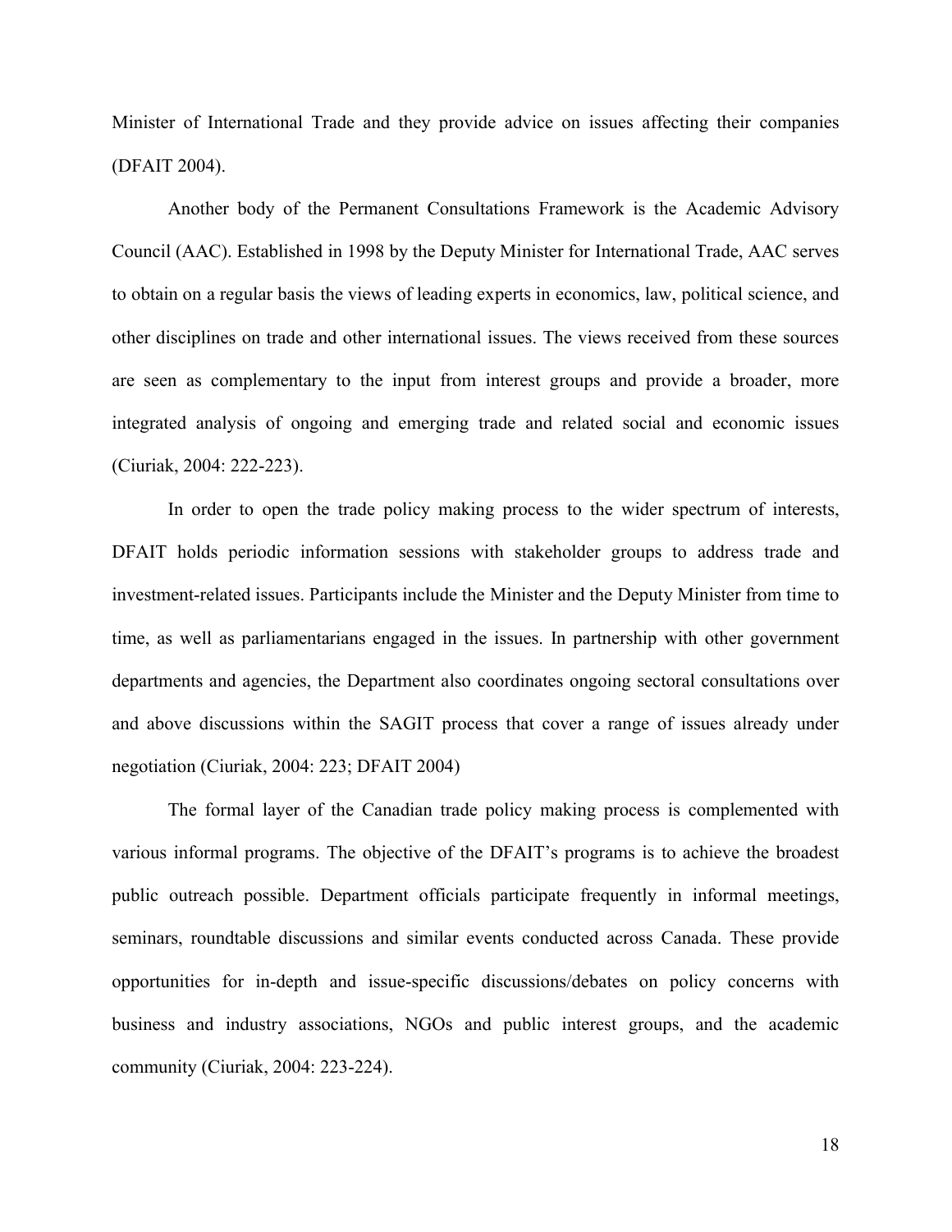Minister of International Trade and they provide advice on issues affecting their companies (DFAIT 2004).

Another body of the Permanent Consultations Framework is the Academic Advisory Council (AAC). Established in 1998 by the Deputy Minister for International Trade, AAC serves to obtain on a regular basis the views of leading experts in economics, law, political science, and other disciplines on trade and other international issues. The views received from these sources are seen as complementary to the input from interest groups and provide a broader, more integrated analysis of ongoing and emerging trade and related social and economic issues (Ciuriak, 2004: 222-223).

In order to open the trade policy making process to the wider spectrum of interests, DFAIT holds periodic information sessions with stakeholder groups to address trade and investment-related issues. Participants include the Minister and the Deputy Minister from time to time, as well as parliamentarians engaged in the issues. In partnership with other government departments and agencies, the Department also coordinates ongoing sectoral consultations over and above discussions within the SAGIT process that cover a range of issues already under negotiation (Ciuriak, 2004: 223; DFAIT 2004)

The formal layer of the Canadian trade policy making process is complemented with various informal programs. The objective of the DFAIT's programs is to achieve the broadest public outreach possible. Department officials participate frequently in informal meetings, seminars, roundtable discussions and similar events conducted across Canada. These provide opportunities for in-depth and issue-specific discussions/debates on policy concerns with business and industry associations, NGOs and public interest groups, and the academic community (Ciuriak, 2004: 223-224).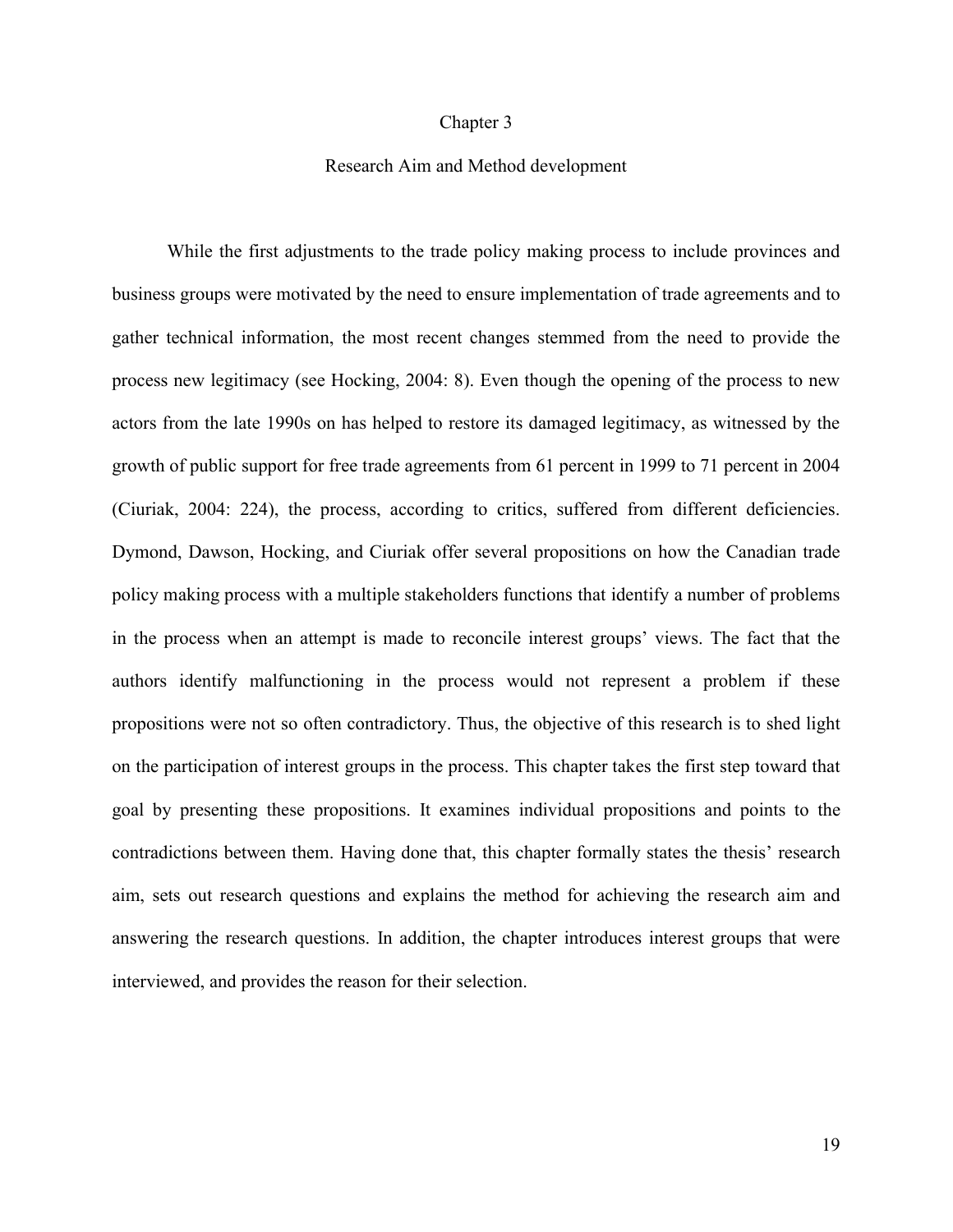# Chapter 3

## Research Aim and Method development

While the first adjustments to the trade policy making process to include provinces and business groups were motivated by the need to ensure implementation of trade agreements and to gather technical information, the most recent changes stemmed from the need to provide the process new legitimacy (see Hocking, 2004: 8). Even though the opening of the process to new actors from the late 1990s on has helped to restore its damaged legitimacy, as witnessed by the growth of public support for free trade agreements from 61 percent in 1999 to 71 percent in 2004 (Ciuriak, 2004: 224), the process, according to critics, suffered from different deficiencies. Dymond, Dawson, Hocking, and Ciuriak offer several propositions on how the Canadian trade policy making process with a multiple stakeholders functions that identify a number of problems in the process when an attempt is made to reconcile interest groups' views. The fact that the authors identify malfunctioning in the process would not represent a problem if these propositions were not so often contradictory. Thus, the objective of this research is to shed light on the participation of interest groups in the process. This chapter takes the first step toward that goal by presenting these propositions. It examines individual propositions and points to the contradictions between them. Having done that, this chapter formally states the thesis' research aim, sets out research questions and explains the method for achieving the research aim and answering the research questions. In addition, the chapter introduces interest groups that were interviewed, and provides the reason for their selection.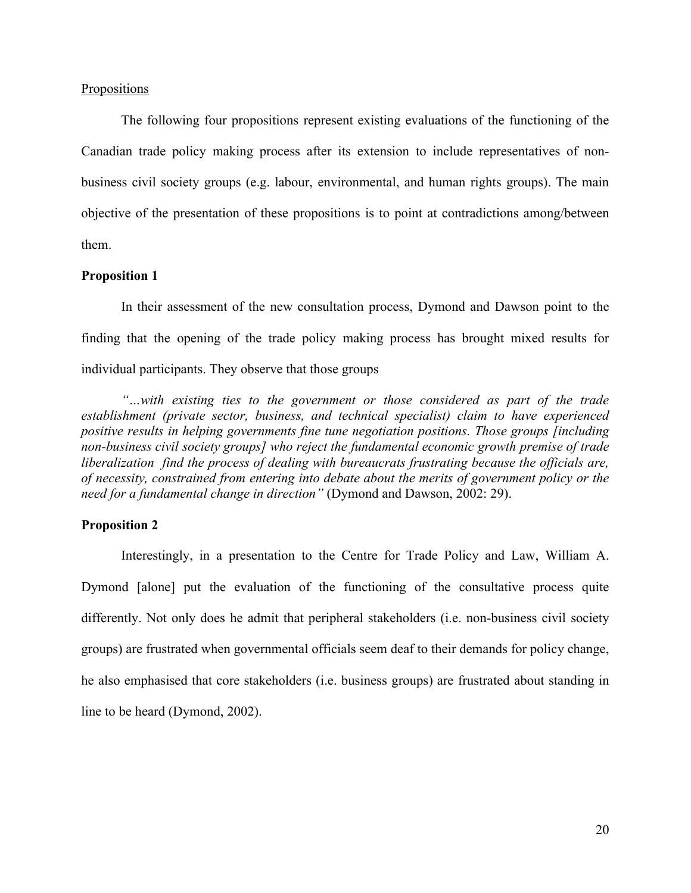Propositions

The following four propositions represent existing evaluations of the functioning of the Canadian trade policy making process after its extension to include representatives of non-business civil society groups (e.g. labour, environmental, and human rights groups). The main objective of the presentation of these propositions is to point at contradictions among/between them.

**Proposition 1**

In their assessment of the new consultation process, Dymond and Dawson point to the finding that the opening of the trade policy making process has brought mixed results for individual participants. They observe that those groups

> *"…with existing ties to the government or those considered as part of the trade establishment (private sector, business, and technical specialist) claim to have experienced positive results in helping governments fine tune negotiation positions. Those groups [including non-business civil society groups] who reject the fundamental economic growth premise of trade liberalization find the process of dealing with bureaucrats frustrating because the officials are, of necessity, constrained from entering into debate about the merits of government policy or the need for a fundamental change in direction"* (Dymond and Dawson, 2002: 29).

**Proposition 2**

Interestingly, in a presentation to the Centre for Trade Policy and Law, William A. Dymond [alone] put the evaluation of the functioning of the consultative process quite differently. Not only does he admit that peripheral stakeholders (i.e. non-business civil society groups) are frustrated when governmental officials seem deaf to their demands for policy change, he also emphasised that core stakeholders (i.e. business groups) are frustrated about standing in line to be heard (Dymond, 2002).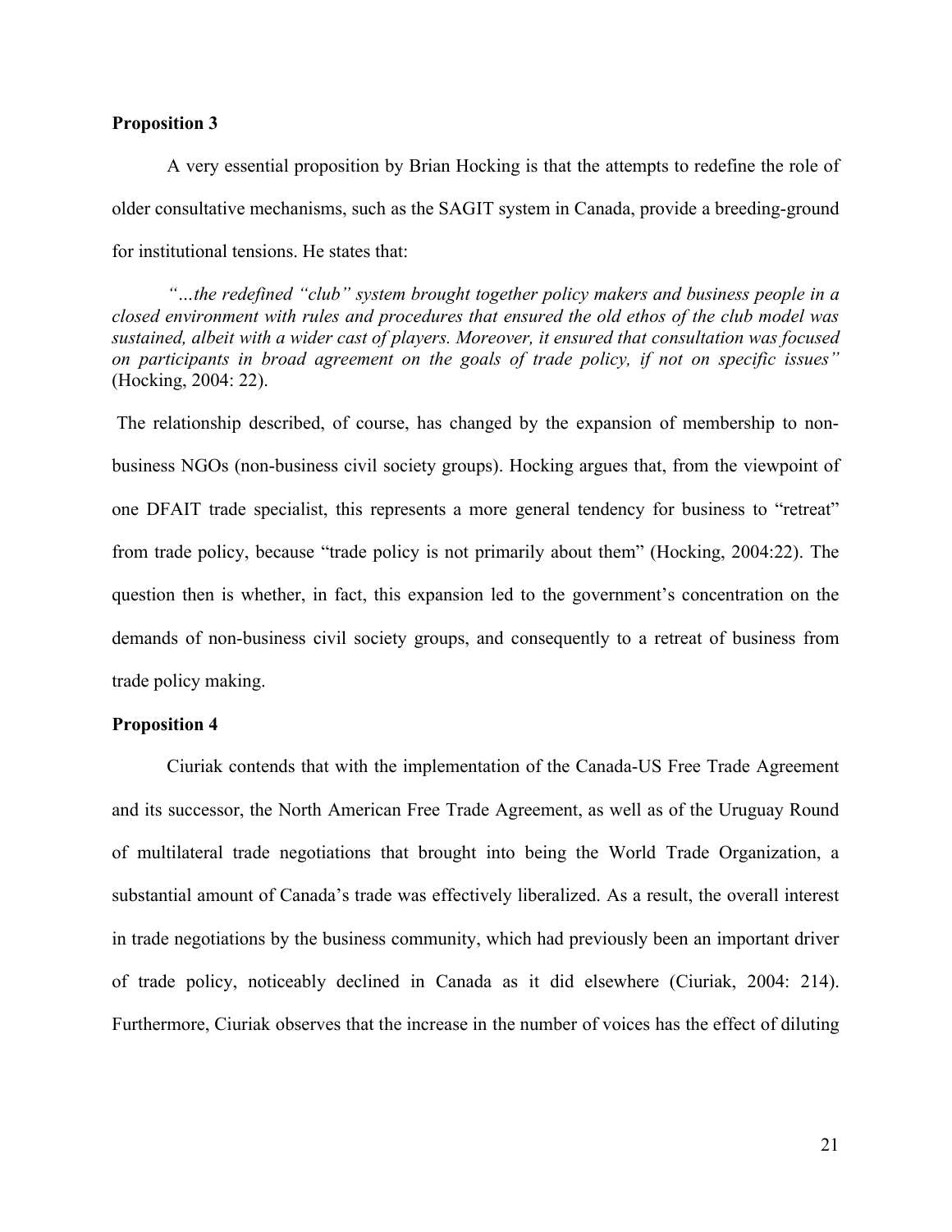**Proposition 3**

A very essential proposition by Brian Hocking is that the attempts to redefine the role of older consultative mechanisms, such as the SAGIT system in Canada, provide a breeding-ground for institutional tensions. He states that:

> *"…the redefined "club" system brought together policy makers and business people in a closed environment with rules and procedures that ensured the old ethos of the club model was sustained, albeit with a wider cast of players. Moreover, it ensured that consultation was focused on participants in broad agreement on the goals of trade policy, if not on specific issues"* (Hocking, 2004: 22).

The relationship described, of course, has changed by the expansion of membership to non-business NGOs (non-business civil society groups). Hocking argues that, from the viewpoint of one DFAIT trade specialist, this represents a more general tendency for business to "retreat" from trade policy, because "trade policy is not primarily about them" (Hocking, 2004:22). The question then is whether, in fact, this expansion led to the government's concentration on the demands of non-business civil society groups, and consequently to a retreat of business from trade policy making.

**Proposition 4**

Ciuriak contends that with the implementation of the Canada-US Free Trade Agreement and its successor, the North American Free Trade Agreement, as well as of the Uruguay Round of multilateral trade negotiations that brought into being the World Trade Organization, a substantial amount of Canada's trade was effectively liberalized. As a result, the overall interest in trade negotiations by the business community, which had previously been an important driver of trade policy, noticeably declined in Canada as it did elsewhere (Ciuriak, 2004: 214). Furthermore, Ciuriak observes that the increase in the number of voices has the effect of diluting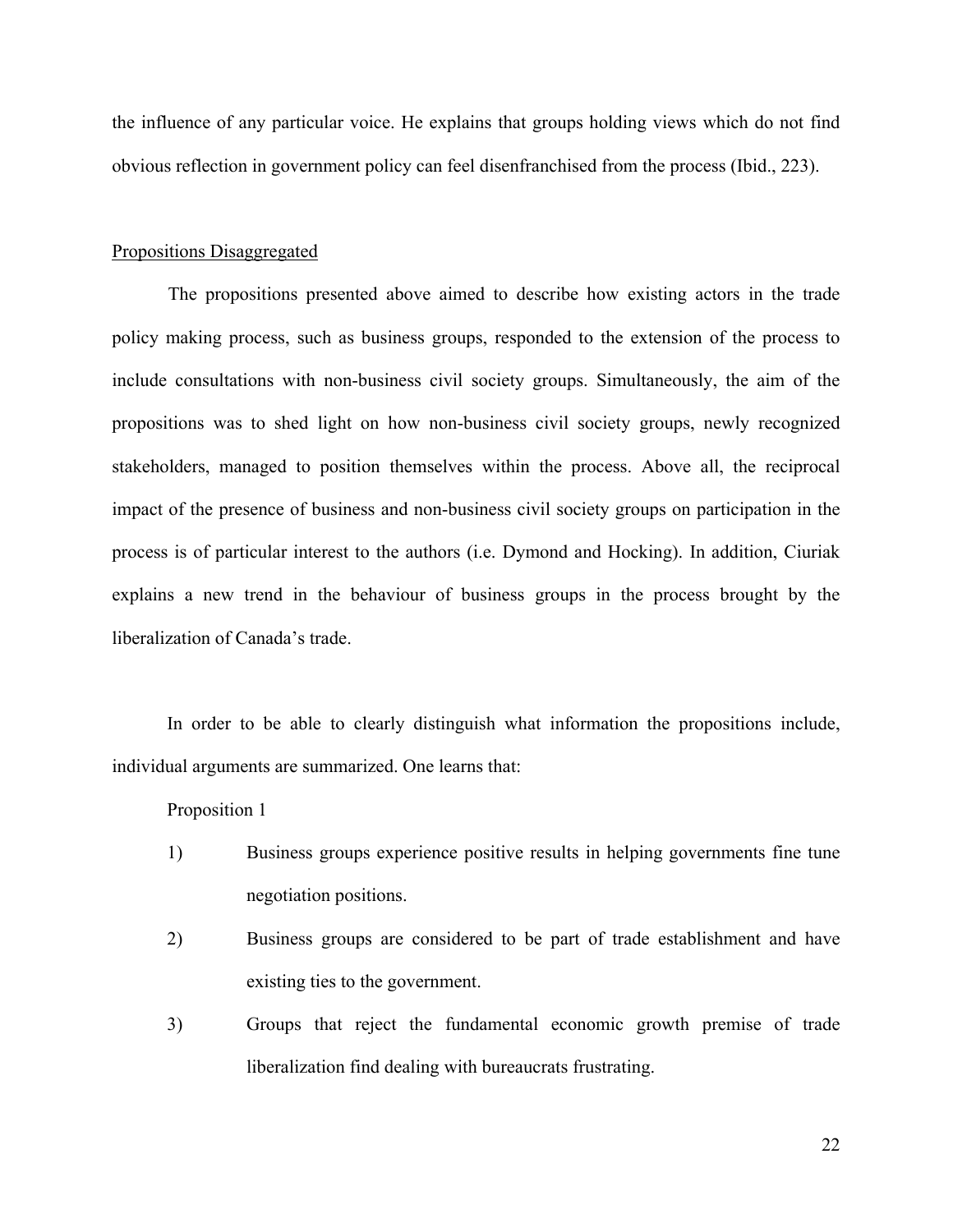the influence of any particular voice. He explains that groups holding views which do not find obvious reflection in government policy can feel disenfranchised from the process (Ibid., 223).

Propositions Disaggregated

The propositions presented above aimed to describe how existing actors in the trade policy making process, such as business groups, responded to the extension of the process to include consultations with non-business civil society groups. Simultaneously, the aim of the propositions was to shed light on how non-business civil society groups, newly recognized stakeholders, managed to position themselves within the process. Above all, the reciprocal impact of the presence of business and non-business civil society groups on participation in the process is of particular interest to the authors (i.e. Dymond and Hocking). In addition, Ciuriak explains a new trend in the behaviour of business groups in the process brought by the liberalization of Canada's trade.

In order to be able to clearly distinguish what information the propositions include, individual arguments are summarized. One learns that:

Proposition 1

1) Business groups experience positive results in helping governments fine tune negotiation positions.
2) Business groups are considered to be part of trade establishment and have existing ties to the government.
3) Groups that reject the fundamental economic growth premise of trade liberalization find dealing with bureaucrats frustrating.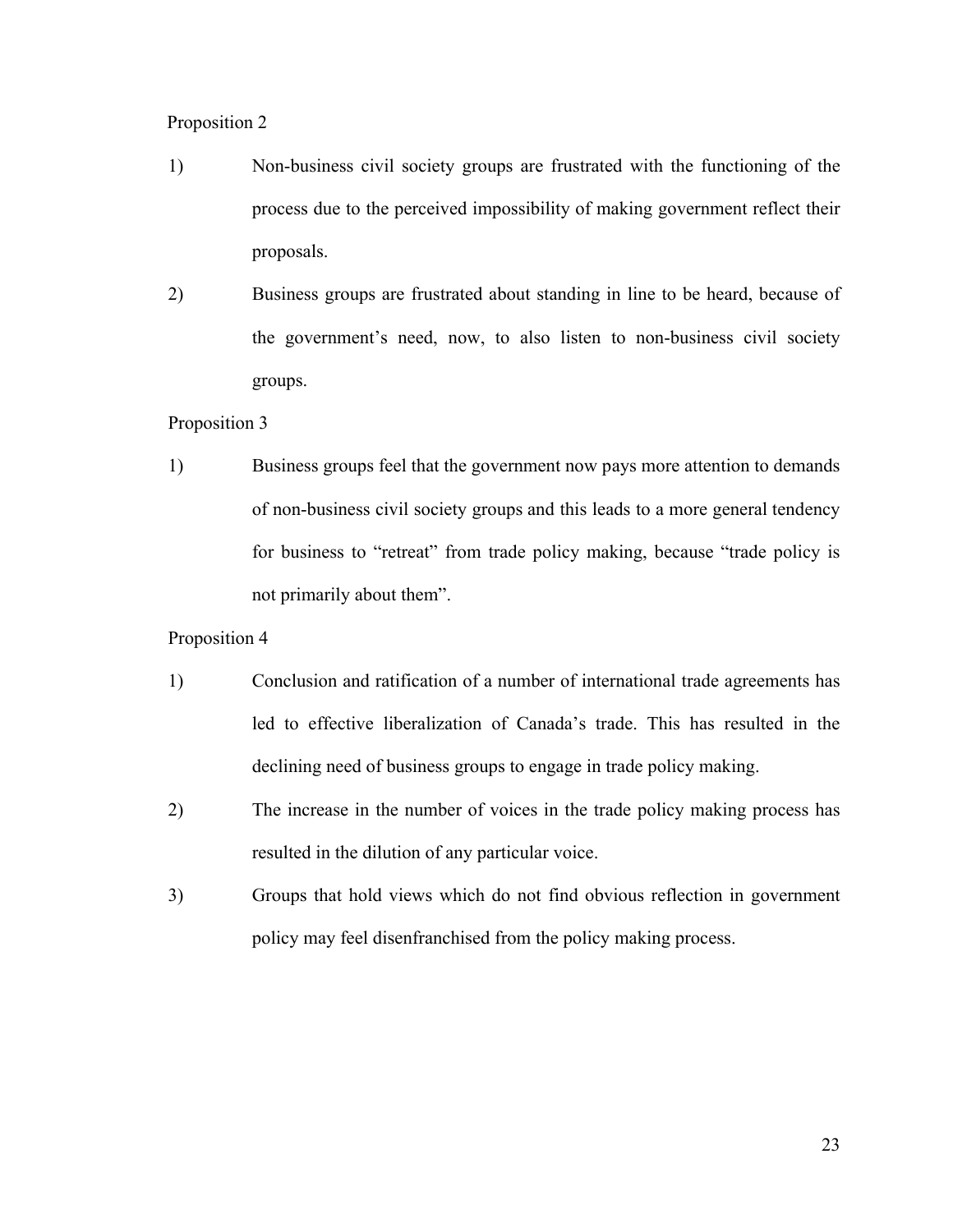Proposition 2

1) Non-business civil society groups are frustrated with the functioning of the process due to the perceived impossibility of making government reflect their proposals.

2) Business groups are frustrated about standing in line to be heard, because of the government's need, now, to also listen to non-business civil society groups.

Proposition 3

1) Business groups feel that the government now pays more attention to demands of non-business civil society groups and this leads to a more general tendency for business to "retreat" from trade policy making, because "trade policy is not primarily about them".

Proposition 4

1) Conclusion and ratification of a number of international trade agreements has led to effective liberalization of Canada's trade. This has resulted in the declining need of business groups to engage in trade policy making.

2) The increase in the number of voices in the trade policy making process has resulted in the dilution of any particular voice.

3) Groups that hold views which do not find obvious reflection in government policy may feel disenfranchised from the policy making process.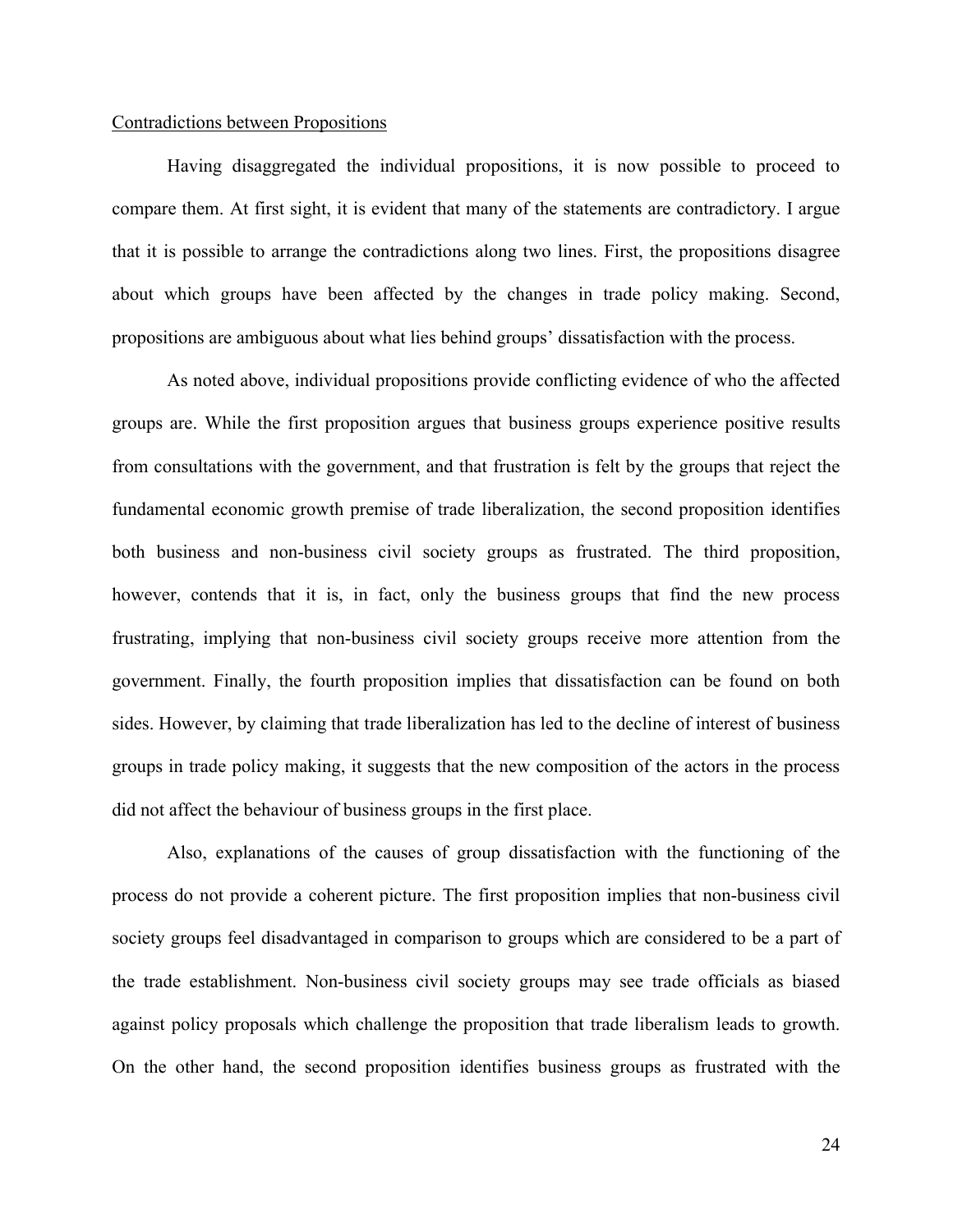Contradictions between Propositions

Having disaggregated the individual propositions, it is now possible to proceed to compare them. At first sight, it is evident that many of the statements are contradictory. I argue that it is possible to arrange the contradictions along two lines. First, the propositions disagree about which groups have been affected by the changes in trade policy making. Second, propositions are ambiguous about what lies behind groups' dissatisfaction with the process.

As noted above, individual propositions provide conflicting evidence of who the affected groups are. While the first proposition argues that business groups experience positive results from consultations with the government, and that frustration is felt by the groups that reject the fundamental economic growth premise of trade liberalization, the second proposition identifies both business and non-business civil society groups as frustrated. The third proposition, however, contends that it is, in fact, only the business groups that find the new process frustrating, implying that non-business civil society groups receive more attention from the government. Finally, the fourth proposition implies that dissatisfaction can be found on both sides. However, by claiming that trade liberalization has led to the decline of interest of business groups in trade policy making, it suggests that the new composition of the actors in the process did not affect the behaviour of business groups in the first place.

Also, explanations of the causes of group dissatisfaction with the functioning of the process do not provide a coherent picture. The first proposition implies that non-business civil society groups feel disadvantaged in comparison to groups which are considered to be a part of the trade establishment. Non-business civil society groups may see trade officials as biased against policy proposals which challenge the proposition that trade liberalism leads to growth. On the other hand, the second proposition identifies business groups as frustrated with the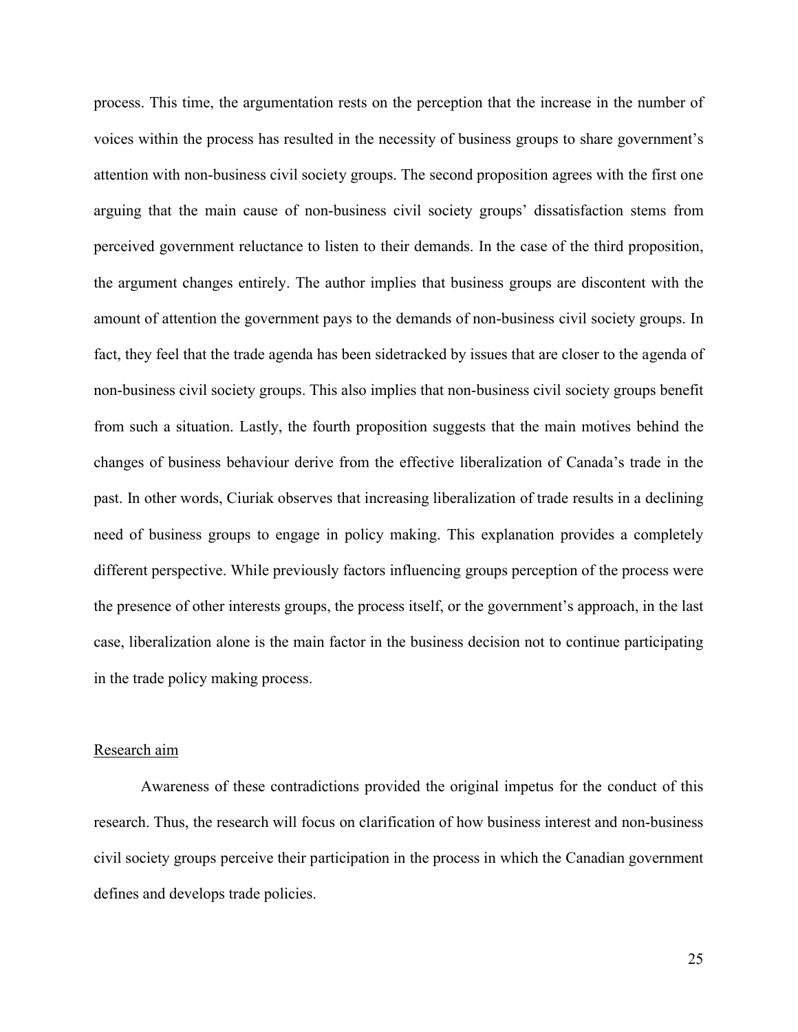process. This time, the argumentation rests on the perception that the increase in the number of voices within the process has resulted in the necessity of business groups to share government's attention with non-business civil society groups. The second proposition agrees with the first one arguing that the main cause of non-business civil society groups' dissatisfaction stems from perceived government reluctance to listen to their demands. In the case of the third proposition, the argument changes entirely. The author implies that business groups are discontent with the amount of attention the government pays to the demands of non-business civil society groups. In fact, they feel that the trade agenda has been sidetracked by issues that are closer to the agenda of non-business civil society groups. This also implies that non-business civil society groups benefit from such a situation. Lastly, the fourth proposition suggests that the main motives behind the changes of business behaviour derive from the effective liberalization of Canada's trade in the past. In other words, Ciuriak observes that increasing liberalization of trade results in a declining need of business groups to engage in policy making. This explanation provides a completely different perspective. While previously factors influencing groups perception of the process were the presence of other interests groups, the process itself, or the government's approach, in the last case, liberalization alone is the main factor in the business decision not to continue participating in the trade policy making process.

## Research aim

Awareness of these contradictions provided the original impetus for the conduct of this research. Thus, the research will focus on clarification of how business interest and non-business civil society groups perceive their participation in the process in which the Canadian government defines and develops trade policies.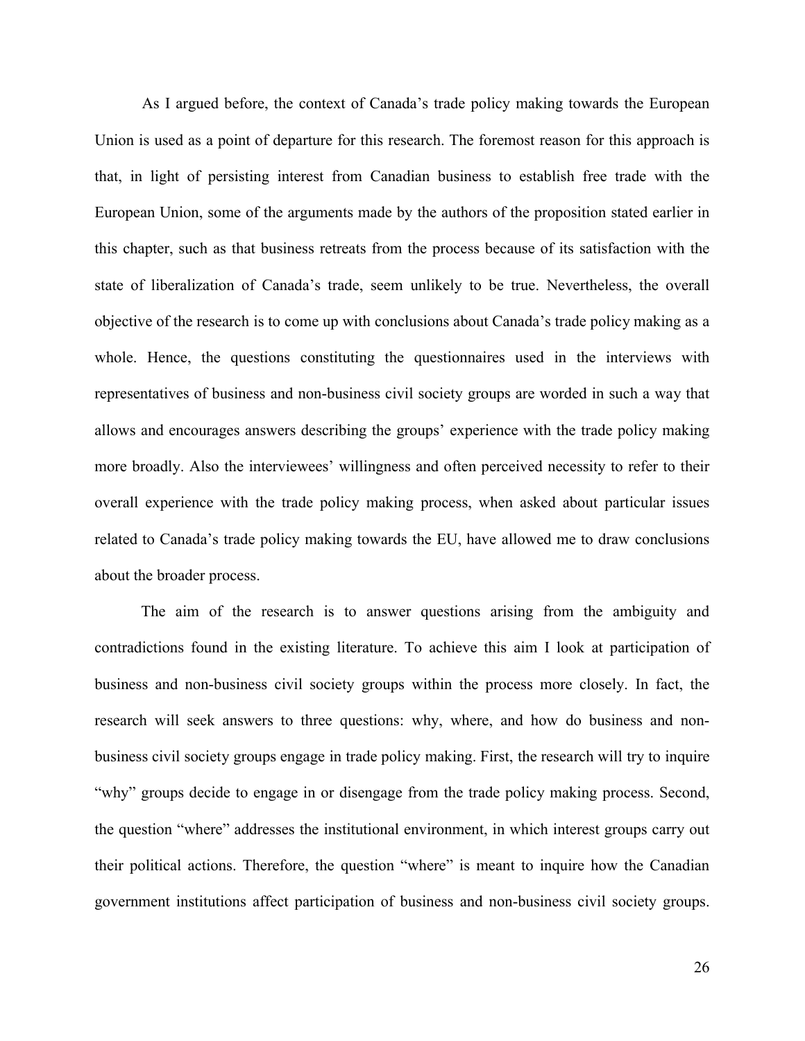As I argued before, the context of Canada's trade policy making towards the European Union is used as a point of departure for this research. The foremost reason for this approach is that, in light of persisting interest from Canadian business to establish free trade with the European Union, some of the arguments made by the authors of the proposition stated earlier in this chapter, such as that business retreats from the process because of its satisfaction with the state of liberalization of Canada's trade, seem unlikely to be true. Nevertheless, the overall objective of the research is to come up with conclusions about Canada's trade policy making as a whole. Hence, the questions constituting the questionnaires used in the interviews with representatives of business and non-business civil society groups are worded in such a way that allows and encourages answers describing the groups' experience with the trade policy making more broadly. Also the interviewees' willingness and often perceived necessity to refer to their overall experience with the trade policy making process, when asked about particular issues related to Canada's trade policy making towards the EU, have allowed me to draw conclusions about the broader process.

The aim of the research is to answer questions arising from the ambiguity and contradictions found in the existing literature. To achieve this aim I look at participation of business and non-business civil society groups within the process more closely. In fact, the research will seek answers to three questions: why, where, and how do business and non-business civil society groups engage in trade policy making. First, the research will try to inquire "why" groups decide to engage in or disengage from the trade policy making process. Second, the question "where" addresses the institutional environment, in which interest groups carry out their political actions. Therefore, the question "where" is meant to inquire how the Canadian government institutions affect participation of business and non-business civil society groups.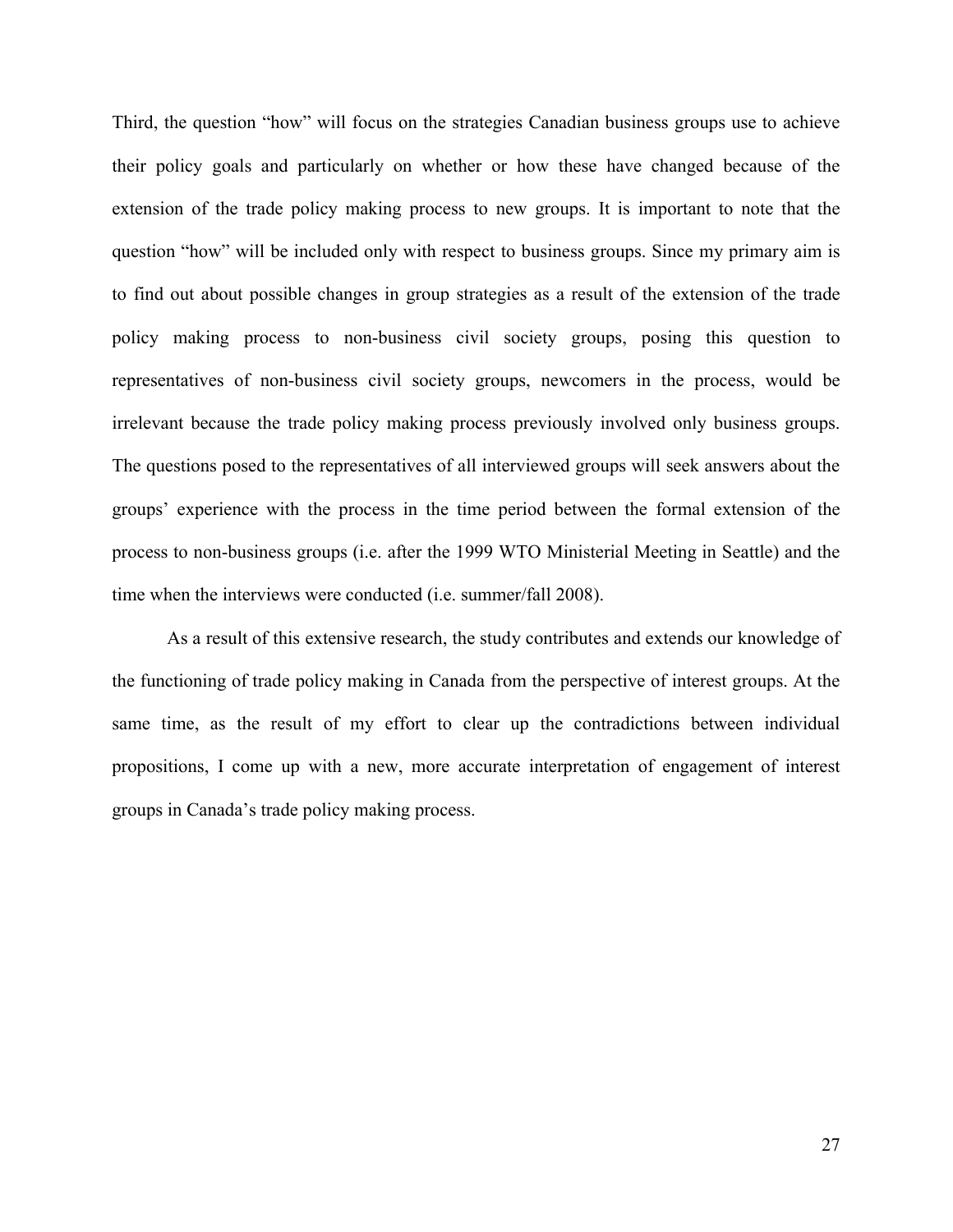Third, the question "how" will focus on the strategies Canadian business groups use to achieve their policy goals and particularly on whether or how these have changed because of the extension of the trade policy making process to new groups. It is important to note that the question "how" will be included only with respect to business groups. Since my primary aim is to find out about possible changes in group strategies as a result of the extension of the trade policy making process to non-business civil society groups, posing this question to representatives of non-business civil society groups, newcomers in the process, would be irrelevant because the trade policy making process previously involved only business groups. The questions posed to the representatives of all interviewed groups will seek answers about the groups' experience with the process in the time period between the formal extension of the process to non-business groups (i.e. after the 1999 WTO Ministerial Meeting in Seattle) and the time when the interviews were conducted (i.e. summer/fall 2008).

As a result of this extensive research, the study contributes and extends our knowledge of the functioning of trade policy making in Canada from the perspective of interest groups. At the same time, as the result of my effort to clear up the contradictions between individual propositions, I come up with a new, more accurate interpretation of engagement of interest groups in Canada's trade policy making process.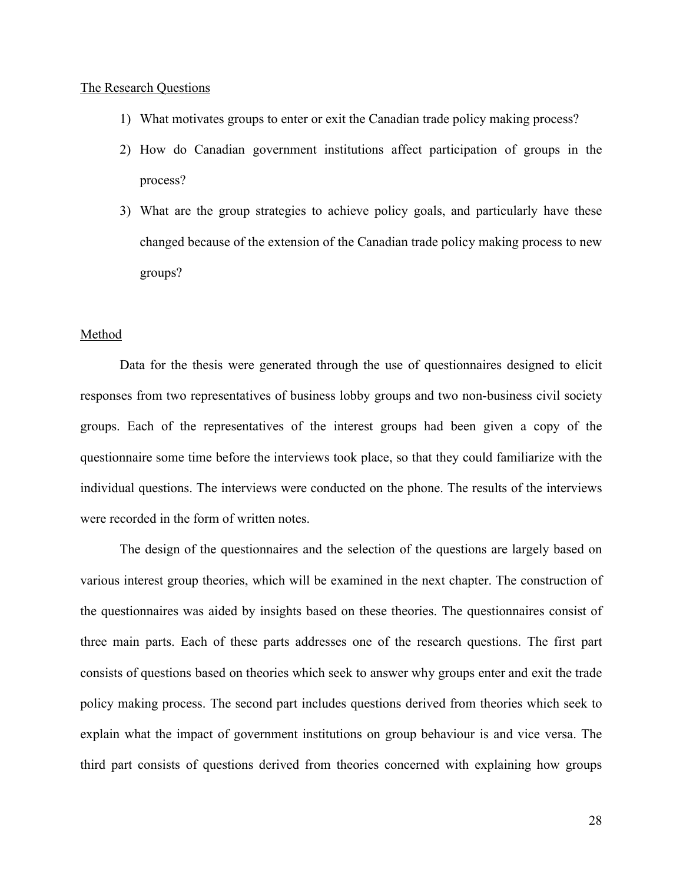## The Research Questions

1) What motivates groups to enter or exit the Canadian trade policy making process?
2) How do Canadian government institutions affect participation of groups in the process?
3) What are the group strategies to achieve policy goals, and particularly have these changed because of the extension of the Canadian trade policy making process to new groups?

## Method

Data for the thesis were generated through the use of questionnaires designed to elicit responses from two representatives of business lobby groups and two non-business civil society groups. Each of the representatives of the interest groups had been given a copy of the questionnaire some time before the interviews took place, so that they could familiarize with the individual questions. The interviews were conducted on the phone. The results of the interviews were recorded in the form of written notes.

The design of the questionnaires and the selection of the questions are largely based on various interest group theories, which will be examined in the next chapter. The construction of the questionnaires was aided by insights based on these theories. The questionnaires consist of three main parts. Each of these parts addresses one of the research questions. The first part consists of questions based on theories which seek to answer why groups enter and exit the trade policy making process. The second part includes questions derived from theories which seek to explain what the impact of government institutions on group behaviour is and vice versa. The third part consists of questions derived from theories concerned with explaining how groups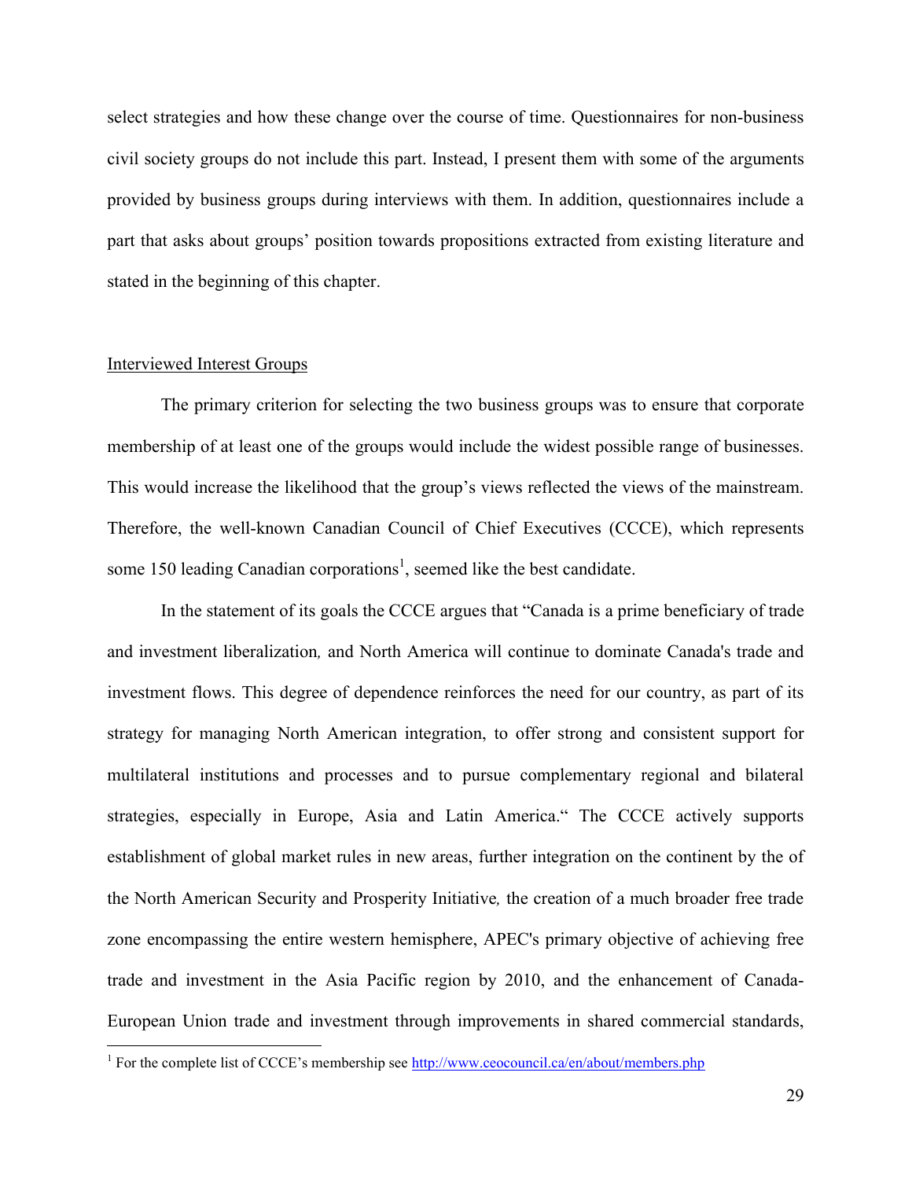select strategies and how these change over the course of time. Questionnaires for non-business civil society groups do not include this part. Instead, I present them with some of the arguments provided by business groups during interviews with them. In addition, questionnaires include a part that asks about groups' position towards propositions extracted from existing literature and stated in the beginning of this chapter.

## Interviewed Interest Groups

The primary criterion for selecting the two business groups was to ensure that corporate membership of at least one of the groups would include the widest possible range of businesses. This would increase the likelihood that the group's views reflected the views of the mainstream. Therefore, the well-known Canadian Council of Chief Executives (CCCE), which represents some 150 leading Canadian corporations[1], seemed like the best candidate.

In the statement of its goals the CCCE argues that "Canada is a prime beneficiary of trade and investment liberalization*,* and North America will continue to dominate Canada's trade and investment flows. This degree of dependence reinforces the need for our country, as part of its strategy for managing North American integration, to offer strong and consistent support for multilateral institutions and processes and to pursue complementary regional and bilateral strategies, especially in Europe, Asia and Latin America." The CCCE actively supports establishment of global market rules in new areas, further integration on the continent by the of the North American Security and Prosperity Initiative*,* the creation of a much broader free trade zone encompassing the entire western hemisphere, APEC's primary objective of achieving free trade and investment in the Asia Pacific region by 2010, and the enhancement of Canada-European Union trade and investment through improvements in shared commercial standards,

[1] For the complete list of CCCE's membership see http://www.ceocouncil.ca/en/about/members.php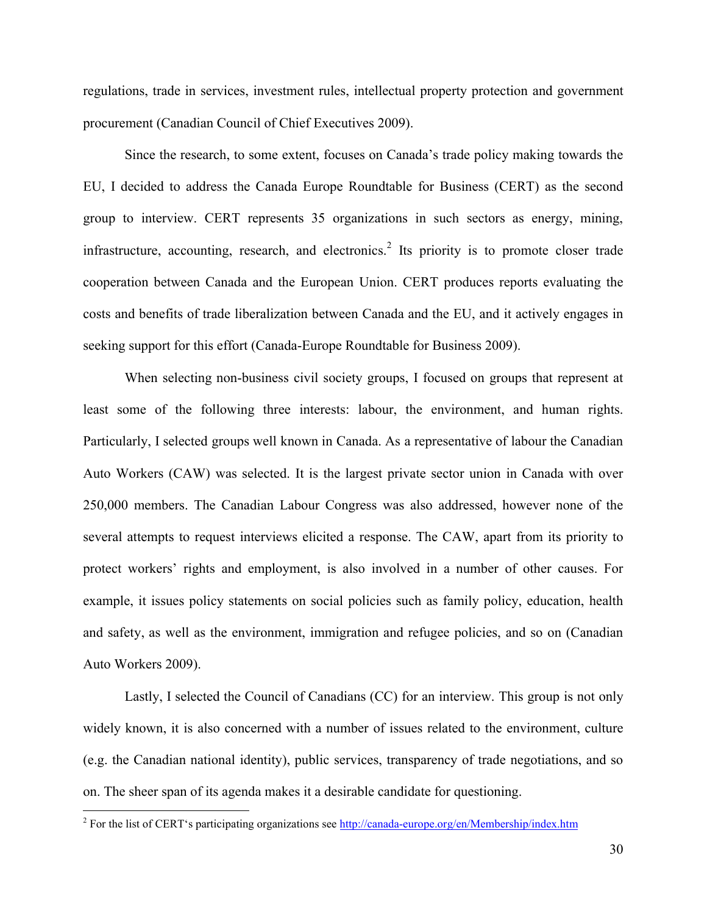regulations, trade in services, investment rules, intellectual property protection and government procurement (Canadian Council of Chief Executives 2009).

Since the research, to some extent, focuses on Canada's trade policy making towards the EU, I decided to address the Canada Europe Roundtable for Business (CERT) as the second group to interview. CERT represents 35 organizations in such sectors as energy, mining, infrastructure, accounting, research, and electronics.[2] Its priority is to promote closer trade cooperation between Canada and the European Union. CERT produces reports evaluating the costs and benefits of trade liberalization between Canada and the EU, and it actively engages in seeking support for this effort (Canada-Europe Roundtable for Business 2009).

When selecting non-business civil society groups, I focused on groups that represent at least some of the following three interests: labour, the environment, and human rights. Particularly, I selected groups well known in Canada. As a representative of labour the Canadian Auto Workers (CAW) was selected. It is the largest private sector union in Canada with over 250,000 members. The Canadian Labour Congress was also addressed, however none of the several attempts to request interviews elicited a response. The CAW, apart from its priority to protect workers' rights and employment, is also involved in a number of other causes. For example, it issues policy statements on social policies such as family policy, education, health and safety, as well as the environment, immigration and refugee policies, and so on (Canadian Auto Workers 2009).

Lastly, I selected the Council of Canadians (CC) for an interview. This group is not only widely known, it is also concerned with a number of issues related to the environment, culture (e.g. the Canadian national identity), public services, transparency of trade negotiations, and so on. The sheer span of its agenda makes it a desirable candidate for questioning.

---

[2] For the list of CERT's participating organizations see http://canada-europe.org/en/Membership/index.htm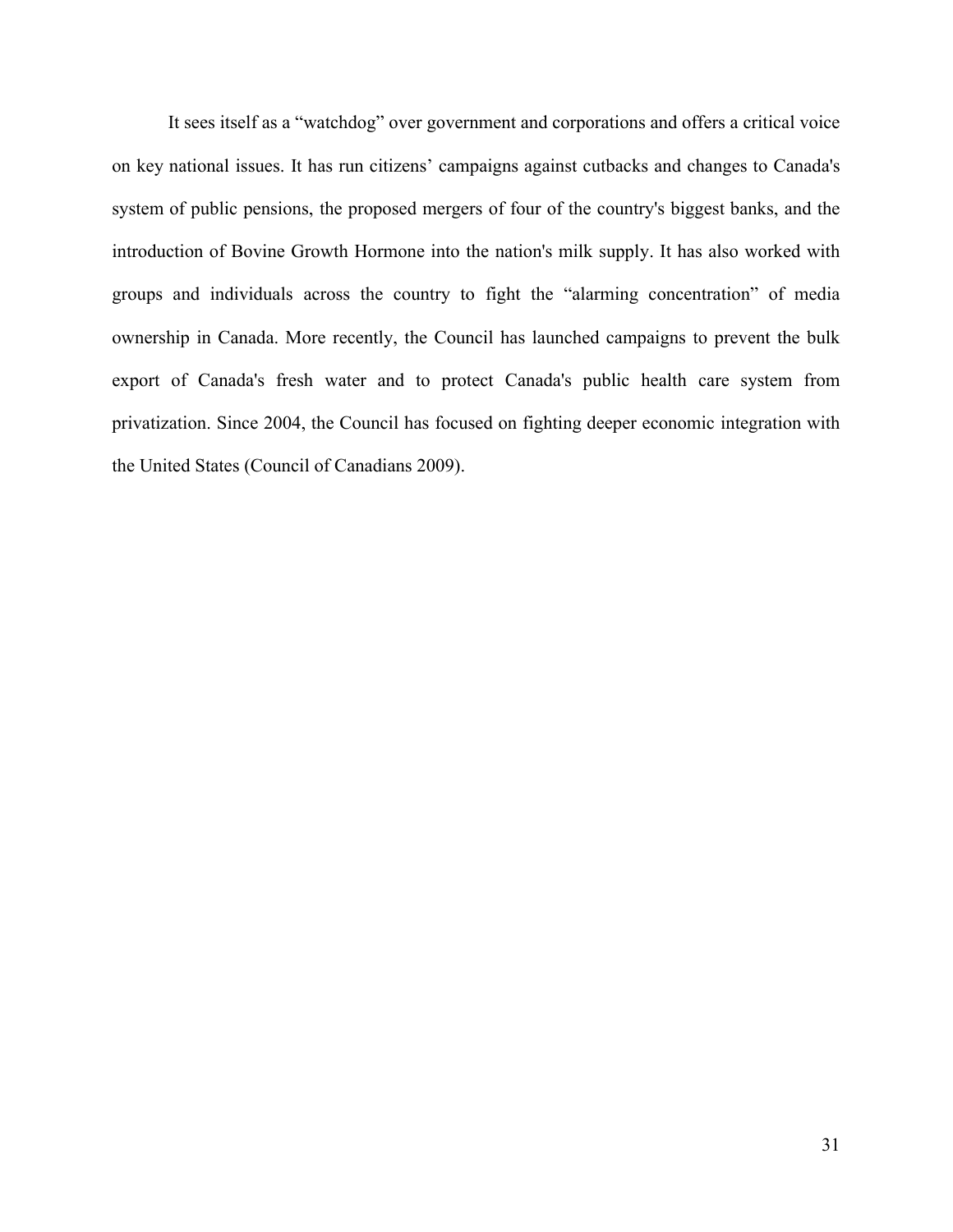It sees itself as a "watchdog" over government and corporations and offers a critical voice on key national issues. It has run citizens' campaigns against cutbacks and changes to Canada's system of public pensions, the proposed mergers of four of the country's biggest banks, and the introduction of Bovine Growth Hormone into the nation's milk supply. It has also worked with groups and individuals across the country to fight the "alarming concentration" of media ownership in Canada. More recently, the Council has launched campaigns to prevent the bulk export of Canada's fresh water and to protect Canada's public health care system from privatization. Since 2004, the Council has focused on fighting deeper economic integration with the United States (Council of Canadians 2009).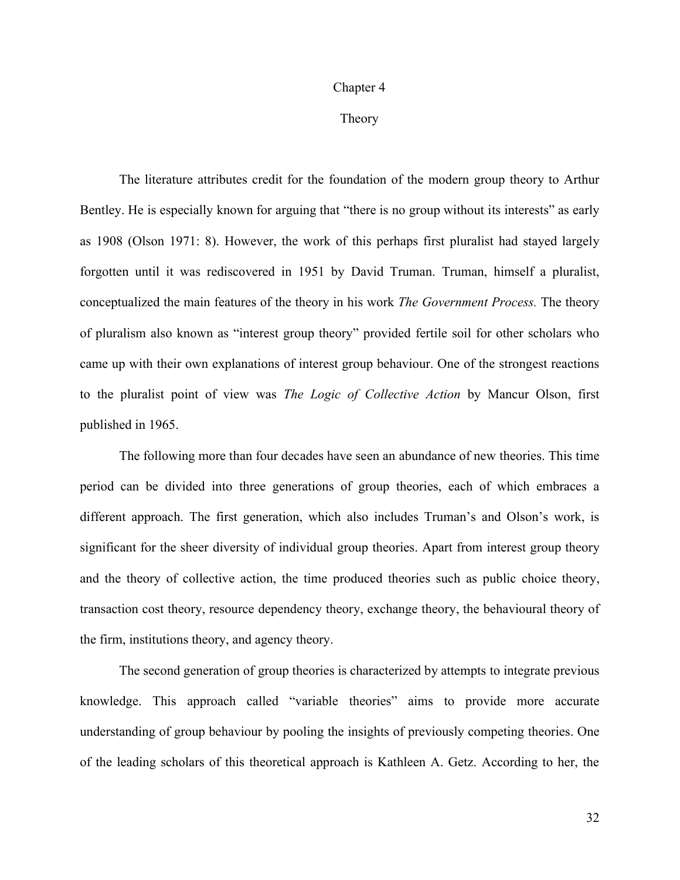# Chapter 4

# Theory

The literature attributes credit for the foundation of the modern group theory to Arthur Bentley. He is especially known for arguing that "there is no group without its interests" as early as 1908 (Olson 1971: 8). However, the work of this perhaps first pluralist had stayed largely forgotten until it was rediscovered in 1951 by David Truman. Truman, himself a pluralist, conceptualized the main features of the theory in his work *The Government Process.* The theory of pluralism also known as "interest group theory" provided fertile soil for other scholars who came up with their own explanations of interest group behaviour. One of the strongest reactions to the pluralist point of view was *The Logic of Collective Action* by Mancur Olson, first published in 1965.

The following more than four decades have seen an abundance of new theories. This time period can be divided into three generations of group theories, each of which embraces a different approach. The first generation, which also includes Truman's and Olson's work, is significant for the sheer diversity of individual group theories. Apart from interest group theory and the theory of collective action, the time produced theories such as public choice theory, transaction cost theory, resource dependency theory, exchange theory, the behavioural theory of the firm, institutions theory, and agency theory.

The second generation of group theories is characterized by attempts to integrate previous knowledge. This approach called "variable theories" aims to provide more accurate understanding of group behaviour by pooling the insights of previously competing theories. One of the leading scholars of this theoretical approach is Kathleen A. Getz. According to her, the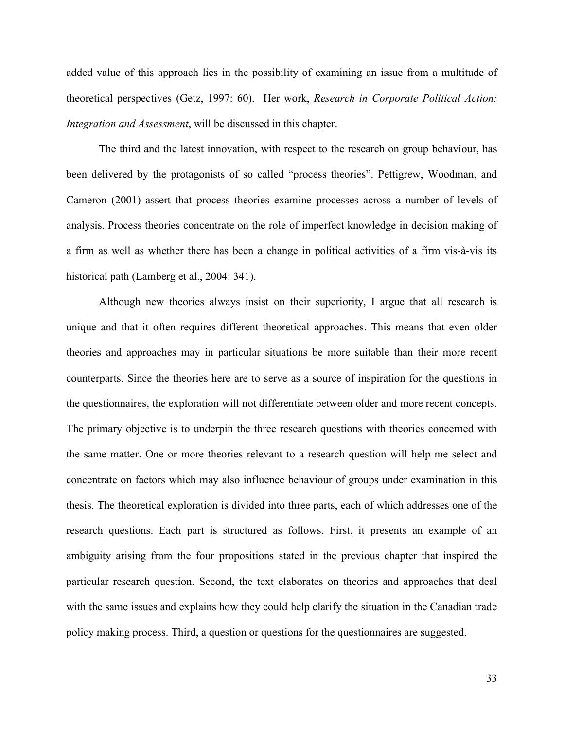added value of this approach lies in the possibility of examining an issue from a multitude of theoretical perspectives (Getz, 1997: 60). Her work, *Research in Corporate Political Action: Integration and Assessment*, will be discussed in this chapter.

The third and the latest innovation, with respect to the research on group behaviour, has been delivered by the protagonists of so called "process theories". Pettigrew, Woodman, and Cameron (2001) assert that process theories examine processes across a number of levels of analysis. Process theories concentrate on the role of imperfect knowledge in decision making of a firm as well as whether there has been a change in political activities of a firm vis-à-vis its historical path (Lamberg et al., 2004: 341).

Although new theories always insist on their superiority, I argue that all research is unique and that it often requires different theoretical approaches. This means that even older theories and approaches may in particular situations be more suitable than their more recent counterparts. Since the theories here are to serve as a source of inspiration for the questions in the questionnaires, the exploration will not differentiate between older and more recent concepts. The primary objective is to underpin the three research questions with theories concerned with the same matter. One or more theories relevant to a research question will help me select and concentrate on factors which may also influence behaviour of groups under examination in this thesis. The theoretical exploration is divided into three parts, each of which addresses one of the research questions. Each part is structured as follows. First, it presents an example of an ambiguity arising from the four propositions stated in the previous chapter that inspired the particular research question. Second, the text elaborates on theories and approaches that deal with the same issues and explains how they could help clarify the situation in the Canadian trade policy making process. Third, a question or questions for the questionnaires are suggested.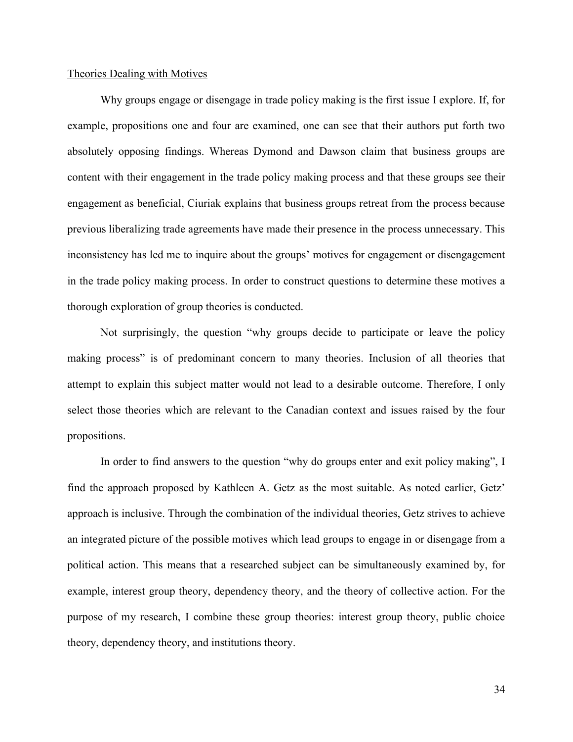Theories Dealing with Motives

Why groups engage or disengage in trade policy making is the first issue I explore. If, for example, propositions one and four are examined, one can see that their authors put forth two absolutely opposing findings. Whereas Dymond and Dawson claim that business groups are content with their engagement in the trade policy making process and that these groups see their engagement as beneficial, Ciuriak explains that business groups retreat from the process because previous liberalizing trade agreements have made their presence in the process unnecessary. This inconsistency has led me to inquire about the groups' motives for engagement or disengagement in the trade policy making process. In order to construct questions to determine these motives a thorough exploration of group theories is conducted.

Not surprisingly, the question "why groups decide to participate or leave the policy making process" is of predominant concern to many theories. Inclusion of all theories that attempt to explain this subject matter would not lead to a desirable outcome. Therefore, I only select those theories which are relevant to the Canadian context and issues raised by the four propositions.

In order to find answers to the question "why do groups enter and exit policy making", I find the approach proposed by Kathleen A. Getz as the most suitable. As noted earlier, Getz' approach is inclusive. Through the combination of the individual theories, Getz strives to achieve an integrated picture of the possible motives which lead groups to engage in or disengage from a political action. This means that a researched subject can be simultaneously examined by, for example, interest group theory, dependency theory, and the theory of collective action. For the purpose of my research, I combine these group theories: interest group theory, public choice theory, dependency theory, and institutions theory.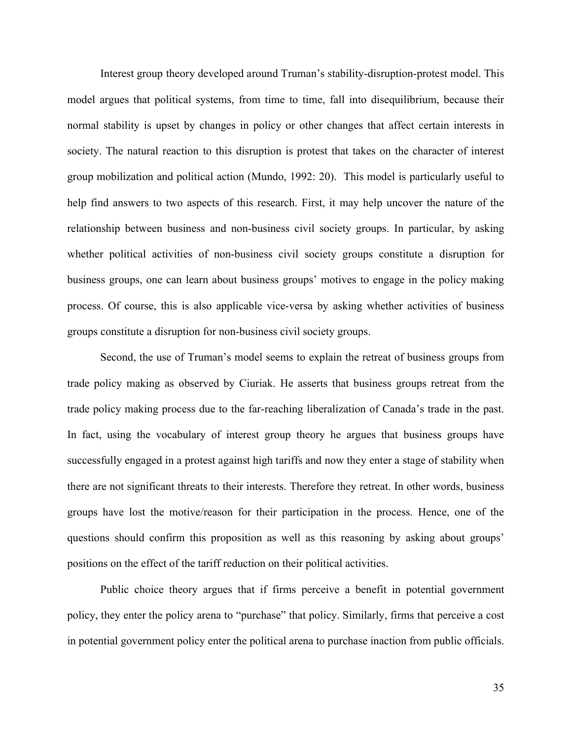Interest group theory developed around Truman's stability-disruption-protest model. This model argues that political systems, from time to time, fall into disequilibrium, because their normal stability is upset by changes in policy or other changes that affect certain interests in society. The natural reaction to this disruption is protest that takes on the character of interest group mobilization and political action (Mundo, 1992: 20). This model is particularly useful to help find answers to two aspects of this research. First, it may help uncover the nature of the relationship between business and non-business civil society groups. In particular, by asking whether political activities of non-business civil society groups constitute a disruption for business groups, one can learn about business groups' motives to engage in the policy making process. Of course, this is also applicable vice-versa by asking whether activities of business groups constitute a disruption for non-business civil society groups.

Second, the use of Truman's model seems to explain the retreat of business groups from trade policy making as observed by Ciuriak. He asserts that business groups retreat from the trade policy making process due to the far-reaching liberalization of Canada's trade in the past. In fact, using the vocabulary of interest group theory he argues that business groups have successfully engaged in a protest against high tariffs and now they enter a stage of stability when there are not significant threats to their interests. Therefore they retreat. In other words, business groups have lost the motive/reason for their participation in the process. Hence, one of the questions should confirm this proposition as well as this reasoning by asking about groups' positions on the effect of the tariff reduction on their political activities.

Public choice theory argues that if firms perceive a benefit in potential government policy, they enter the policy arena to "purchase" that policy. Similarly, firms that perceive a cost in potential government policy enter the political arena to purchase inaction from public officials.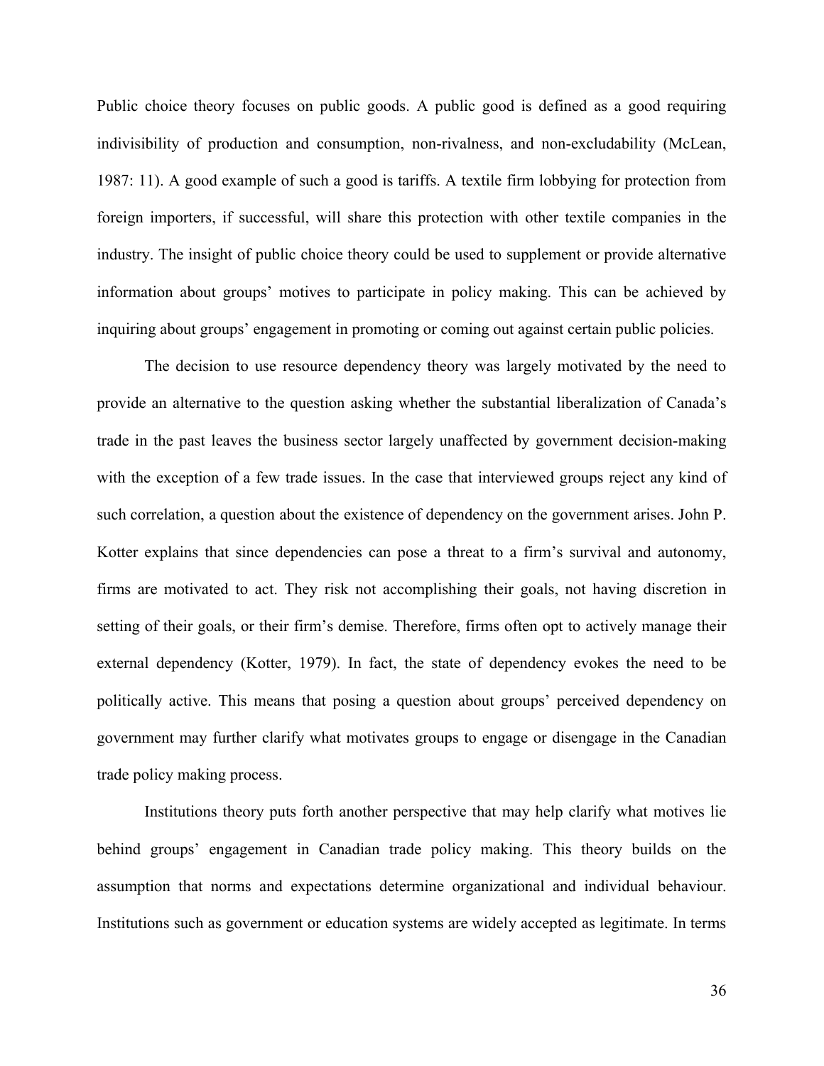Public choice theory focuses on public goods. A public good is defined as a good requiring indivisibility of production and consumption, non-rivalness, and non-excludability (McLean, 1987: 11). A good example of such a good is tariffs. A textile firm lobbying for protection from foreign importers, if successful, will share this protection with other textile companies in the industry. The insight of public choice theory could be used to supplement or provide alternative information about groups' motives to participate in policy making. This can be achieved by inquiring about groups' engagement in promoting or coming out against certain public policies.

The decision to use resource dependency theory was largely motivated by the need to provide an alternative to the question asking whether the substantial liberalization of Canada's trade in the past leaves the business sector largely unaffected by government decision-making with the exception of a few trade issues. In the case that interviewed groups reject any kind of such correlation, a question about the existence of dependency on the government arises. John P. Kotter explains that since dependencies can pose a threat to a firm's survival and autonomy, firms are motivated to act. They risk not accomplishing their goals, not having discretion in setting of their goals, or their firm's demise. Therefore, firms often opt to actively manage their external dependency (Kotter, 1979). In fact, the state of dependency evokes the need to be politically active. This means that posing a question about groups' perceived dependency on government may further clarify what motivates groups to engage or disengage in the Canadian trade policy making process.

Institutions theory puts forth another perspective that may help clarify what motives lie behind groups' engagement in Canadian trade policy making. This theory builds on the assumption that norms and expectations determine organizational and individual behaviour. Institutions such as government or education systems are widely accepted as legitimate. In terms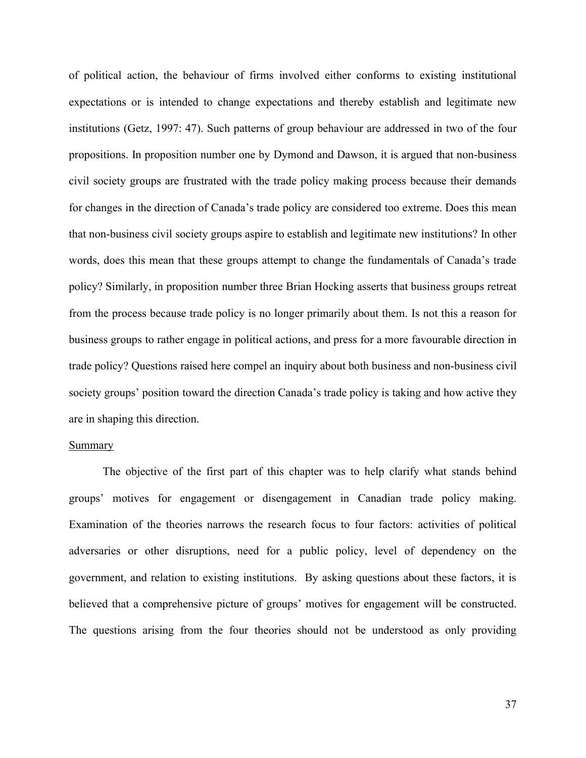of political action, the behaviour of firms involved either conforms to existing institutional expectations or is intended to change expectations and thereby establish and legitimate new institutions (Getz, 1997: 47). Such patterns of group behaviour are addressed in two of the four propositions. In proposition number one by Dymond and Dawson, it is argued that non-business civil society groups are frustrated with the trade policy making process because their demands for changes in the direction of Canada's trade policy are considered too extreme. Does this mean that non-business civil society groups aspire to establish and legitimate new institutions? In other words, does this mean that these groups attempt to change the fundamentals of Canada's trade policy? Similarly, in proposition number three Brian Hocking asserts that business groups retreat from the process because trade policy is no longer primarily about them. Is not this a reason for business groups to rather engage in political actions, and press for a more favourable direction in trade policy? Questions raised here compel an inquiry about both business and non-business civil society groups' position toward the direction Canada's trade policy is taking and how active they are in shaping this direction.

<u>Summary</u>

The objective of the first part of this chapter was to help clarify what stands behind groups' motives for engagement or disengagement in Canadian trade policy making. Examination of the theories narrows the research focus to four factors: activities of political adversaries or other disruptions, need for a public policy, level of dependency on the government, and relation to existing institutions. By asking questions about these factors, it is believed that a comprehensive picture of groups' motives for engagement will be constructed. The questions arising from the four theories should not be understood as only providing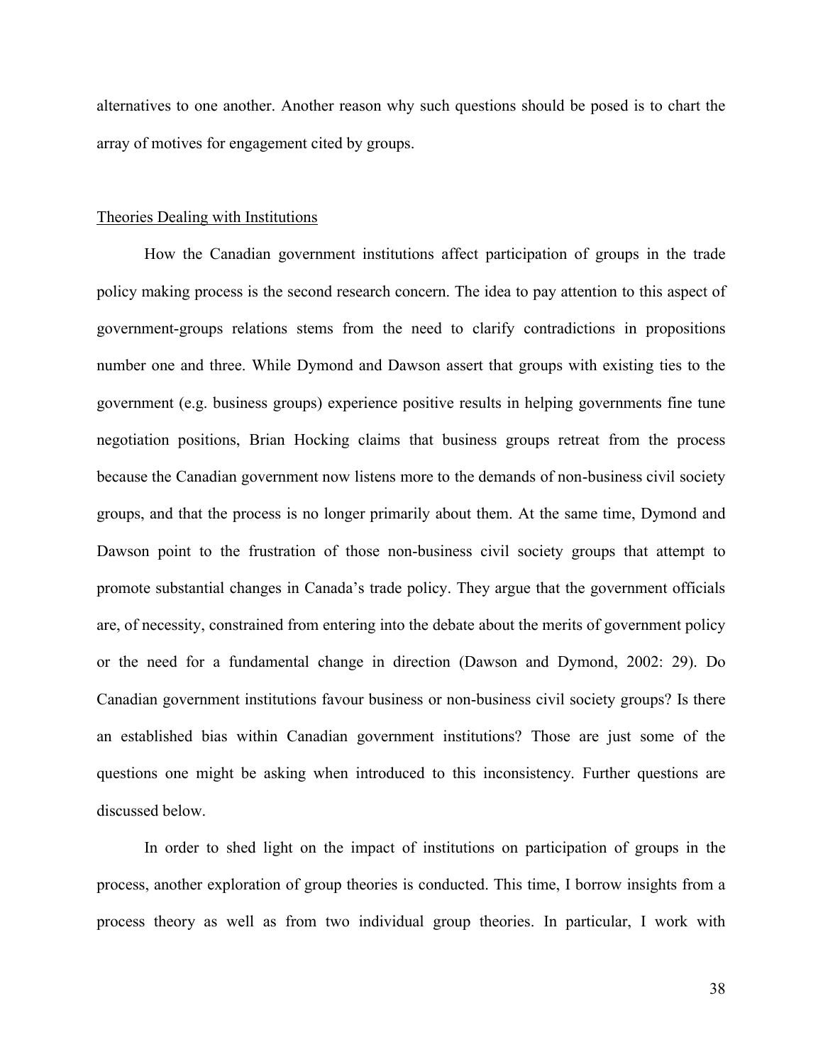alternatives to one another. Another reason why such questions should be posed is to chart the array of motives for engagement cited by groups.

## Theories Dealing with Institutions

How the Canadian government institutions affect participation of groups in the trade policy making process is the second research concern. The idea to pay attention to this aspect of government-groups relations stems from the need to clarify contradictions in propositions number one and three. While Dymond and Dawson assert that groups with existing ties to the government (e.g. business groups) experience positive results in helping governments fine tune negotiation positions, Brian Hocking claims that business groups retreat from the process because the Canadian government now listens more to the demands of non-business civil society groups, and that the process is no longer primarily about them. At the same time, Dymond and Dawson point to the frustration of those non-business civil society groups that attempt to promote substantial changes in Canada's trade policy. They argue that the government officials are, of necessity, constrained from entering into the debate about the merits of government policy or the need for a fundamental change in direction (Dawson and Dymond, 2002: 29). Do Canadian government institutions favour business or non-business civil society groups? Is there an established bias within Canadian government institutions? Those are just some of the questions one might be asking when introduced to this inconsistency. Further questions are discussed below.

In order to shed light on the impact of institutions on participation of groups in the process, another exploration of group theories is conducted. This time, I borrow insights from a process theory as well as from two individual group theories. In particular, I work with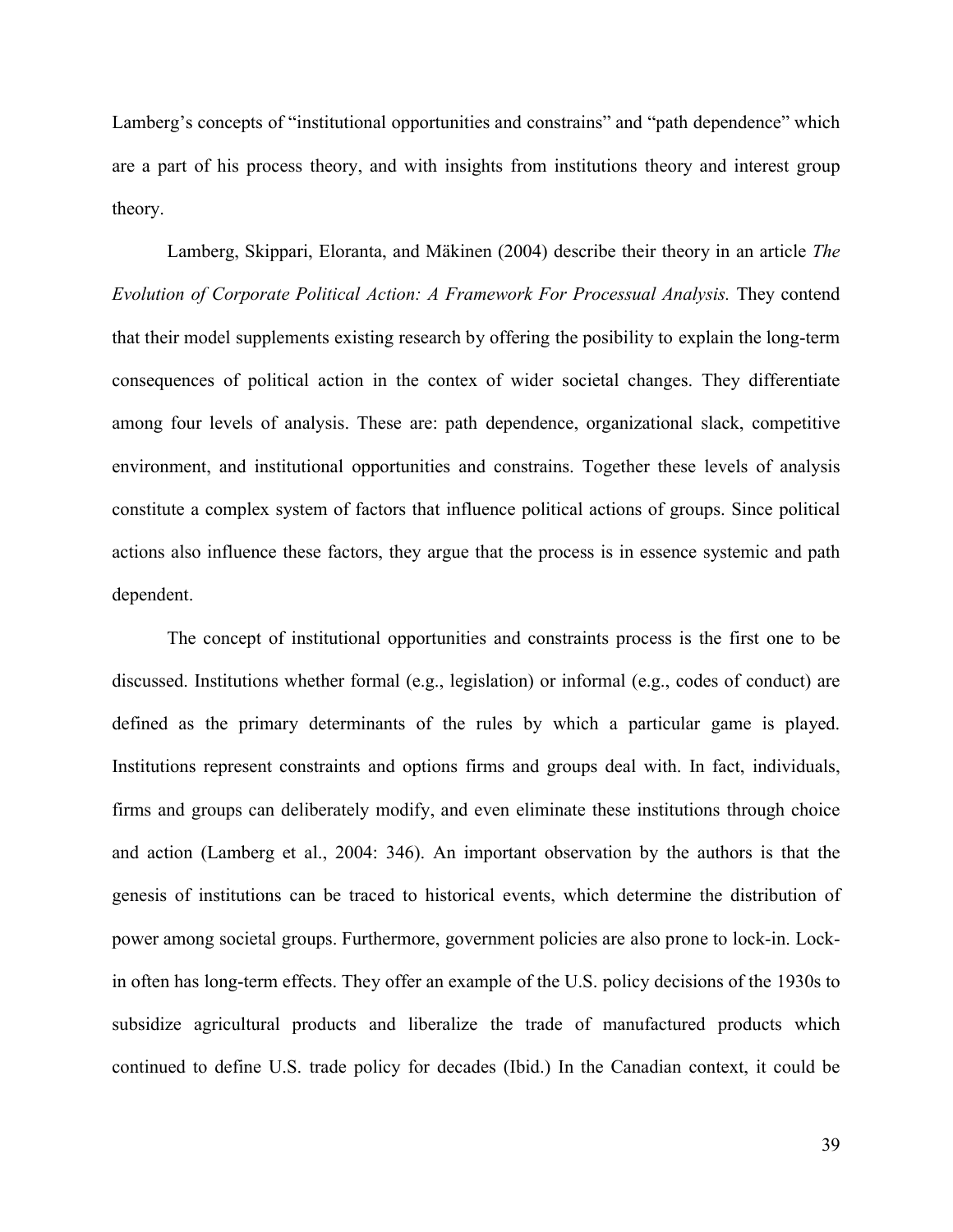Lamberg's concepts of "institutional opportunities and constrains" and "path dependence" which are a part of his process theory, and with insights from institutions theory and interest group theory.

Lamberg, Skippari, Eloranta, and Mäkinen (2004) describe their theory in an article *The Evolution of Corporate Political Action: A Framework For Processual Analysis.* They contend that their model supplements existing research by offering the posibility to explain the long-term consequences of political action in the contex of wider societal changes. They differentiate among four levels of analysis. These are: path dependence, organizational slack, competitive environment, and institutional opportunities and constrains. Together these levels of analysis constitute a complex system of factors that influence political actions of groups. Since political actions also influence these factors, they argue that the process is in essence systemic and path dependent.

The concept of institutional opportunities and constraints process is the first one to be discussed. Institutions whether formal (e.g., legislation) or informal (e.g., codes of conduct) are defined as the primary determinants of the rules by which a particular game is played. Institutions represent constraints and options firms and groups deal with. In fact, individuals, firms and groups can deliberately modify, and even eliminate these institutions through choice and action (Lamberg et al., 2004: 346). An important observation by the authors is that the genesis of institutions can be traced to historical events, which determine the distribution of power among societal groups. Furthermore, government policies are also prone to lock-in. Lock-in often has long-term effects. They offer an example of the U.S. policy decisions of the 1930s to subsidize agricultural products and liberalize the trade of manufactured products which continued to define U.S. trade policy for decades (Ibid.) In the Canadian context, it could be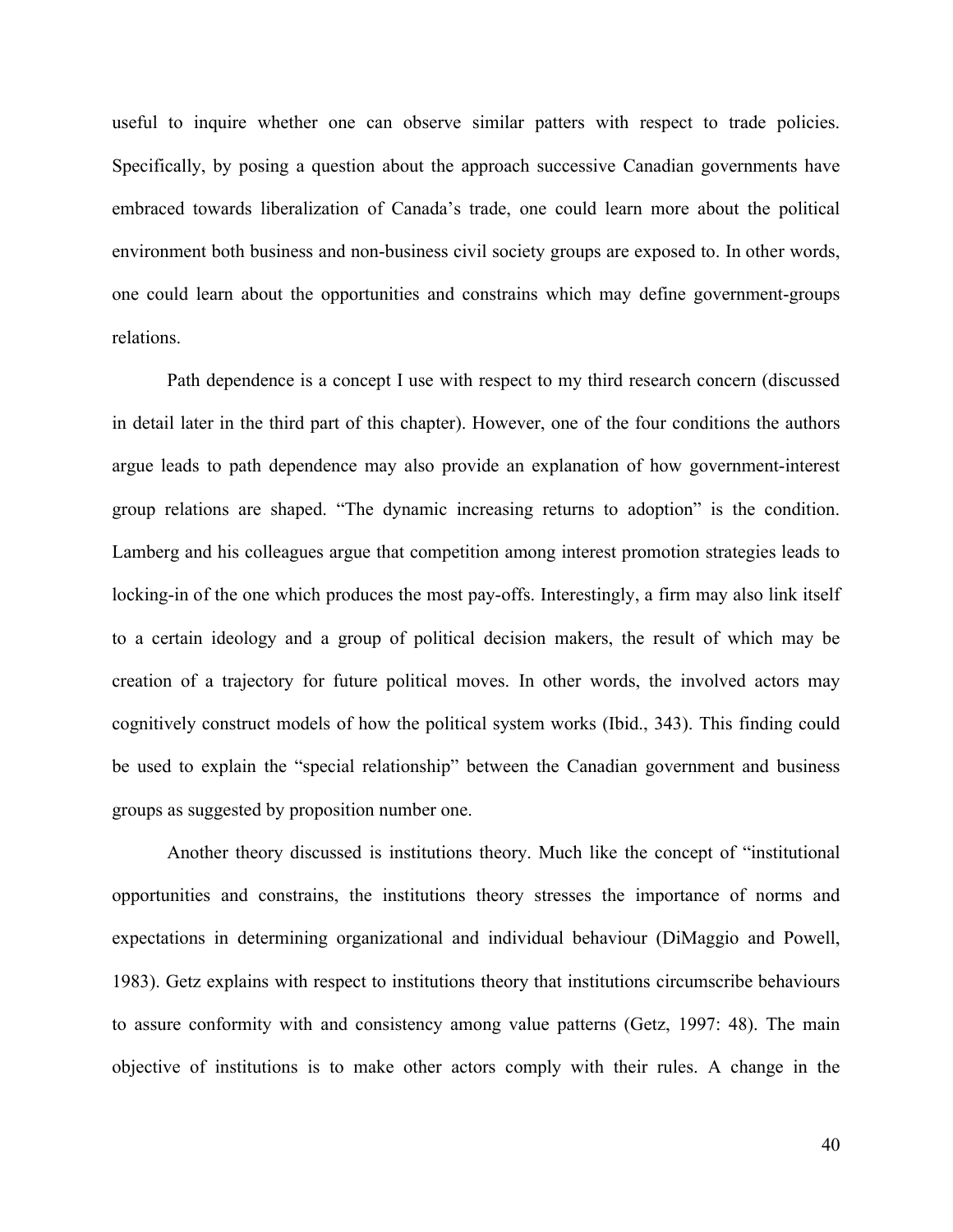useful to inquire whether one can observe similar patters with respect to trade policies. Specifically, by posing a question about the approach successive Canadian governments have embraced towards liberalization of Canada's trade, one could learn more about the political environment both business and non-business civil society groups are exposed to. In other words, one could learn about the opportunities and constrains which may define government-groups relations.

Path dependence is a concept I use with respect to my third research concern (discussed in detail later in the third part of this chapter). However, one of the four conditions the authors argue leads to path dependence may also provide an explanation of how government-interest group relations are shaped. "The dynamic increasing returns to adoption" is the condition. Lamberg and his colleagues argue that competition among interest promotion strategies leads to locking-in of the one which produces the most pay-offs. Interestingly, a firm may also link itself to a certain ideology and a group of political decision makers, the result of which may be creation of a trajectory for future political moves. In other words, the involved actors may cognitively construct models of how the political system works (Ibid., 343). This finding could be used to explain the "special relationship" between the Canadian government and business groups as suggested by proposition number one.

Another theory discussed is institutions theory. Much like the concept of "institutional opportunities and constrains, the institutions theory stresses the importance of norms and expectations in determining organizational and individual behaviour (DiMaggio and Powell, 1983). Getz explains with respect to institutions theory that institutions circumscribe behaviours to assure conformity with and consistency among value patterns (Getz, 1997: 48). The main objective of institutions is to make other actors comply with their rules. A change in the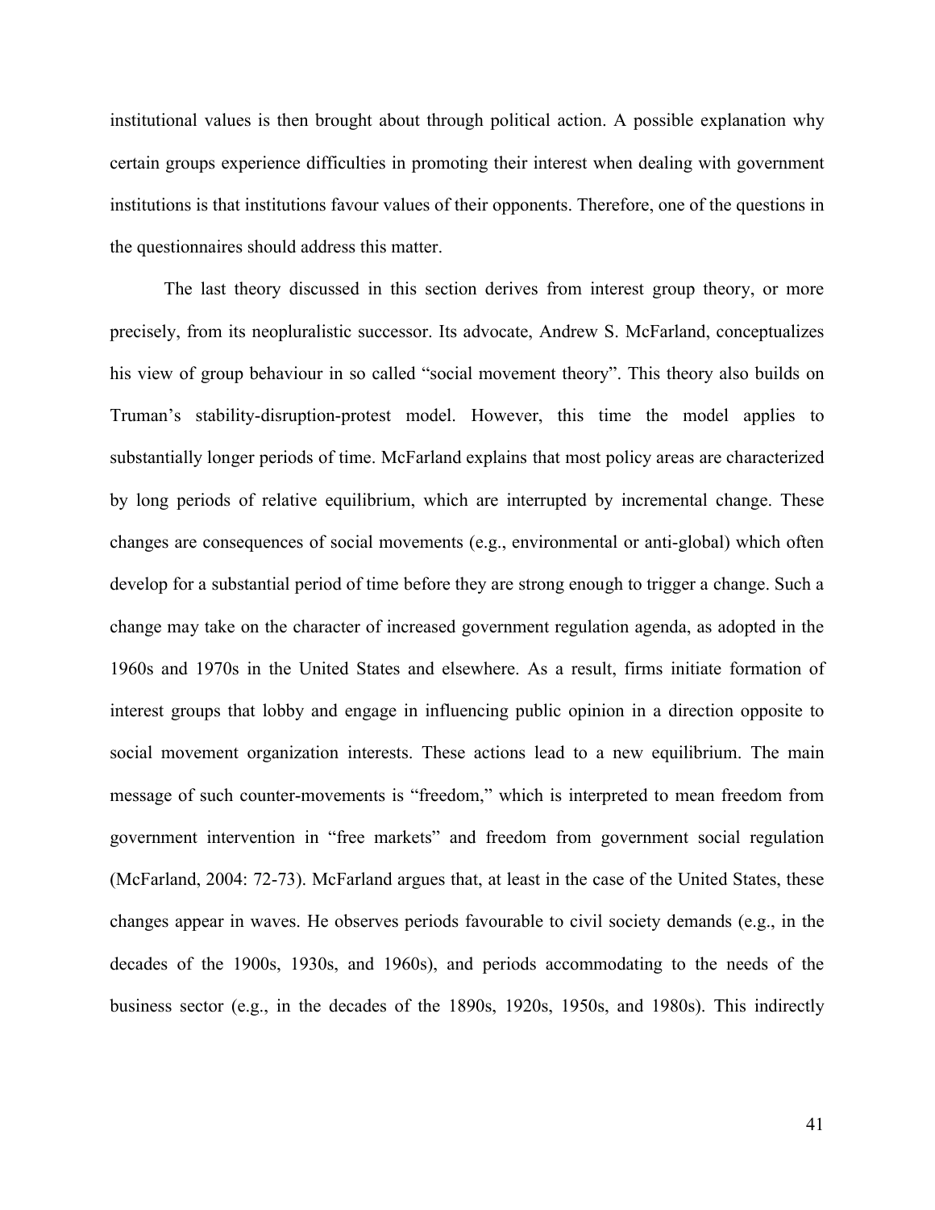institutional values is then brought about through political action. A possible explanation why certain groups experience difficulties in promoting their interest when dealing with government institutions is that institutions favour values of their opponents. Therefore, one of the questions in the questionnaires should address this matter.

The last theory discussed in this section derives from interest group theory, or more precisely, from its neopluralistic successor. Its advocate, Andrew S. McFarland, conceptualizes his view of group behaviour in so called "social movement theory". This theory also builds on Truman's stability-disruption-protest model. However, this time the model applies to substantially longer periods of time. McFarland explains that most policy areas are characterized by long periods of relative equilibrium, which are interrupted by incremental change. These changes are consequences of social movements (e.g., environmental or anti-global) which often develop for a substantial period of time before they are strong enough to trigger a change. Such a change may take on the character of increased government regulation agenda, as adopted in the 1960s and 1970s in the United States and elsewhere. As a result, firms initiate formation of interest groups that lobby and engage in influencing public opinion in a direction opposite to social movement organization interests. These actions lead to a new equilibrium. The main message of such counter-movements is "freedom," which is interpreted to mean freedom from government intervention in "free markets" and freedom from government social regulation (McFarland, 2004: 72-73). McFarland argues that, at least in the case of the United States, these changes appear in waves. He observes periods favourable to civil society demands (e.g., in the decades of the 1900s, 1930s, and 1960s), and periods accommodating to the needs of the business sector (e.g., in the decades of the 1890s, 1920s, 1950s, and 1980s). This indirectly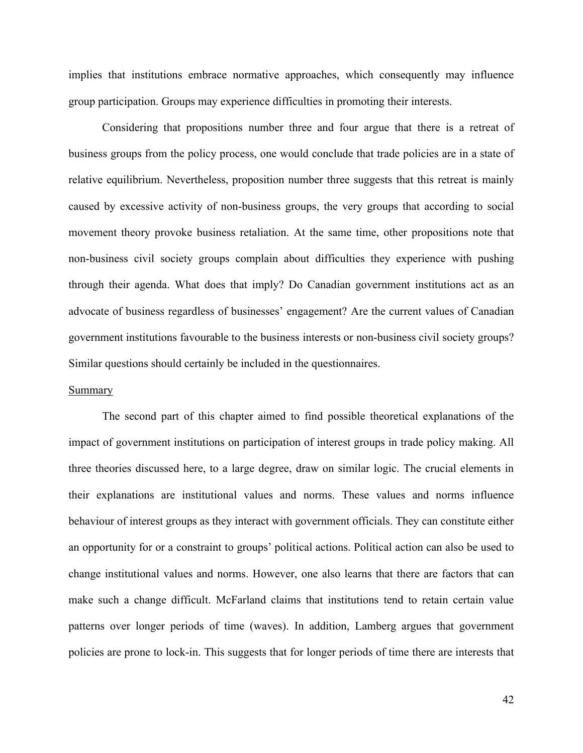implies that institutions embrace normative approaches, which consequently may influence group participation. Groups may experience difficulties in promoting their interests.

Considering that propositions number three and four argue that there is a retreat of business groups from the policy process, one would conclude that trade policies are in a state of relative equilibrium. Nevertheless, proposition number three suggests that this retreat is mainly caused by excessive activity of non-business groups, the very groups that according to social movement theory provoke business retaliation. At the same time, other propositions note that non-business civil society groups complain about difficulties they experience with pushing through their agenda. What does that imply? Do Canadian government institutions act as an advocate of business regardless of businesses' engagement? Are the current values of Canadian government institutions favourable to the business interests or non-business civil society groups? Similar questions should certainly be included in the questionnaires.

## Summary

The second part of this chapter aimed to find possible theoretical explanations of the impact of government institutions on participation of interest groups in trade policy making. All three theories discussed here, to a large degree, draw on similar logic. The crucial elements in their explanations are institutional values and norms. These values and norms influence behaviour of interest groups as they interact with government officials. They can constitute either an opportunity for or a constraint to groups' political actions. Political action can also be used to change institutional values and norms. However, one also learns that there are factors that can make such a change difficult. McFarland claims that institutions tend to retain certain value patterns over longer periods of time (waves). In addition, Lamberg argues that government policies are prone to lock-in. This suggests that for longer periods of time there are interests that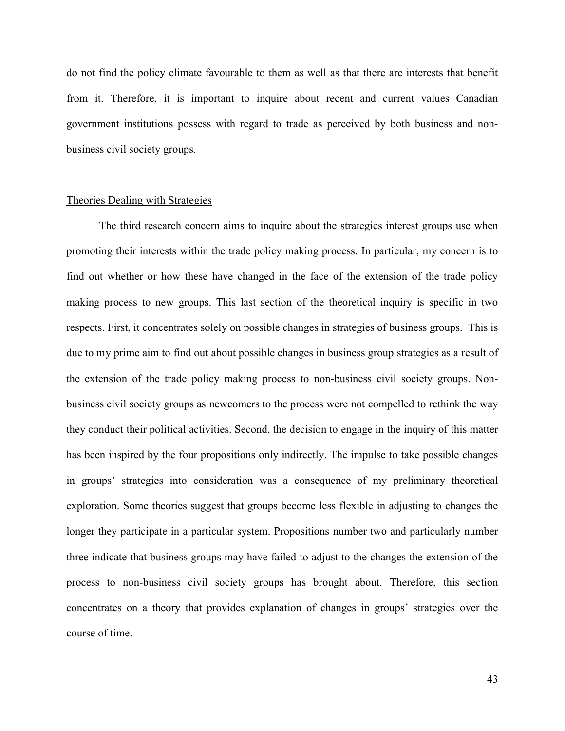do not find the policy climate favourable to them as well as that there are interests that benefit from it. Therefore, it is important to inquire about recent and current values Canadian government institutions possess with regard to trade as perceived by both business and non-business civil society groups.

## Theories Dealing with Strategies

The third research concern aims to inquire about the strategies interest groups use when promoting their interests within the trade policy making process. In particular, my concern is to find out whether or how these have changed in the face of the extension of the trade policy making process to new groups. This last section of the theoretical inquiry is specific in two respects. First, it concentrates solely on possible changes in strategies of business groups. This is due to my prime aim to find out about possible changes in business group strategies as a result of the extension of the trade policy making process to non-business civil society groups. Non-business civil society groups as newcomers to the process were not compelled to rethink the way they conduct their political activities. Second, the decision to engage in the inquiry of this matter has been inspired by the four propositions only indirectly. The impulse to take possible changes in groups' strategies into consideration was a consequence of my preliminary theoretical exploration. Some theories suggest that groups become less flexible in adjusting to changes the longer they participate in a particular system. Propositions number two and particularly number three indicate that business groups may have failed to adjust to the changes the extension of the process to non-business civil society groups has brought about. Therefore, this section concentrates on a theory that provides explanation of changes in groups' strategies over the course of time.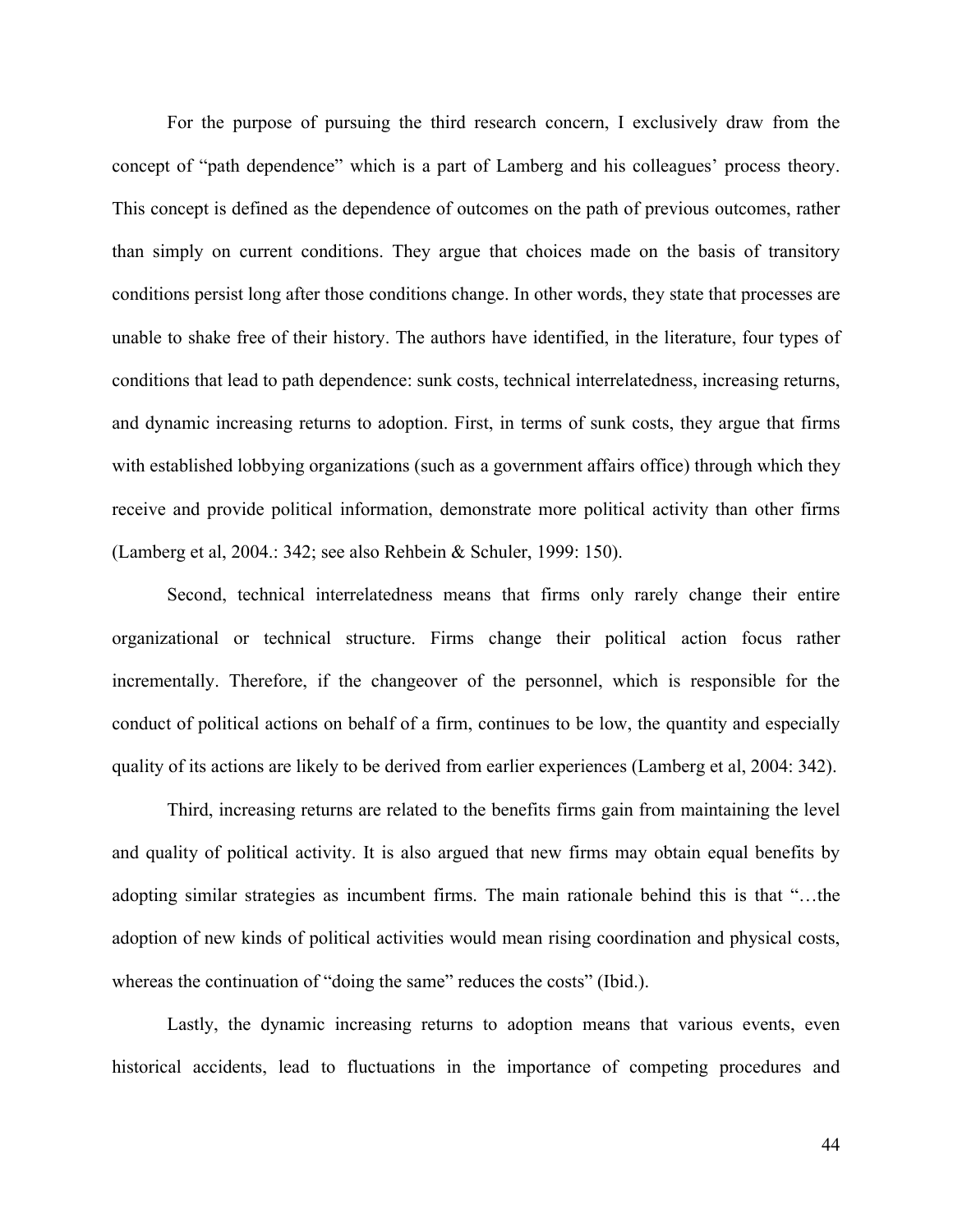For the purpose of pursuing the third research concern, I exclusively draw from the concept of "path dependence" which is a part of Lamberg and his colleagues' process theory. This concept is defined as the dependence of outcomes on the path of previous outcomes, rather than simply on current conditions. They argue that choices made on the basis of transitory conditions persist long after those conditions change. In other words, they state that processes are unable to shake free of their history. The authors have identified, in the literature, four types of conditions that lead to path dependence: sunk costs, technical interrelatedness, increasing returns, and dynamic increasing returns to adoption. First, in terms of sunk costs, they argue that firms with established lobbying organizations (such as a government affairs office) through which they receive and provide political information, demonstrate more political activity than other firms (Lamberg et al, 2004.: 342; see also Rehbein & Schuler, 1999: 150).

Second, technical interrelatedness means that firms only rarely change their entire organizational or technical structure. Firms change their political action focus rather incrementally. Therefore, if the changeover of the personnel, which is responsible for the conduct of political actions on behalf of a firm, continues to be low, the quantity and especially quality of its actions are likely to be derived from earlier experiences (Lamberg et al, 2004: 342).

Third, increasing returns are related to the benefits firms gain from maintaining the level and quality of political activity. It is also argued that new firms may obtain equal benefits by adopting similar strategies as incumbent firms. The main rationale behind this is that "…the adoption of new kinds of political activities would mean rising coordination and physical costs, whereas the continuation of "doing the same" reduces the costs" (Ibid.).

Lastly, the dynamic increasing returns to adoption means that various events, even historical accidents, lead to fluctuations in the importance of competing procedures and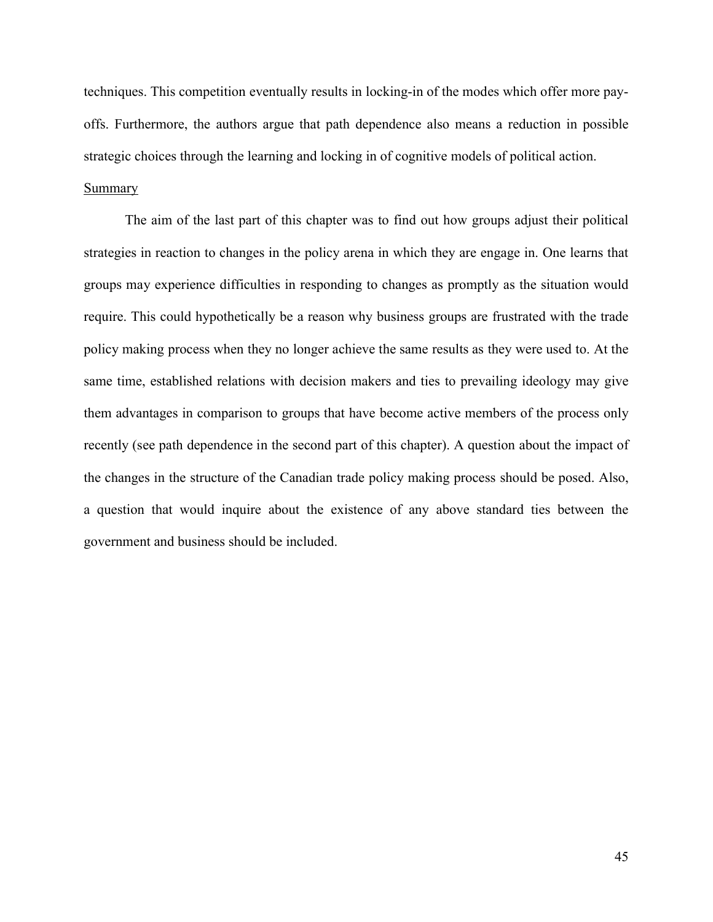techniques. This competition eventually results in locking-in of the modes which offer more pay-offs. Furthermore, the authors argue that path dependence also means a reduction in possible strategic choices through the learning and locking in of cognitive models of political action.

Summary

The aim of the last part of this chapter was to find out how groups adjust their political strategies in reaction to changes in the policy arena in which they are engage in. One learns that groups may experience difficulties in responding to changes as promptly as the situation would require. This could hypothetically be a reason why business groups are frustrated with the trade policy making process when they no longer achieve the same results as they were used to. At the same time, established relations with decision makers and ties to prevailing ideology may give them advantages in comparison to groups that have become active members of the process only recently (see path dependence in the second part of this chapter). A question about the impact of the changes in the structure of the Canadian trade policy making process should be posed. Also, a question that would inquire about the existence of any above standard ties between the government and business should be included.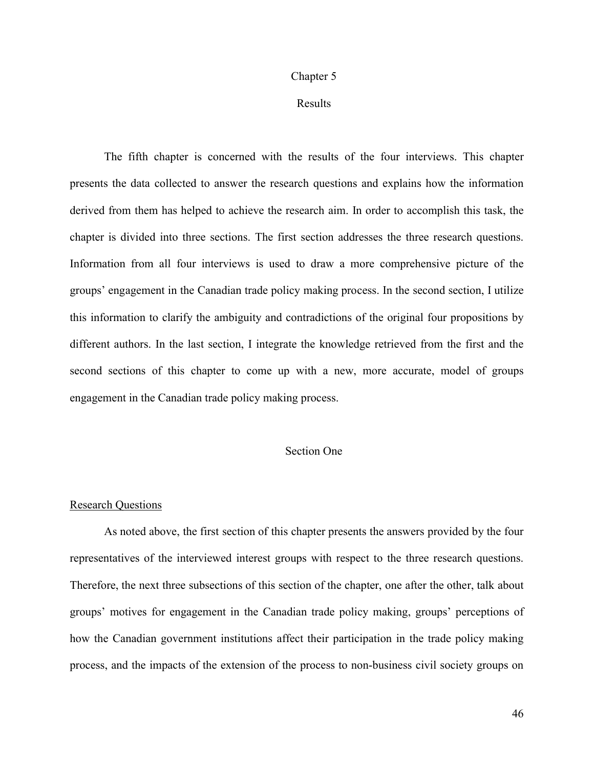# Chapter 5

# Results

The fifth chapter is concerned with the results of the four interviews. This chapter presents the data collected to answer the research questions and explains how the information derived from them has helped to achieve the research aim. In order to accomplish this task, the chapter is divided into three sections. The first section addresses the three research questions. Information from all four interviews is used to draw a more comprehensive picture of the groups' engagement in the Canadian trade policy making process. In the second section, I utilize this information to clarify the ambiguity and contradictions of the original four propositions by different authors. In the last section, I integrate the knowledge retrieved from the first and the second sections of this chapter to come up with a new, more accurate, model of groups engagement in the Canadian trade policy making process.

## Section One

### Research Questions

As noted above, the first section of this chapter presents the answers provided by the four representatives of the interviewed interest groups with respect to the three research questions. Therefore, the next three subsections of this section of the chapter, one after the other, talk about groups' motives for engagement in the Canadian trade policy making, groups' perceptions of how the Canadian government institutions affect their participation in the trade policy making process, and the impacts of the extension of the process to non-business civil society groups on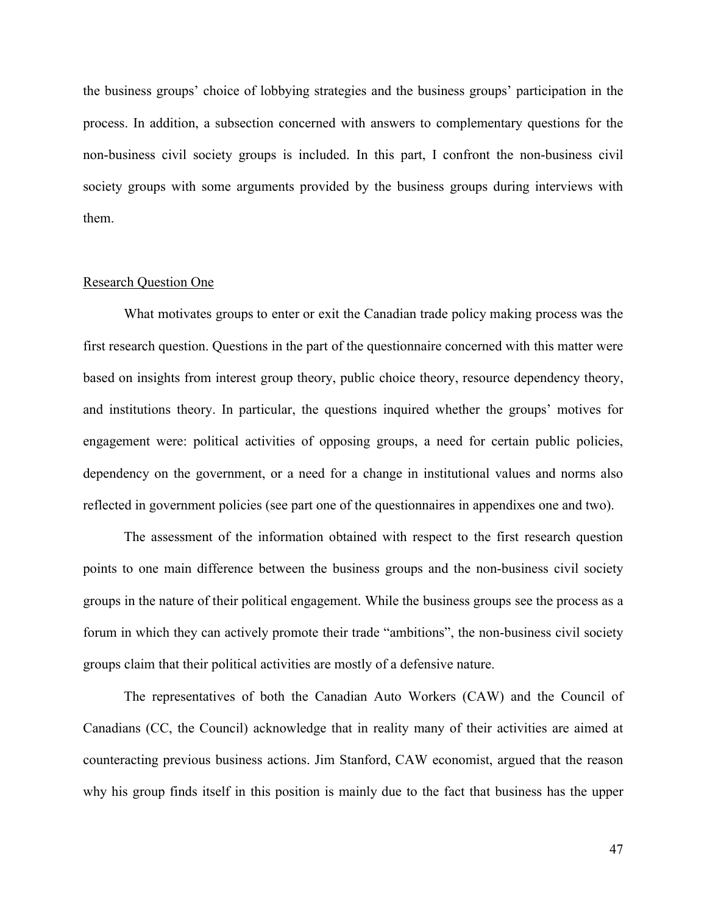the business groups' choice of lobbying strategies and the business groups' participation in the process. In addition, a subsection concerned with answers to complementary questions for the non-business civil society groups is included. In this part, I confront the non-business civil society groups with some arguments provided by the business groups during interviews with them.

## Research Question One

What motivates groups to enter or exit the Canadian trade policy making process was the first research question. Questions in the part of the questionnaire concerned with this matter were based on insights from interest group theory, public choice theory, resource dependency theory, and institutions theory. In particular, the questions inquired whether the groups' motives for engagement were: political activities of opposing groups, a need for certain public policies, dependency on the government, or a need for a change in institutional values and norms also reflected in government policies (see part one of the questionnaires in appendixes one and two).

The assessment of the information obtained with respect to the first research question points to one main difference between the business groups and the non-business civil society groups in the nature of their political engagement. While the business groups see the process as a forum in which they can actively promote their trade "ambitions", the non-business civil society groups claim that their political activities are mostly of a defensive nature.

The representatives of both the Canadian Auto Workers (CAW) and the Council of Canadians (CC, the Council) acknowledge that in reality many of their activities are aimed at counteracting previous business actions. Jim Stanford, CAW economist, argued that the reason why his group finds itself in this position is mainly due to the fact that business has the upper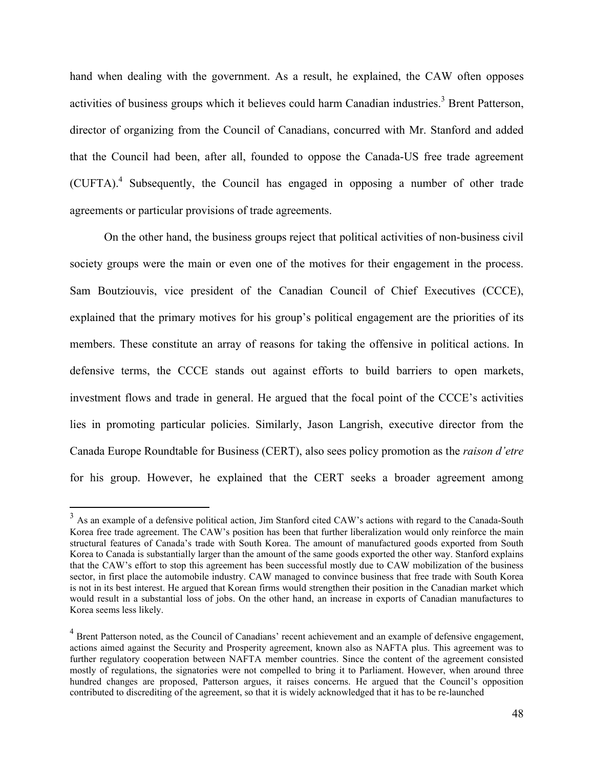hand when dealing with the government. As a result, he explained, the CAW often opposes activities of business groups which it believes could harm Canadian industries.[3] Brent Patterson, director of organizing from the Council of Canadians, concurred with Mr. Stanford and added that the Council had been, after all, founded to oppose the Canada-US free trade agreement (CUFTA).[4] Subsequently, the Council has engaged in opposing a number of other trade agreements or particular provisions of trade agreements.

On the other hand, the business groups reject that political activities of non-business civil society groups were the main or even one of the motives for their engagement in the process. Sam Boutziouvis, vice president of the Canadian Council of Chief Executives (CCCE), explained that the primary motives for his group's political engagement are the priorities of its members. These constitute an array of reasons for taking the offensive in political actions. In defensive terms, the CCCE stands out against efforts to build barriers to open markets, investment flows and trade in general. He argued that the focal point of the CCCE's activities lies in promoting particular policies. Similarly, Jason Langrish, executive director from the Canada Europe Roundtable for Business (CERT), also sees policy promotion as the *raison d'etre* for his group. However, he explained that the CERT seeks a broader agreement among

---

[3] As an example of a defensive political action, Jim Stanford cited CAW's actions with regard to the Canada-South Korea free trade agreement. The CAW's position has been that further liberalization would only reinforce the main structural features of Canada's trade with South Korea. The amount of manufactured goods exported from South Korea to Canada is substantially larger than the amount of the same goods exported the other way. Stanford explains that the CAW's effort to stop this agreement has been successful mostly due to CAW mobilization of the business sector, in first place the automobile industry. CAW managed to convince business that free trade with South Korea is not in its best interest. He argued that Korean firms would strengthen their position in the Canadian market which would result in a substantial loss of jobs. On the other hand, an increase in exports of Canadian manufactures to Korea seems less likely.

[4] Brent Patterson noted, as the Council of Canadians' recent achievement and an example of defensive engagement, actions aimed against the Security and Prosperity agreement, known also as NAFTA plus. This agreement was to further regulatory cooperation between NAFTA member countries. Since the content of the agreement consisted mostly of regulations, the signatories were not compelled to bring it to Parliament. However, when around three hundred changes are proposed, Patterson argues, it raises concerns. He argued that the Council's opposition contributed to discrediting of the agreement, so that it is widely acknowledged that it has to be re-launched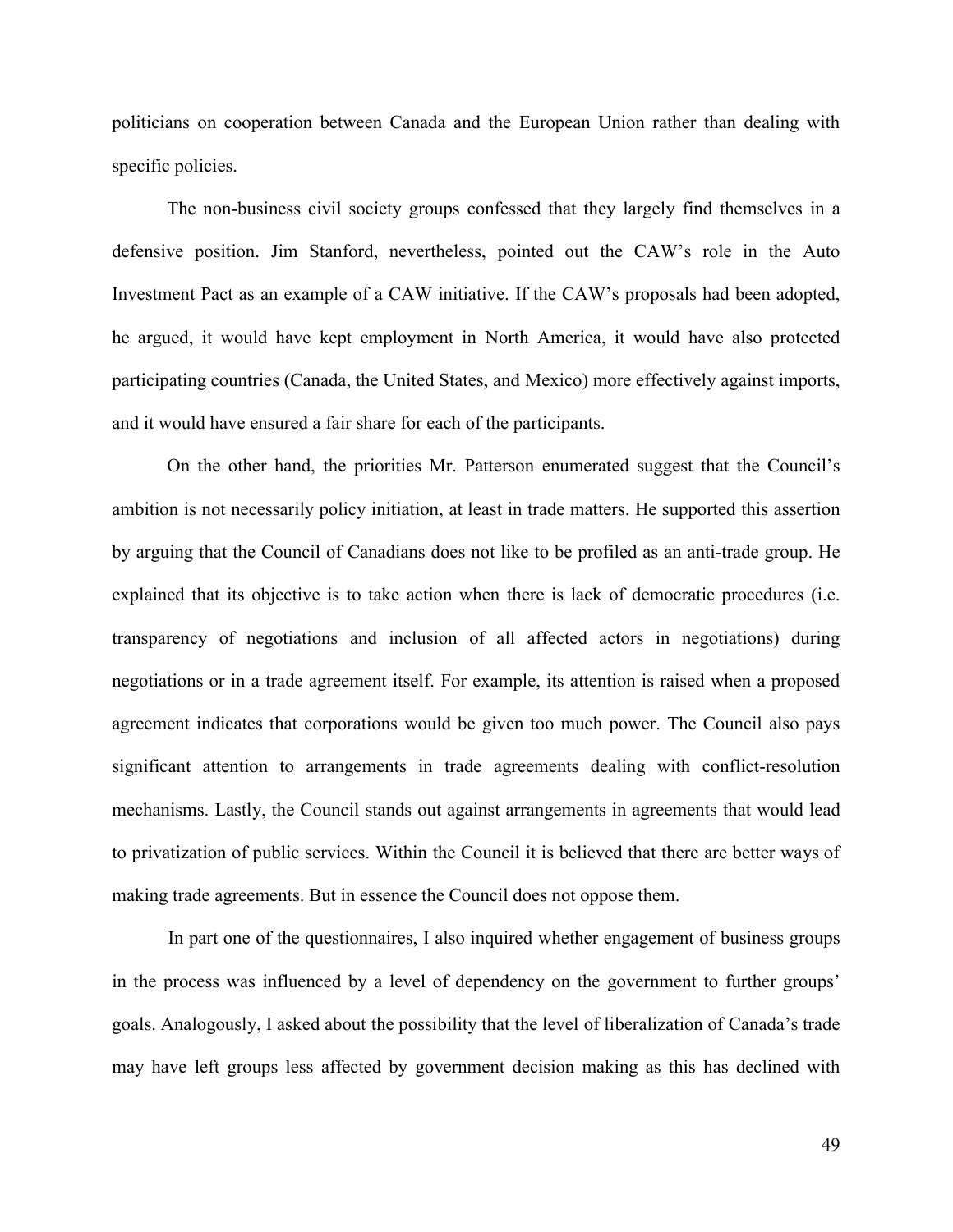politicians on cooperation between Canada and the European Union rather than dealing with specific policies.

The non-business civil society groups confessed that they largely find themselves in a defensive position. Jim Stanford, nevertheless, pointed out the CAW's role in the Auto Investment Pact as an example of a CAW initiative. If the CAW's proposals had been adopted, he argued, it would have kept employment in North America, it would have also protected participating countries (Canada, the United States, and Mexico) more effectively against imports, and it would have ensured a fair share for each of the participants.

On the other hand, the priorities Mr. Patterson enumerated suggest that the Council's ambition is not necessarily policy initiation, at least in trade matters. He supported this assertion by arguing that the Council of Canadians does not like to be profiled as an anti-trade group. He explained that its objective is to take action when there is lack of democratic procedures (i.e. transparency of negotiations and inclusion of all affected actors in negotiations) during negotiations or in a trade agreement itself. For example, its attention is raised when a proposed agreement indicates that corporations would be given too much power. The Council also pays significant attention to arrangements in trade agreements dealing with conflict-resolution mechanisms. Lastly, the Council stands out against arrangements in agreements that would lead to privatization of public services. Within the Council it is believed that there are better ways of making trade agreements. But in essence the Council does not oppose them.

In part one of the questionnaires, I also inquired whether engagement of business groups in the process was influenced by a level of dependency on the government to further groups' goals. Analogously, I asked about the possibility that the level of liberalization of Canada's trade may have left groups less affected by government decision making as this has declined with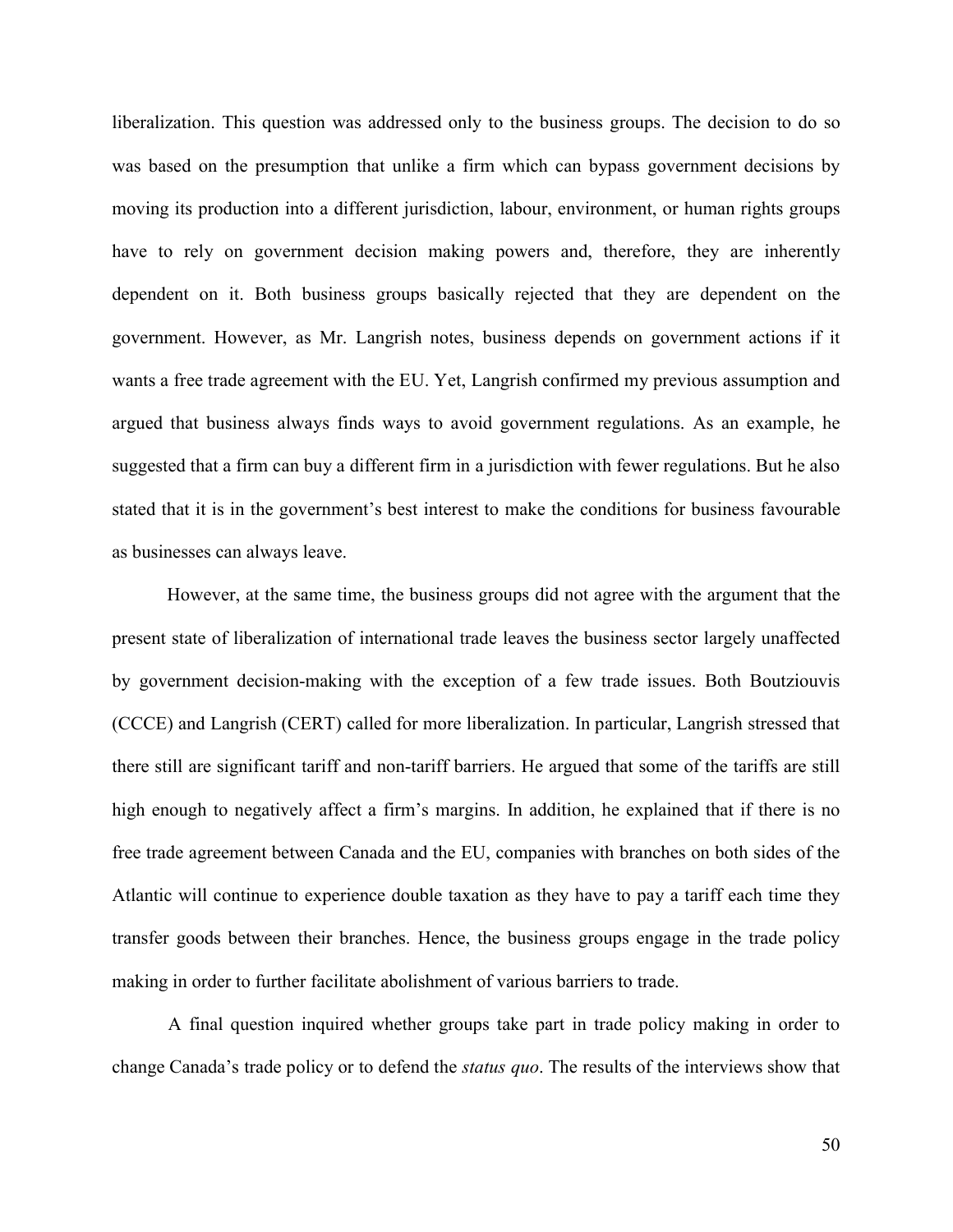liberalization. This question was addressed only to the business groups. The decision to do so was based on the presumption that unlike a firm which can bypass government decisions by moving its production into a different jurisdiction, labour, environment, or human rights groups have to rely on government decision making powers and, therefore, they are inherently dependent on it. Both business groups basically rejected that they are dependent on the government. However, as Mr. Langrish notes, business depends on government actions if it wants a free trade agreement with the EU. Yet, Langrish confirmed my previous assumption and argued that business always finds ways to avoid government regulations. As an example, he suggested that a firm can buy a different firm in a jurisdiction with fewer regulations. But he also stated that it is in the government's best interest to make the conditions for business favourable as businesses can always leave.

However, at the same time, the business groups did not agree with the argument that the present state of liberalization of international trade leaves the business sector largely unaffected by government decision-making with the exception of a few trade issues. Both Boutziouvis (CCCE) and Langrish (CERT) called for more liberalization. In particular, Langrish stressed that there still are significant tariff and non-tariff barriers. He argued that some of the tariffs are still high enough to negatively affect a firm's margins. In addition, he explained that if there is no free trade agreement between Canada and the EU, companies with branches on both sides of the Atlantic will continue to experience double taxation as they have to pay a tariff each time they transfer goods between their branches. Hence, the business groups engage in the trade policy making in order to further facilitate abolishment of various barriers to trade.

A final question inquired whether groups take part in trade policy making in order to change Canada's trade policy or to defend the *status quo*. The results of the interviews show that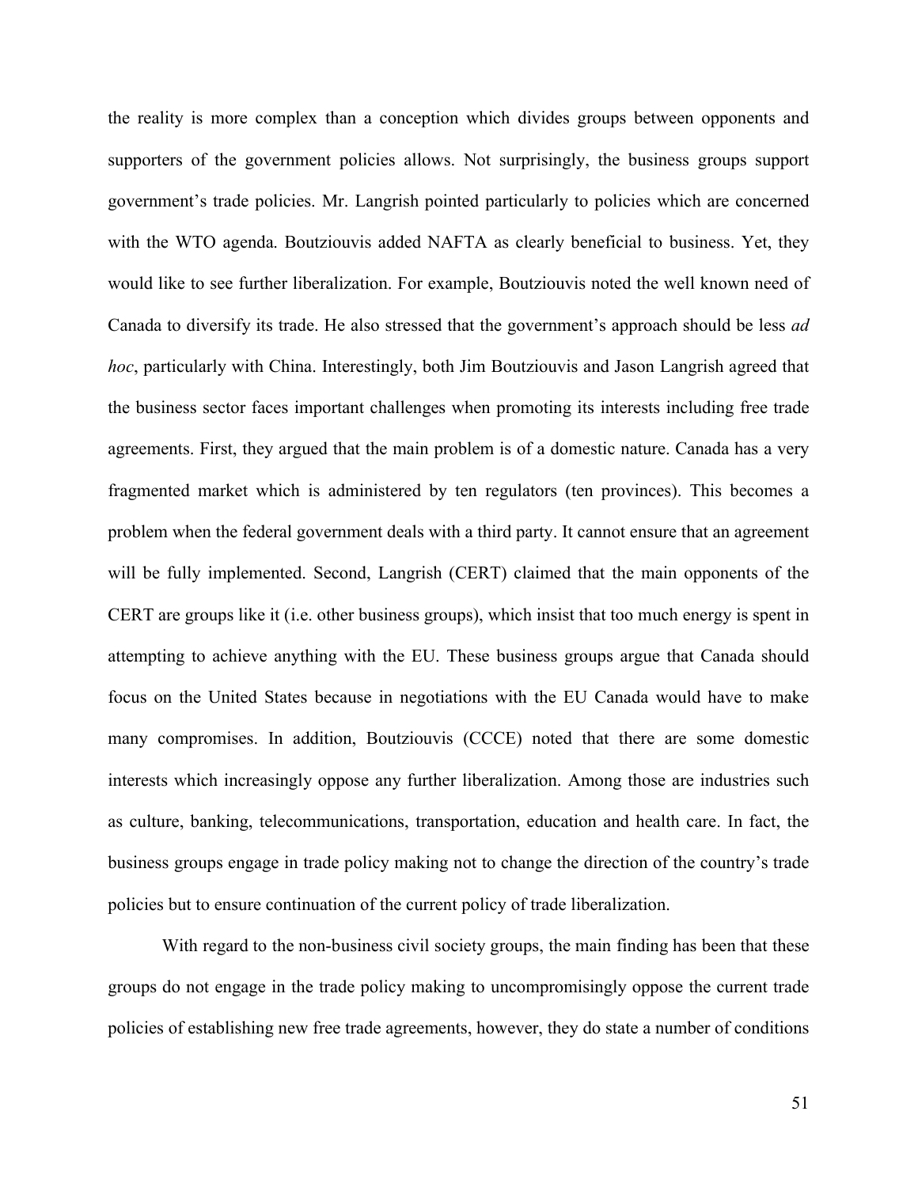the reality is more complex than a conception which divides groups between opponents and supporters of the government policies allows. Not surprisingly, the business groups support government's trade policies. Mr. Langrish pointed particularly to policies which are concerned with the WTO agenda. Boutziouvis added NAFTA as clearly beneficial to business. Yet, they would like to see further liberalization. For example, Boutziouvis noted the well known need of Canada to diversify its trade. He also stressed that the government's approach should be less *ad hoc*, particularly with China. Interestingly, both Jim Boutziouvis and Jason Langrish agreed that the business sector faces important challenges when promoting its interests including free trade agreements. First, they argued that the main problem is of a domestic nature. Canada has a very fragmented market which is administered by ten regulators (ten provinces). This becomes a problem when the federal government deals with a third party. It cannot ensure that an agreement will be fully implemented. Second, Langrish (CERT) claimed that the main opponents of the CERT are groups like it (i.e. other business groups), which insist that too much energy is spent in attempting to achieve anything with the EU. These business groups argue that Canada should focus on the United States because in negotiations with the EU Canada would have to make many compromises. In addition, Boutziouvis (CCCE) noted that there are some domestic interests which increasingly oppose any further liberalization. Among those are industries such as culture, banking, telecommunications, transportation, education and health care. In fact, the business groups engage in trade policy making not to change the direction of the country's trade policies but to ensure continuation of the current policy of trade liberalization.

With regard to the non-business civil society groups, the main finding has been that these groups do not engage in the trade policy making to uncompromisingly oppose the current trade policies of establishing new free trade agreements, however, they do state a number of conditions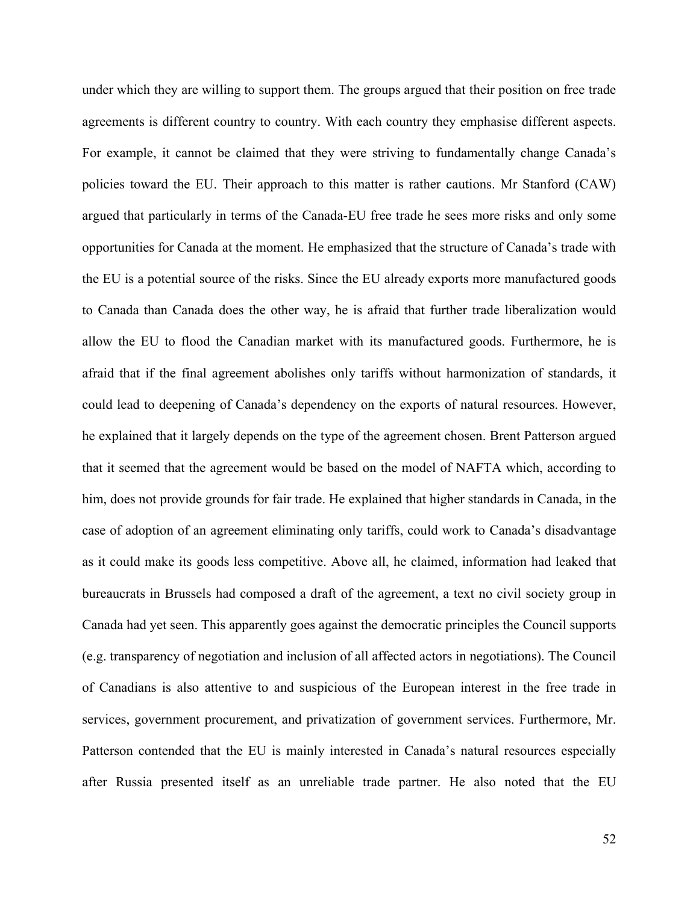under which they are willing to support them. The groups argued that their position on free trade agreements is different country to country. With each country they emphasise different aspects. For example, it cannot be claimed that they were striving to fundamentally change Canada's policies toward the EU. Their approach to this matter is rather cautions. Mr Stanford (CAW) argued that particularly in terms of the Canada-EU free trade he sees more risks and only some opportunities for Canada at the moment. He emphasized that the structure of Canada's trade with the EU is a potential source of the risks. Since the EU already exports more manufactured goods to Canada than Canada does the other way, he is afraid that further trade liberalization would allow the EU to flood the Canadian market with its manufactured goods. Furthermore, he is afraid that if the final agreement abolishes only tariffs without harmonization of standards, it could lead to deepening of Canada's dependency on the exports of natural resources. However, he explained that it largely depends on the type of the agreement chosen. Brent Patterson argued that it seemed that the agreement would be based on the model of NAFTA which, according to him, does not provide grounds for fair trade. He explained that higher standards in Canada, in the case of adoption of an agreement eliminating only tariffs, could work to Canada's disadvantage as it could make its goods less competitive. Above all, he claimed, information had leaked that bureaucrats in Brussels had composed a draft of the agreement, a text no civil society group in Canada had yet seen. This apparently goes against the democratic principles the Council supports (e.g. transparency of negotiation and inclusion of all affected actors in negotiations). The Council of Canadians is also attentive to and suspicious of the European interest in the free trade in services, government procurement, and privatization of government services. Furthermore, Mr. Patterson contended that the EU is mainly interested in Canada's natural resources especially after Russia presented itself as an unreliable trade partner. He also noted that the EU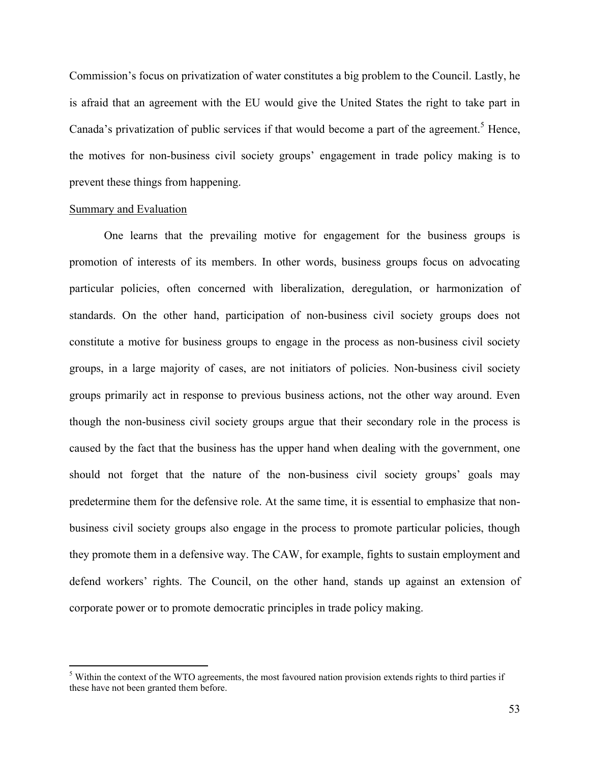Commission's focus on privatization of water constitutes a big problem to the Council. Lastly, he is afraid that an agreement with the EU would give the United States the right to take part in Canada's privatization of public services if that would become a part of the agreement.[5] Hence, the motives for non-business civil society groups' engagement in trade policy making is to prevent these things from happening.

Summary and Evaluation

One learns that the prevailing motive for engagement for the business groups is promotion of interests of its members. In other words, business groups focus on advocating particular policies, often concerned with liberalization, deregulation, or harmonization of standards. On the other hand, participation of non-business civil society groups does not constitute a motive for business groups to engage in the process as non-business civil society groups, in a large majority of cases, are not initiators of policies. Non-business civil society groups primarily act in response to previous business actions, not the other way around. Even though the non-business civil society groups argue that their secondary role in the process is caused by the fact that the business has the upper hand when dealing with the government, one should not forget that the nature of the non-business civil society groups' goals may predetermine them for the defensive role. At the same time, it is essential to emphasize that non-business civil society groups also engage in the process to promote particular policies, though they promote them in a defensive way. The CAW, for example, fights to sustain employment and defend workers' rights. The Council, on the other hand, stands up against an extension of corporate power or to promote democratic principles in trade policy making.

[5] Within the context of the WTO agreements, the most favoured nation provision extends rights to third parties if these have not been granted them before.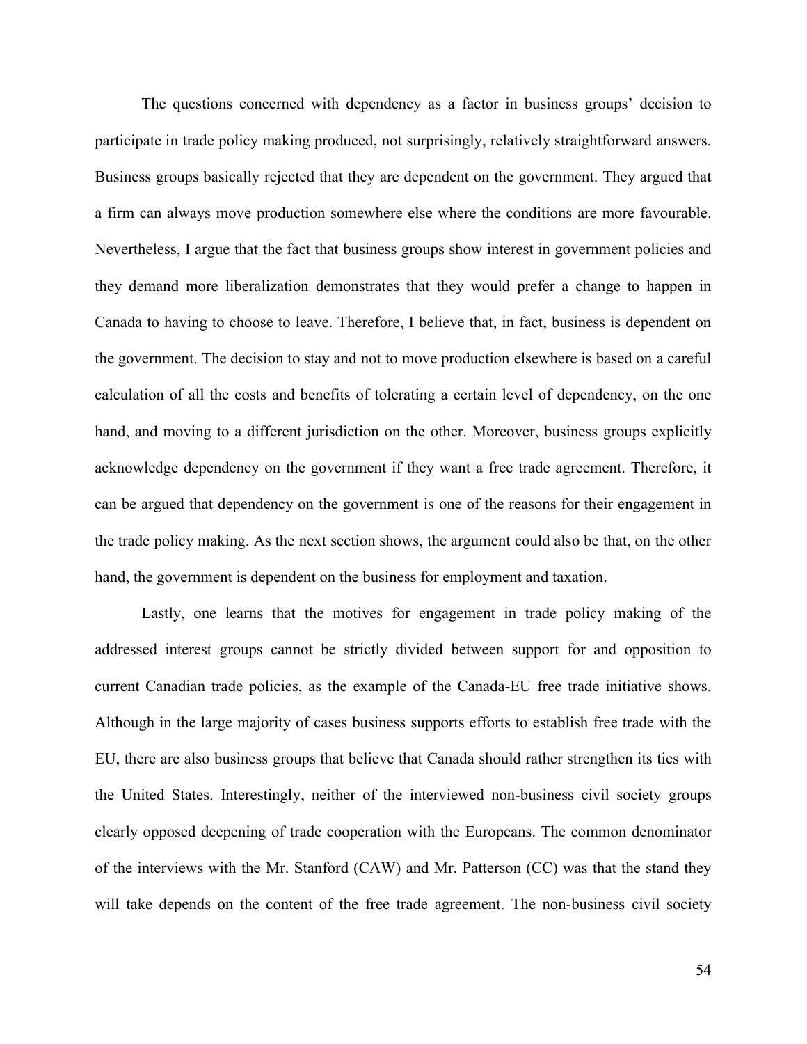The questions concerned with dependency as a factor in business groups' decision to participate in trade policy making produced, not surprisingly, relatively straightforward answers. Business groups basically rejected that they are dependent on the government. They argued that a firm can always move production somewhere else where the conditions are more favourable. Nevertheless, I argue that the fact that business groups show interest in government policies and they demand more liberalization demonstrates that they would prefer a change to happen in Canada to having to choose to leave. Therefore, I believe that, in fact, business is dependent on the government. The decision to stay and not to move production elsewhere is based on a careful calculation of all the costs and benefits of tolerating a certain level of dependency, on the one hand, and moving to a different jurisdiction on the other. Moreover, business groups explicitly acknowledge dependency on the government if they want a free trade agreement. Therefore, it can be argued that dependency on the government is one of the reasons for their engagement in the trade policy making. As the next section shows, the argument could also be that, on the other hand, the government is dependent on the business for employment and taxation.

Lastly, one learns that the motives for engagement in trade policy making of the addressed interest groups cannot be strictly divided between support for and opposition to current Canadian trade policies, as the example of the Canada-EU free trade initiative shows. Although in the large majority of cases business supports efforts to establish free trade with the EU, there are also business groups that believe that Canada should rather strengthen its ties with the United States. Interestingly, neither of the interviewed non-business civil society groups clearly opposed deepening of trade cooperation with the Europeans. The common denominator of the interviews with the Mr. Stanford (CAW) and Mr. Patterson (CC) was that the stand they will take depends on the content of the free trade agreement. The non-business civil society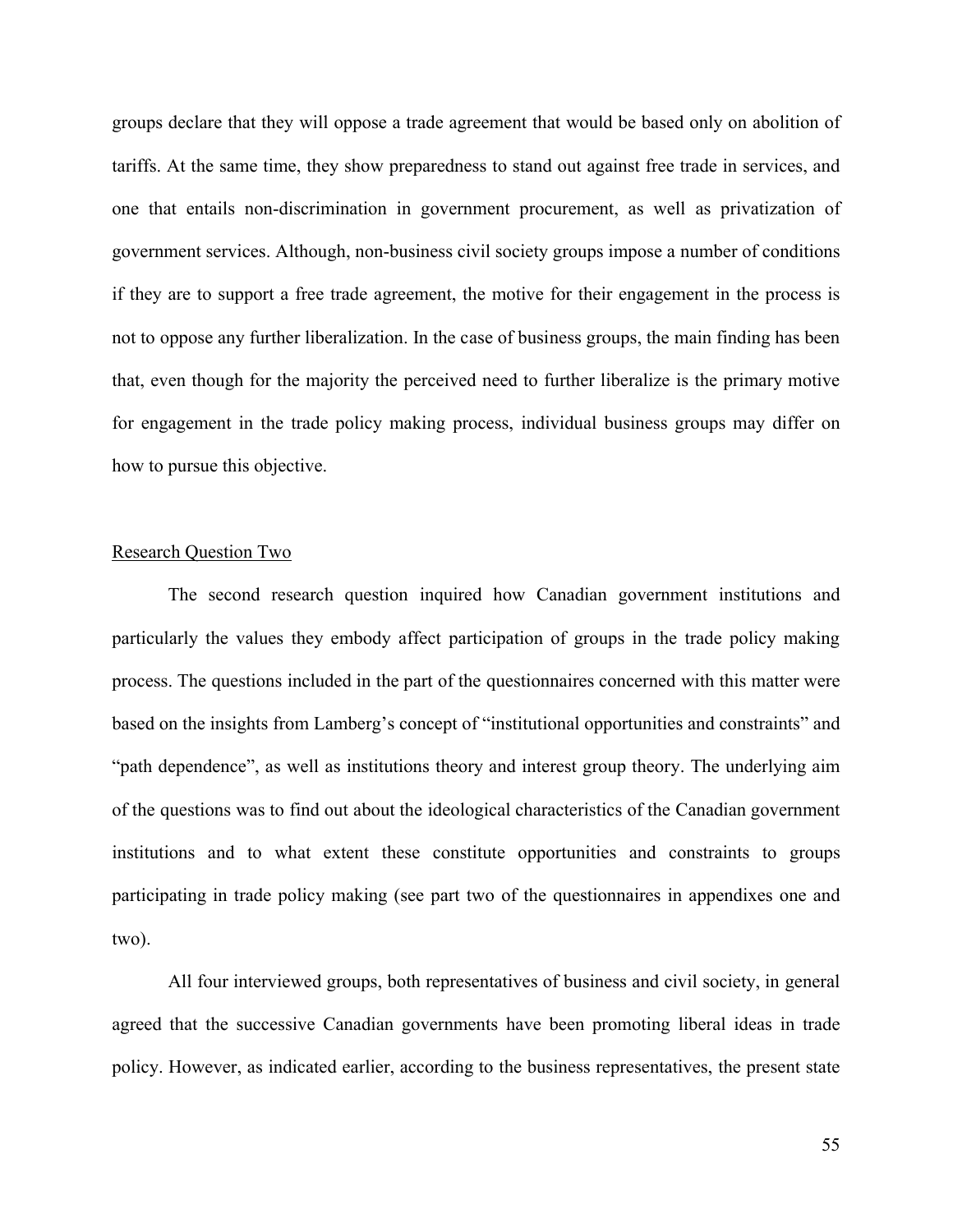groups declare that they will oppose a trade agreement that would be based only on abolition of tariffs. At the same time, they show preparedness to stand out against free trade in services, and one that entails non-discrimination in government procurement, as well as privatization of government services. Although, non-business civil society groups impose a number of conditions if they are to support a free trade agreement, the motive for their engagement in the process is not to oppose any further liberalization. In the case of business groups, the main finding has been that, even though for the majority the perceived need to further liberalize is the primary motive for engagement in the trade policy making process, individual business groups may differ on how to pursue this objective.

Research Question Two

The second research question inquired how Canadian government institutions and particularly the values they embody affect participation of groups in the trade policy making process. The questions included in the part of the questionnaires concerned with this matter were based on the insights from Lamberg's concept of "institutional opportunities and constraints" and "path dependence", as well as institutions theory and interest group theory. The underlying aim of the questions was to find out about the ideological characteristics of the Canadian government institutions and to what extent these constitute opportunities and constraints to groups participating in trade policy making (see part two of the questionnaires in appendixes one and two).

All four interviewed groups, both representatives of business and civil society, in general agreed that the successive Canadian governments have been promoting liberal ideas in trade policy. However, as indicated earlier, according to the business representatives, the present state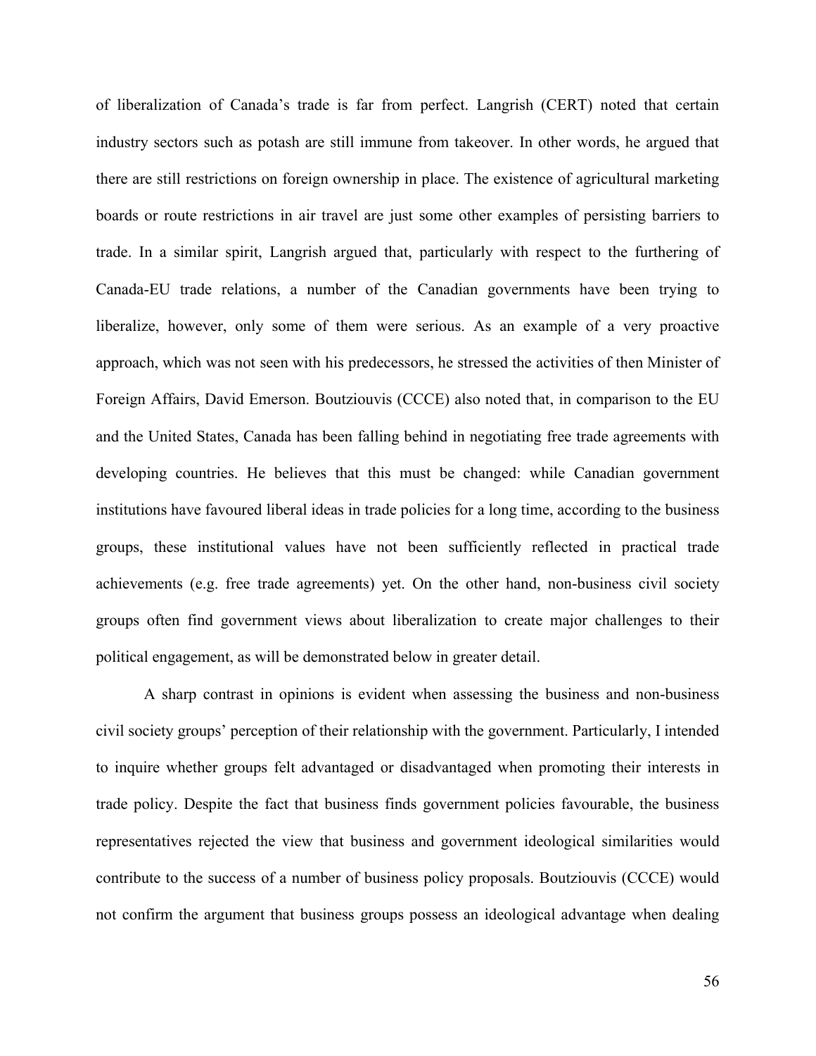of liberalization of Canada's trade is far from perfect. Langrish (CERT) noted that certain industry sectors such as potash are still immune from takeover. In other words, he argued that there are still restrictions on foreign ownership in place. The existence of agricultural marketing boards or route restrictions in air travel are just some other examples of persisting barriers to trade. In a similar spirit, Langrish argued that, particularly with respect to the furthering of Canada-EU trade relations, a number of the Canadian governments have been trying to liberalize, however, only some of them were serious. As an example of a very proactive approach, which was not seen with his predecessors, he stressed the activities of then Minister of Foreign Affairs, David Emerson. Boutziouvis (CCCE) also noted that, in comparison to the EU and the United States, Canada has been falling behind in negotiating free trade agreements with developing countries. He believes that this must be changed: while Canadian government institutions have favoured liberal ideas in trade policies for a long time, according to the business groups, these institutional values have not been sufficiently reflected in practical trade achievements (e.g. free trade agreements) yet. On the other hand, non-business civil society groups often find government views about liberalization to create major challenges to their political engagement, as will be demonstrated below in greater detail.

A sharp contrast in opinions is evident when assessing the business and non-business civil society groups' perception of their relationship with the government. Particularly, I intended to inquire whether groups felt advantaged or disadvantaged when promoting their interests in trade policy. Despite the fact that business finds government policies favourable, the business representatives rejected the view that business and government ideological similarities would contribute to the success of a number of business policy proposals. Boutziouvis (CCCE) would not confirm the argument that business groups possess an ideological advantage when dealing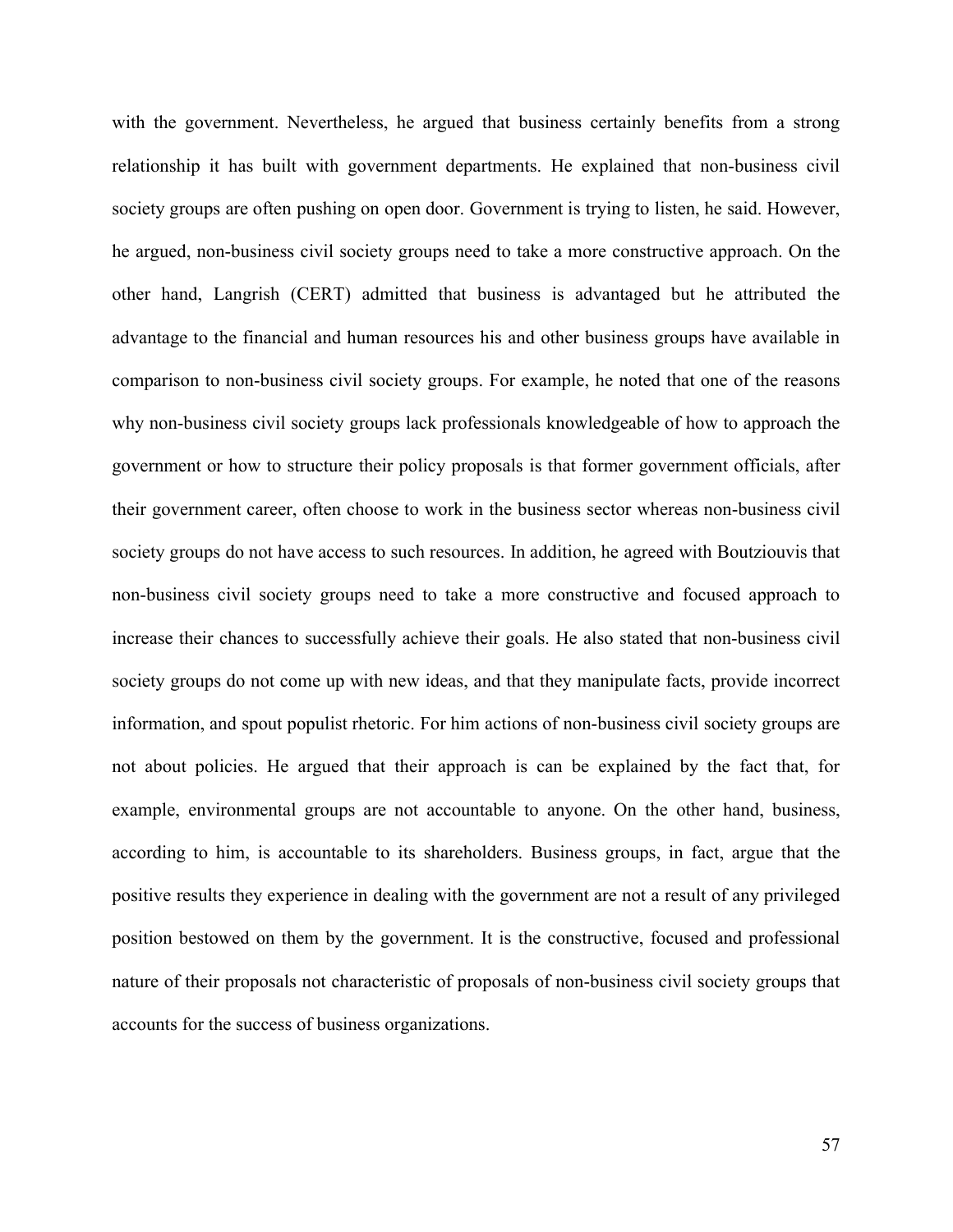with the government. Nevertheless, he argued that business certainly benefits from a strong relationship it has built with government departments. He explained that non-business civil society groups are often pushing on open door. Government is trying to listen, he said. However, he argued, non-business civil society groups need to take a more constructive approach. On the other hand, Langrish (CERT) admitted that business is advantaged but he attributed the advantage to the financial and human resources his and other business groups have available in comparison to non-business civil society groups. For example, he noted that one of the reasons why non-business civil society groups lack professionals knowledgeable of how to approach the government or how to structure their policy proposals is that former government officials, after their government career, often choose to work in the business sector whereas non-business civil society groups do not have access to such resources. In addition, he agreed with Boutziouvis that non-business civil society groups need to take a more constructive and focused approach to increase their chances to successfully achieve their goals. He also stated that non-business civil society groups do not come up with new ideas, and that they manipulate facts, provide incorrect information, and spout populist rhetoric. For him actions of non-business civil society groups are not about policies. He argued that their approach is can be explained by the fact that, for example, environmental groups are not accountable to anyone. On the other hand, business, according to him, is accountable to its shareholders. Business groups, in fact, argue that the positive results they experience in dealing with the government are not a result of any privileged position bestowed on them by the government. It is the constructive, focused and professional nature of their proposals not characteristic of proposals of non-business civil society groups that accounts for the success of business organizations.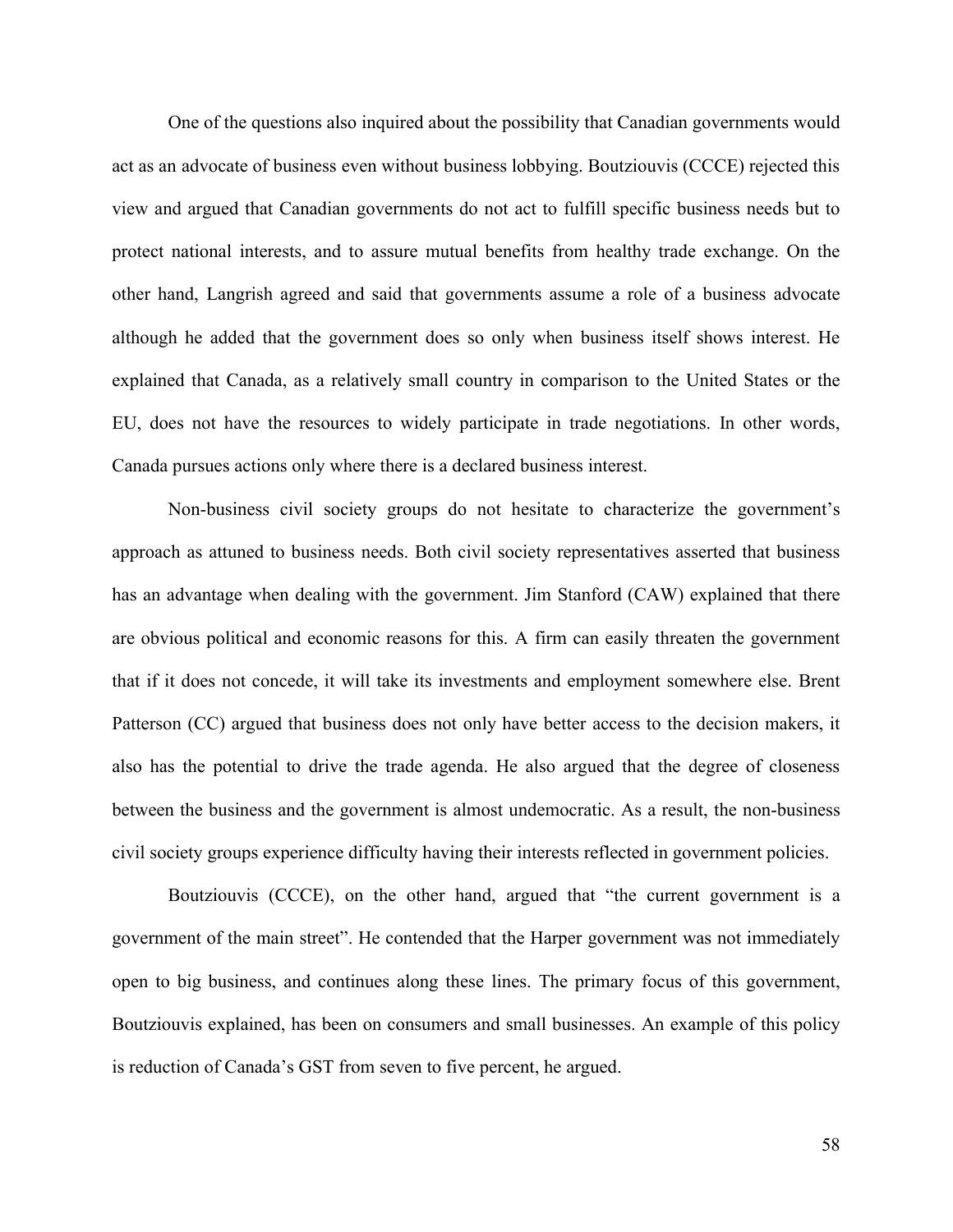One of the questions also inquired about the possibility that Canadian governments would act as an advocate of business even without business lobbying. Boutziouvis (CCCE) rejected this view and argued that Canadian governments do not act to fulfill specific business needs but to protect national interests, and to assure mutual benefits from healthy trade exchange. On the other hand, Langrish agreed and said that governments assume a role of a business advocate although he added that the government does so only when business itself shows interest. He explained that Canada, as a relatively small country in comparison to the United States or the EU, does not have the resources to widely participate in trade negotiations. In other words, Canada pursues actions only where there is a declared business interest.

Non-business civil society groups do not hesitate to characterize the government's approach as attuned to business needs. Both civil society representatives asserted that business has an advantage when dealing with the government. Jim Stanford (CAW) explained that there are obvious political and economic reasons for this. A firm can easily threaten the government that if it does not concede, it will take its investments and employment somewhere else. Brent Patterson (CC) argued that business does not only have better access to the decision makers, it also has the potential to drive the trade agenda. He also argued that the degree of closeness between the business and the government is almost undemocratic. As a result, the non-business civil society groups experience difficulty having their interests reflected in government policies.

Boutziouvis (CCCE), on the other hand, argued that "the current government is a government of the main street". He contended that the Harper government was not immediately open to big business, and continues along these lines. The primary focus of this government, Boutziouvis explained, has been on consumers and small businesses. An example of this policy is reduction of Canada's GST from seven to five percent, he argued.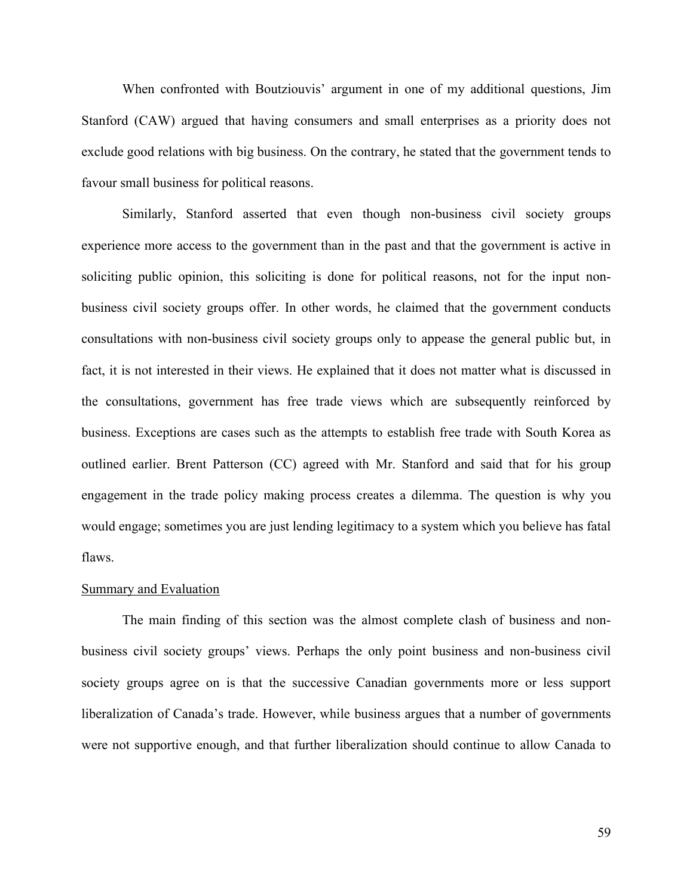When confronted with Boutziouvis' argument in one of my additional questions, Jim Stanford (CAW) argued that having consumers and small enterprises as a priority does not exclude good relations with big business. On the contrary, he stated that the government tends to favour small business for political reasons.

Similarly, Stanford asserted that even though non-business civil society groups experience more access to the government than in the past and that the government is active in soliciting public opinion, this soliciting is done for political reasons, not for the input non-business civil society groups offer. In other words, he claimed that the government conducts consultations with non-business civil society groups only to appease the general public but, in fact, it is not interested in their views. He explained that it does not matter what is discussed in the consultations, government has free trade views which are subsequently reinforced by business. Exceptions are cases such as the attempts to establish free trade with South Korea as outlined earlier. Brent Patterson (CC) agreed with Mr. Stanford and said that for his group engagement in the trade policy making process creates a dilemma. The question is why you would engage; sometimes you are just lending legitimacy to a system which you believe has fatal flaws.

Summary and Evaluation

The main finding of this section was the almost complete clash of business and non-business civil society groups' views. Perhaps the only point business and non-business civil society groups agree on is that the successive Canadian governments more or less support liberalization of Canada's trade. However, while business argues that a number of governments were not supportive enough, and that further liberalization should continue to allow Canada to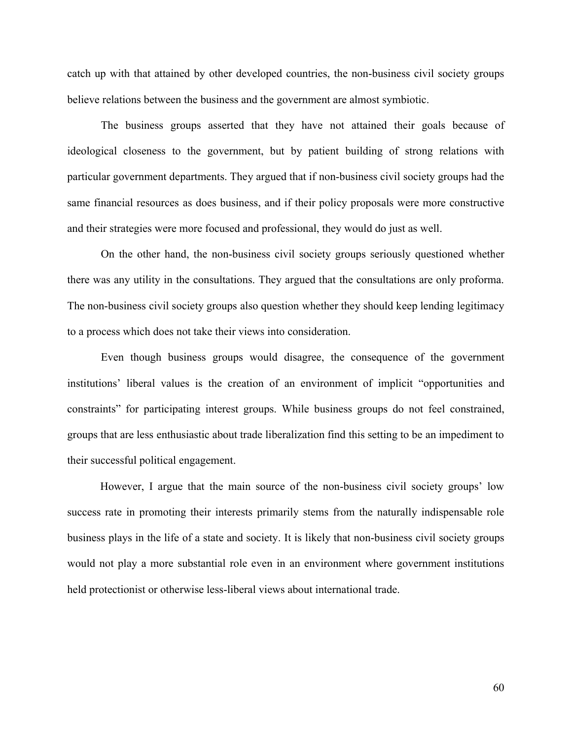catch up with that attained by other developed countries, the non-business civil society groups believe relations between the business and the government are almost symbiotic.

The business groups asserted that they have not attained their goals because of ideological closeness to the government, but by patient building of strong relations with particular government departments. They argued that if non-business civil society groups had the same financial resources as does business, and if their policy proposals were more constructive and their strategies were more focused and professional, they would do just as well.

On the other hand, the non-business civil society groups seriously questioned whether there was any utility in the consultations. They argued that the consultations are only proforma. The non-business civil society groups also question whether they should keep lending legitimacy to a process which does not take their views into consideration.

Even though business groups would disagree, the consequence of the government institutions' liberal values is the creation of an environment of implicit "opportunities and constraints" for participating interest groups. While business groups do not feel constrained, groups that are less enthusiastic about trade liberalization find this setting to be an impediment to their successful political engagement.

However, I argue that the main source of the non-business civil society groups' low success rate in promoting their interests primarily stems from the naturally indispensable role business plays in the life of a state and society. It is likely that non-business civil society groups would not play a more substantial role even in an environment where government institutions held protectionist or otherwise less-liberal views about international trade.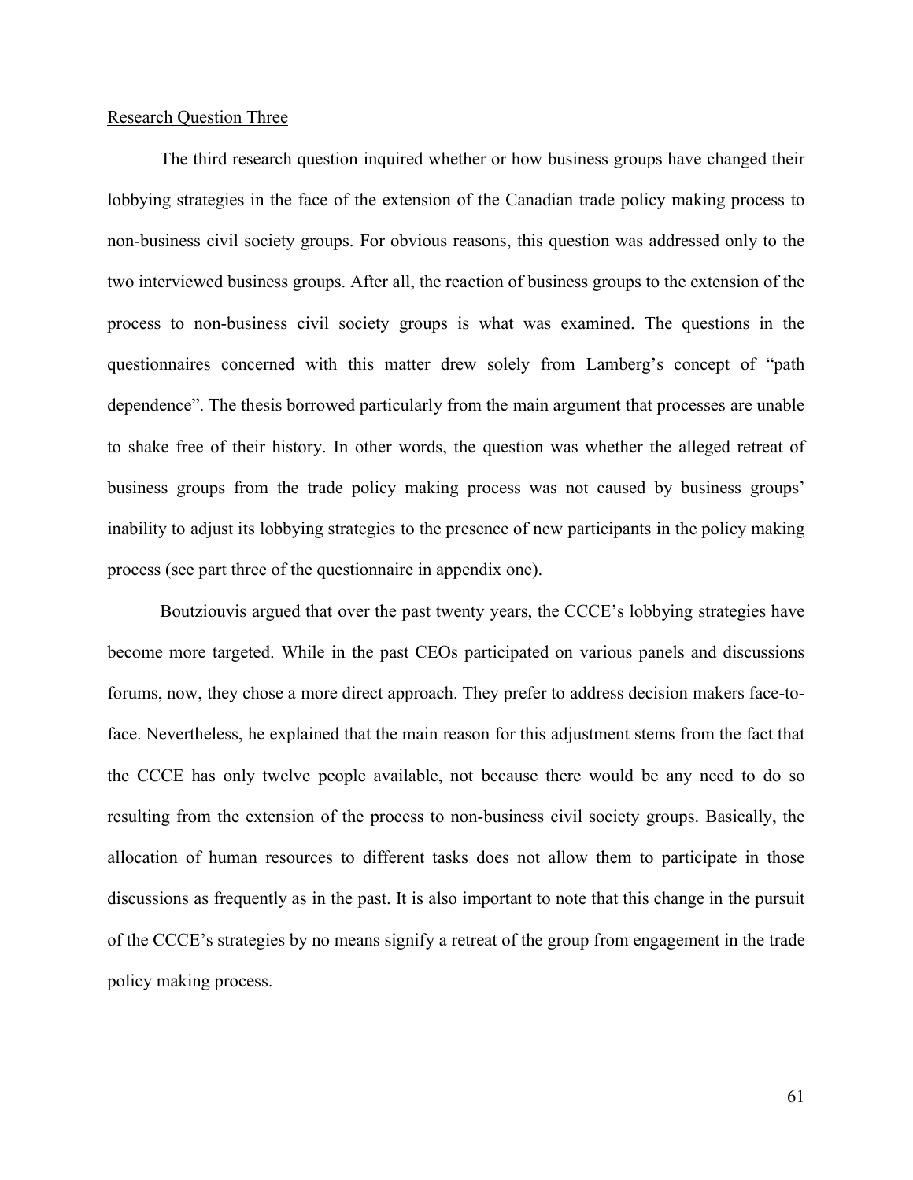Research Question Three

The third research question inquired whether or how business groups have changed their lobbying strategies in the face of the extension of the Canadian trade policy making process to non-business civil society groups. For obvious reasons, this question was addressed only to the two interviewed business groups. After all, the reaction of business groups to the extension of the process to non-business civil society groups is what was examined. The questions in the questionnaires concerned with this matter drew solely from Lamberg's concept of "path dependence". The thesis borrowed particularly from the main argument that processes are unable to shake free of their history. In other words, the question was whether the alleged retreat of business groups from the trade policy making process was not caused by business groups' inability to adjust its lobbying strategies to the presence of new participants in the policy making process (see part three of the questionnaire in appendix one).

Boutziouvis argued that over the past twenty years, the CCCE's lobbying strategies have become more targeted. While in the past CEOs participated on various panels and discussions forums, now, they chose a more direct approach. They prefer to address decision makers face-to-face. Nevertheless, he explained that the main reason for this adjustment stems from the fact that the CCCE has only twelve people available, not because there would be any need to do so resulting from the extension of the process to non-business civil society groups. Basically, the allocation of human resources to different tasks does not allow them to participate in those discussions as frequently as in the past. It is also important to note that this change in the pursuit of the CCCE's strategies by no means signify a retreat of the group from engagement in the trade policy making process.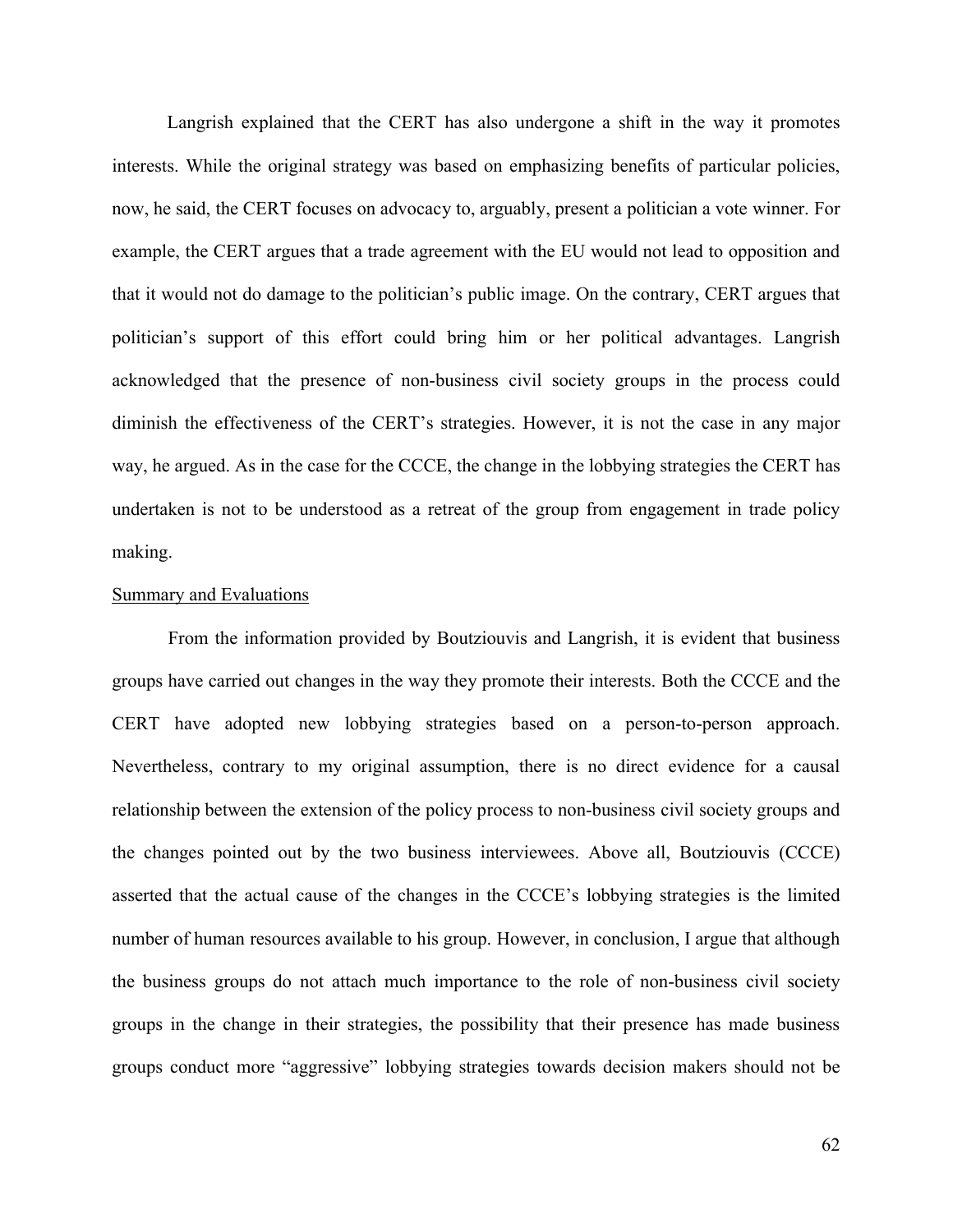Langrish explained that the CERT has also undergone a shift in the way it promotes interests. While the original strategy was based on emphasizing benefits of particular policies, now, he said, the CERT focuses on advocacy to, arguably, present a politician a vote winner. For example, the CERT argues that a trade agreement with the EU would not lead to opposition and that it would not do damage to the politician's public image. On the contrary, CERT argues that politician's support of this effort could bring him or her political advantages. Langrish acknowledged that the presence of non-business civil society groups in the process could diminish the effectiveness of the CERT's strategies. However, it is not the case in any major way, he argued. As in the case for the CCCE, the change in the lobbying strategies the CERT has undertaken is not to be understood as a retreat of the group from engagement in trade policy making.

<u>Summary and Evaluations</u>

From the information provided by Boutziouvis and Langrish, it is evident that business groups have carried out changes in the way they promote their interests. Both the CCCE and the CERT have adopted new lobbying strategies based on a person-to-person approach. Nevertheless, contrary to my original assumption, there is no direct evidence for a causal relationship between the extension of the policy process to non-business civil society groups and the changes pointed out by the two business interviewees. Above all, Boutziouvis (CCCE) asserted that the actual cause of the changes in the CCCE's lobbying strategies is the limited number of human resources available to his group. However, in conclusion, I argue that although the business groups do not attach much importance to the role of non-business civil society groups in the change in their strategies, the possibility that their presence has made business groups conduct more "aggressive" lobbying strategies towards decision makers should not be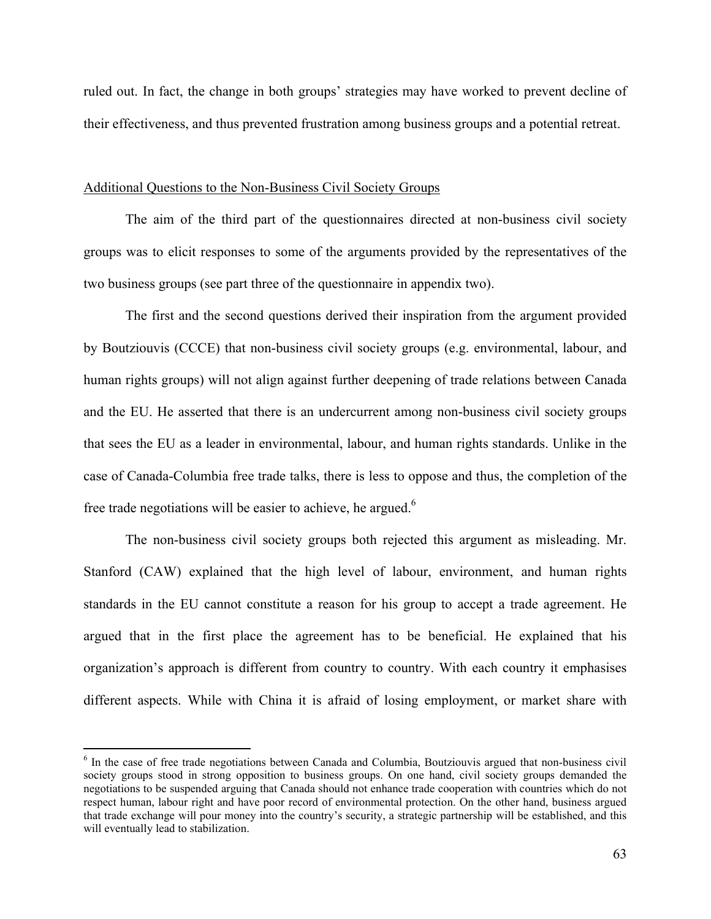ruled out. In fact, the change in both groups' strategies may have worked to prevent decline of their effectiveness, and thus prevented frustration among business groups and a potential retreat.

## Additional Questions to the Non-Business Civil Society Groups

The aim of the third part of the questionnaires directed at non-business civil society groups was to elicit responses to some of the arguments provided by the representatives of the two business groups (see part three of the questionnaire in appendix two).

The first and the second questions derived their inspiration from the argument provided by Boutziouvis (CCCE) that non-business civil society groups (e.g. environmental, labour, and human rights groups) will not align against further deepening of trade relations between Canada and the EU. He asserted that there is an undercurrent among non-business civil society groups that sees the EU as a leader in environmental, labour, and human rights standards. Unlike in the case of Canada-Columbia free trade talks, there is less to oppose and thus, the completion of the free trade negotiations will be easier to achieve, he argued.[6]

The non-business civil society groups both rejected this argument as misleading. Mr. Stanford (CAW) explained that the high level of labour, environment, and human rights standards in the EU cannot constitute a reason for his group to accept a trade agreement. He argued that in the first place the agreement has to be beneficial. He explained that his organization's approach is different from country to country. With each country it emphasises different aspects. While with China it is afraid of losing employment, or market share with

---

[6] In the case of free trade negotiations between Canada and Columbia, Boutziouvis argued that non-business civil society groups stood in strong opposition to business groups. On one hand, civil society groups demanded the negotiations to be suspended arguing that Canada should not enhance trade cooperation with countries which do not respect human, labour right and have poor record of environmental protection. On the other hand, business argued that trade exchange will pour money into the country's security, a strategic partnership will be established, and this will eventually lead to stabilization.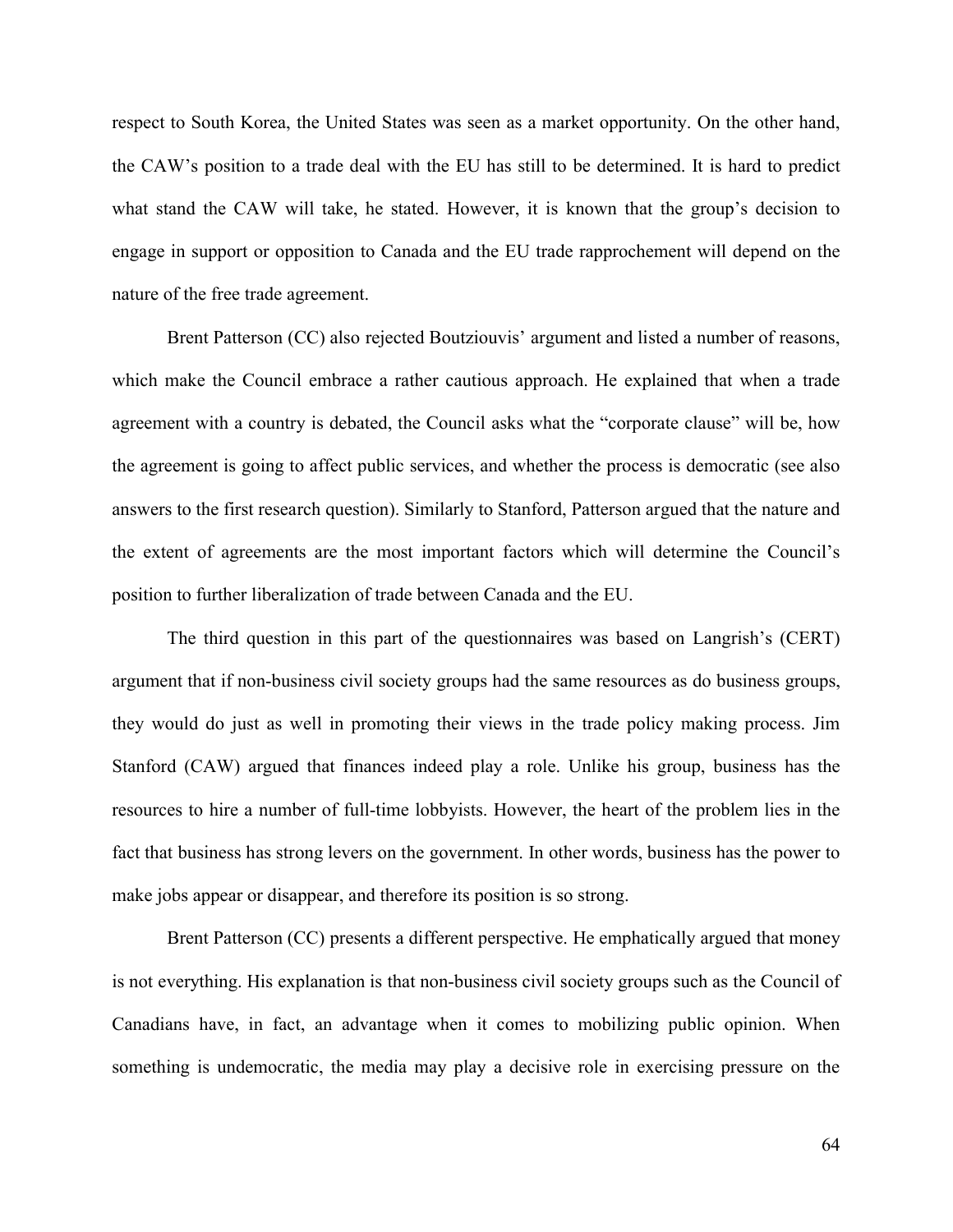respect to South Korea, the United States was seen as a market opportunity. On the other hand, the CAW's position to a trade deal with the EU has still to be determined. It is hard to predict what stand the CAW will take, he stated. However, it is known that the group's decision to engage in support or opposition to Canada and the EU trade rapprochement will depend on the nature of the free trade agreement.

Brent Patterson (CC) also rejected Boutziouvis' argument and listed a number of reasons, which make the Council embrace a rather cautious approach. He explained that when a trade agreement with a country is debated, the Council asks what the "corporate clause" will be, how the agreement is going to affect public services, and whether the process is democratic (see also answers to the first research question). Similarly to Stanford, Patterson argued that the nature and the extent of agreements are the most important factors which will determine the Council's position to further liberalization of trade between Canada and the EU.

The third question in this part of the questionnaires was based on Langrish's (CERT) argument that if non-business civil society groups had the same resources as do business groups, they would do just as well in promoting their views in the trade policy making process. Jim Stanford (CAW) argued that finances indeed play a role. Unlike his group, business has the resources to hire a number of full-time lobbyists. However, the heart of the problem lies in the fact that business has strong levers on the government. In other words, business has the power to make jobs appear or disappear, and therefore its position is so strong.

Brent Patterson (CC) presents a different perspective. He emphatically argued that money is not everything. His explanation is that non-business civil society groups such as the Council of Canadians have, in fact, an advantage when it comes to mobilizing public opinion. When something is undemocratic, the media may play a decisive role in exercising pressure on the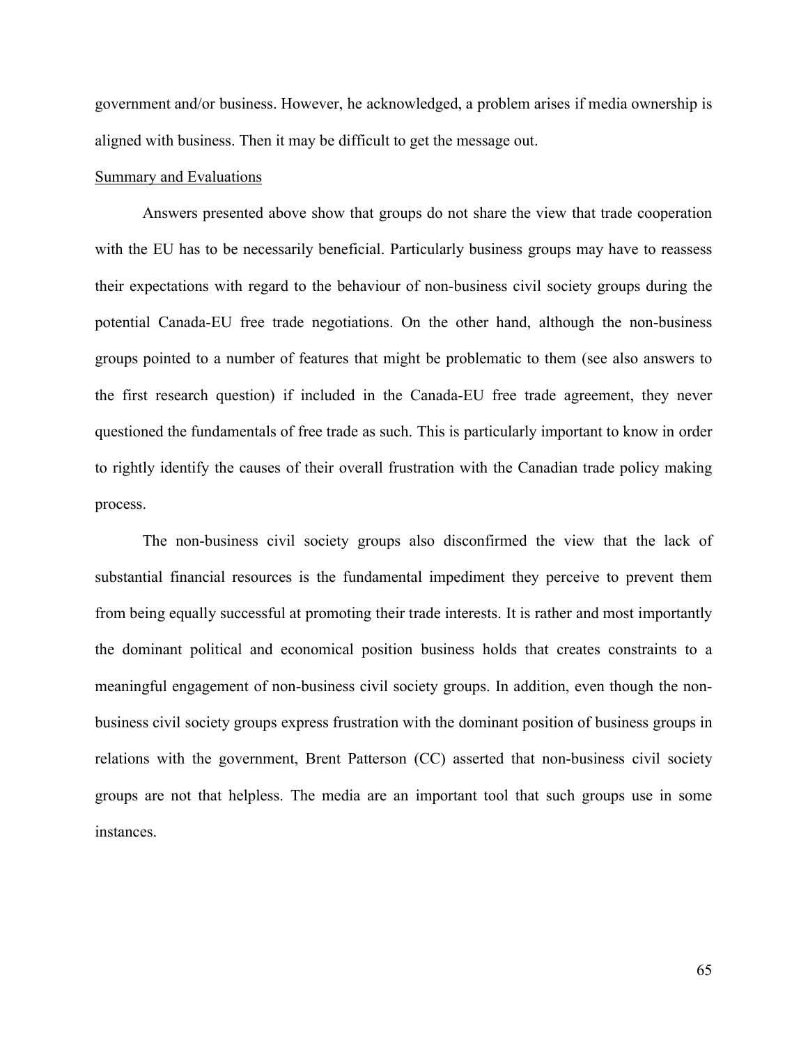government and/or business. However, he acknowledged, a problem arises if media ownership is aligned with business. Then it may be difficult to get the message out.

<u>Summary and Evaluations</u>

Answers presented above show that groups do not share the view that trade cooperation with the EU has to be necessarily beneficial. Particularly business groups may have to reassess their expectations with regard to the behaviour of non-business civil society groups during the potential Canada-EU free trade negotiations. On the other hand, although the non-business groups pointed to a number of features that might be problematic to them (see also answers to the first research question) if included in the Canada-EU free trade agreement, they never questioned the fundamentals of free trade as such. This is particularly important to know in order to rightly identify the causes of their overall frustration with the Canadian trade policy making process.

The non-business civil society groups also disconfirmed the view that the lack of substantial financial resources is the fundamental impediment they perceive to prevent them from being equally successful at promoting their trade interests. It is rather and most importantly the dominant political and economical position business holds that creates constraints to a meaningful engagement of non-business civil society groups. In addition, even though the non-business civil society groups express frustration with the dominant position of business groups in relations with the government, Brent Patterson (CC) asserted that non-business civil society groups are not that helpless. The media are an important tool that such groups use in some instances.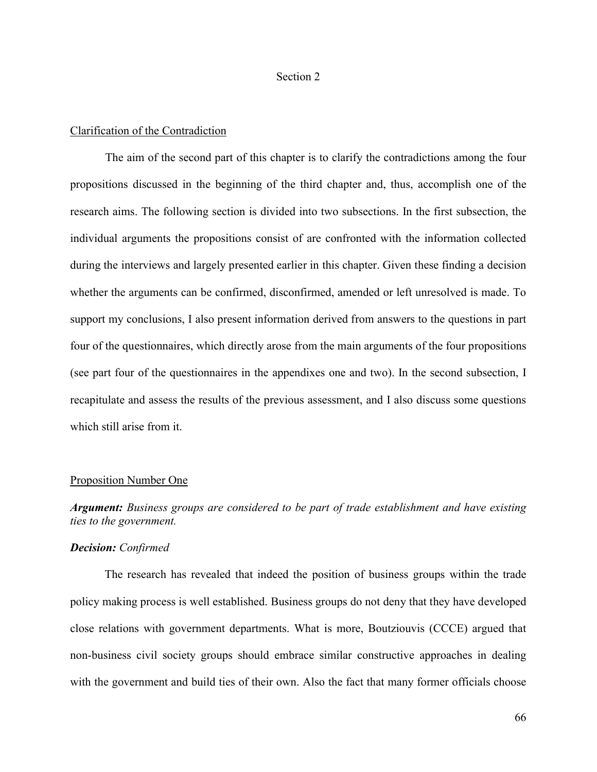# Section 2

## Clarification of the Contradiction

The aim of the second part of this chapter is to clarify the contradictions among the four propositions discussed in the beginning of the third chapter and, thus, accomplish one of the research aims. The following section is divided into two subsections. In the first subsection, the individual arguments the propositions consist of are confronted with the information collected during the interviews and largely presented earlier in this chapter. Given these finding a decision whether the arguments can be confirmed, disconfirmed, amended or left unresolved is made. To support my conclusions, I also present information derived from answers to the questions in part four of the questionnaires, which directly arose from the main arguments of the four propositions (see part four of the questionnaires in the appendixes one and two). In the second subsection, I recapitulate and assess the results of the previous assessment, and I also discuss some questions which still arise from it.

## Proposition Number One

***Argument:*** *Business groups are considered to be part of trade establishment and have existing ties to the government.*

***Decision:*** *Confirmed*

The research has revealed that indeed the position of business groups within the trade policy making process is well established. Business groups do not deny that they have developed close relations with government departments. What is more, Boutziouvis (CCCE) argued that non-business civil society groups should embrace similar constructive approaches in dealing with the government and build ties of their own. Also the fact that many former officials choose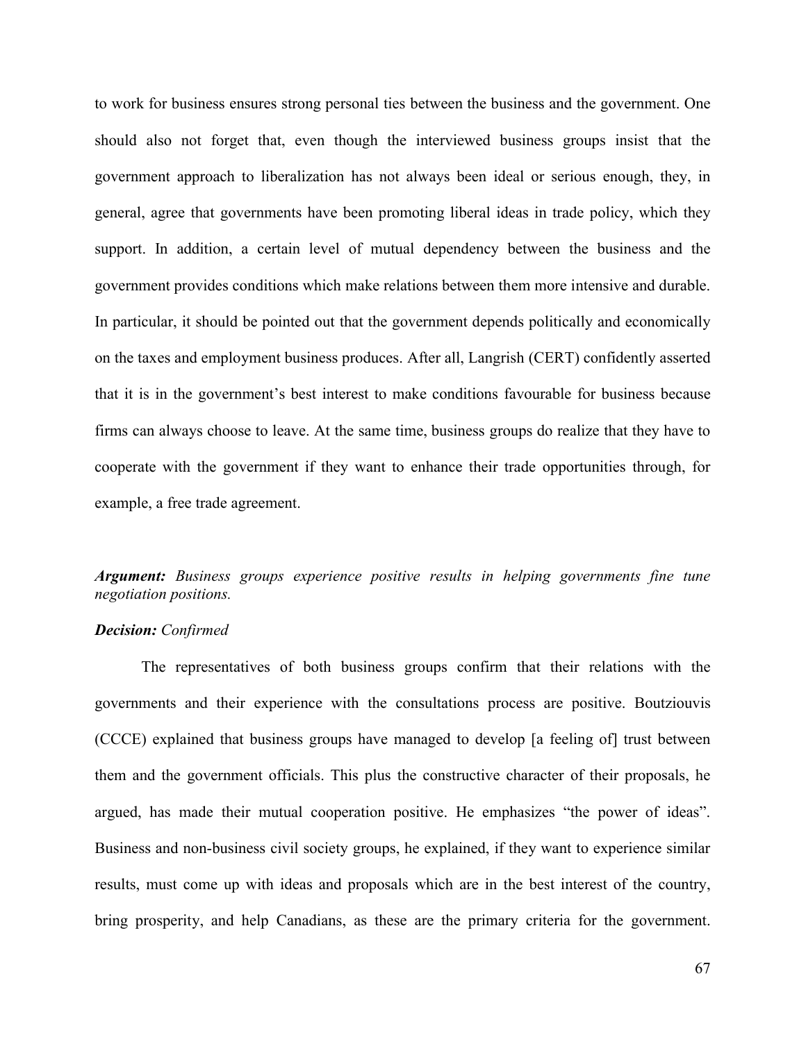to work for business ensures strong personal ties between the business and the government. One should also not forget that, even though the interviewed business groups insist that the government approach to liberalization has not always been ideal or serious enough, they, in general, agree that governments have been promoting liberal ideas in trade policy, which they support. In addition, a certain level of mutual dependency between the business and the government provides conditions which make relations between them more intensive and durable. In particular, it should be pointed out that the government depends politically and economically on the taxes and employment business produces. After all, Langrish (CERT) confidently asserted that it is in the government's best interest to make conditions favourable for business because firms can always choose to leave. At the same time, business groups do realize that they have to cooperate with the government if they want to enhance their trade opportunities through, for example, a free trade agreement.

***Argument:*** *Business groups experience positive results in helping governments fine tune negotiation positions.*

***Decision:*** *Confirmed*

The representatives of both business groups confirm that their relations with the governments and their experience with the consultations process are positive. Boutziouvis (CCCE) explained that business groups have managed to develop [a feeling of] trust between them and the government officials. This plus the constructive character of their proposals, he argued, has made their mutual cooperation positive. He emphasizes "the power of ideas". Business and non-business civil society groups, he explained, if they want to experience similar results, must come up with ideas and proposals which are in the best interest of the country, bring prosperity, and help Canadians, as these are the primary criteria for the government.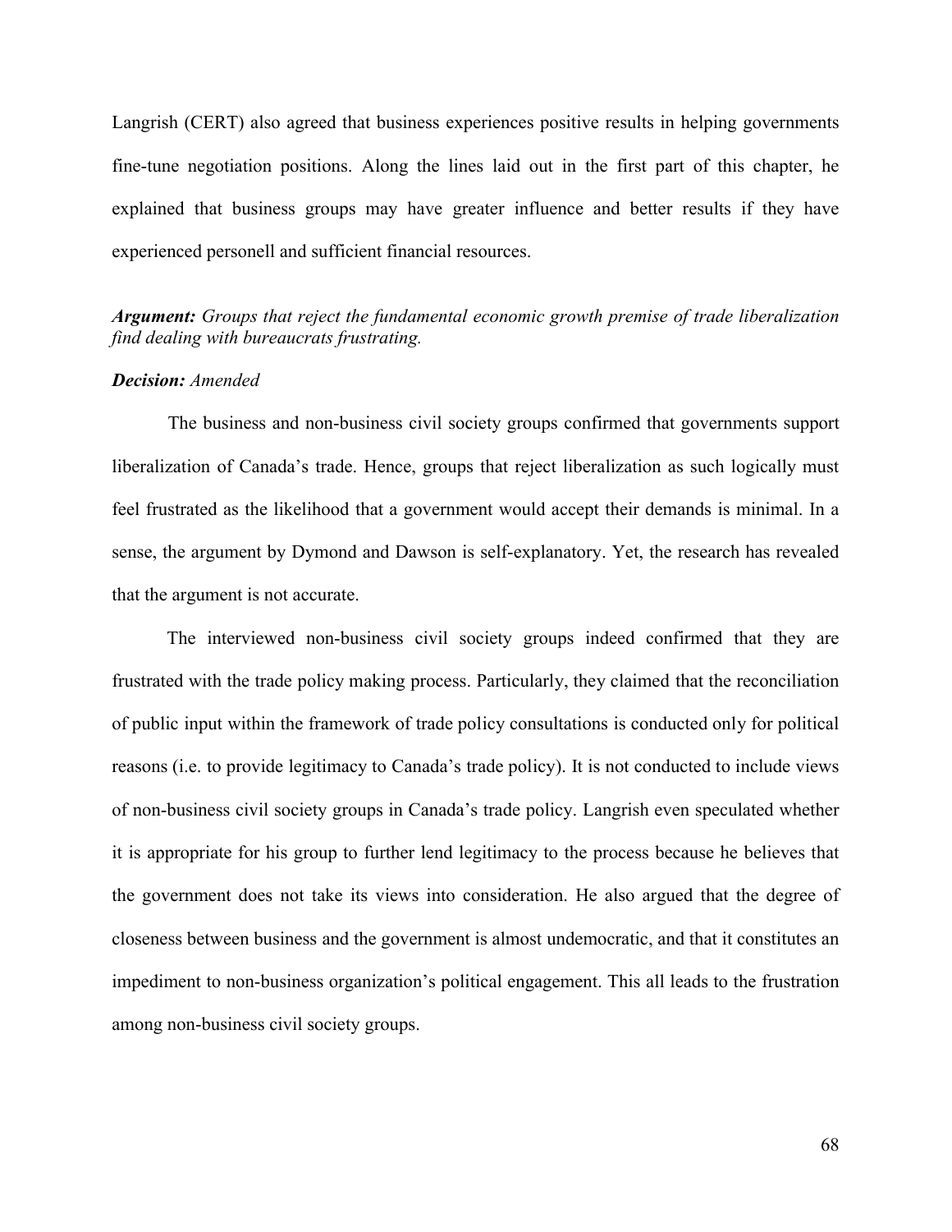Langrish (CERT) also agreed that business experiences positive results in helping governments fine-tune negotiation positions. Along the lines laid out in the first part of this chapter, he explained that business groups may have greater influence and better results if they have experienced personell and sufficient financial resources.

***Argument:*** *Groups that reject the fundamental economic growth premise of trade liberalization find dealing with bureaucrats frustrating.*

***Decision:*** *Amended*

The business and non-business civil society groups confirmed that governments support liberalization of Canada's trade. Hence, groups that reject liberalization as such logically must feel frustrated as the likelihood that a government would accept their demands is minimal. In a sense, the argument by Dymond and Dawson is self-explanatory. Yet, the research has revealed that the argument is not accurate.

The interviewed non-business civil society groups indeed confirmed that they are frustrated with the trade policy making process. Particularly, they claimed that the reconciliation of public input within the framework of trade policy consultations is conducted only for political reasons (i.e. to provide legitimacy to Canada's trade policy). It is not conducted to include views of non-business civil society groups in Canada's trade policy. Langrish even speculated whether it is appropriate for his group to further lend legitimacy to the process because he believes that the government does not take its views into consideration. He also argued that the degree of closeness between business and the government is almost undemocratic, and that it constitutes an impediment to non-business organization's political engagement. This all leads to the frustration among non-business civil society groups.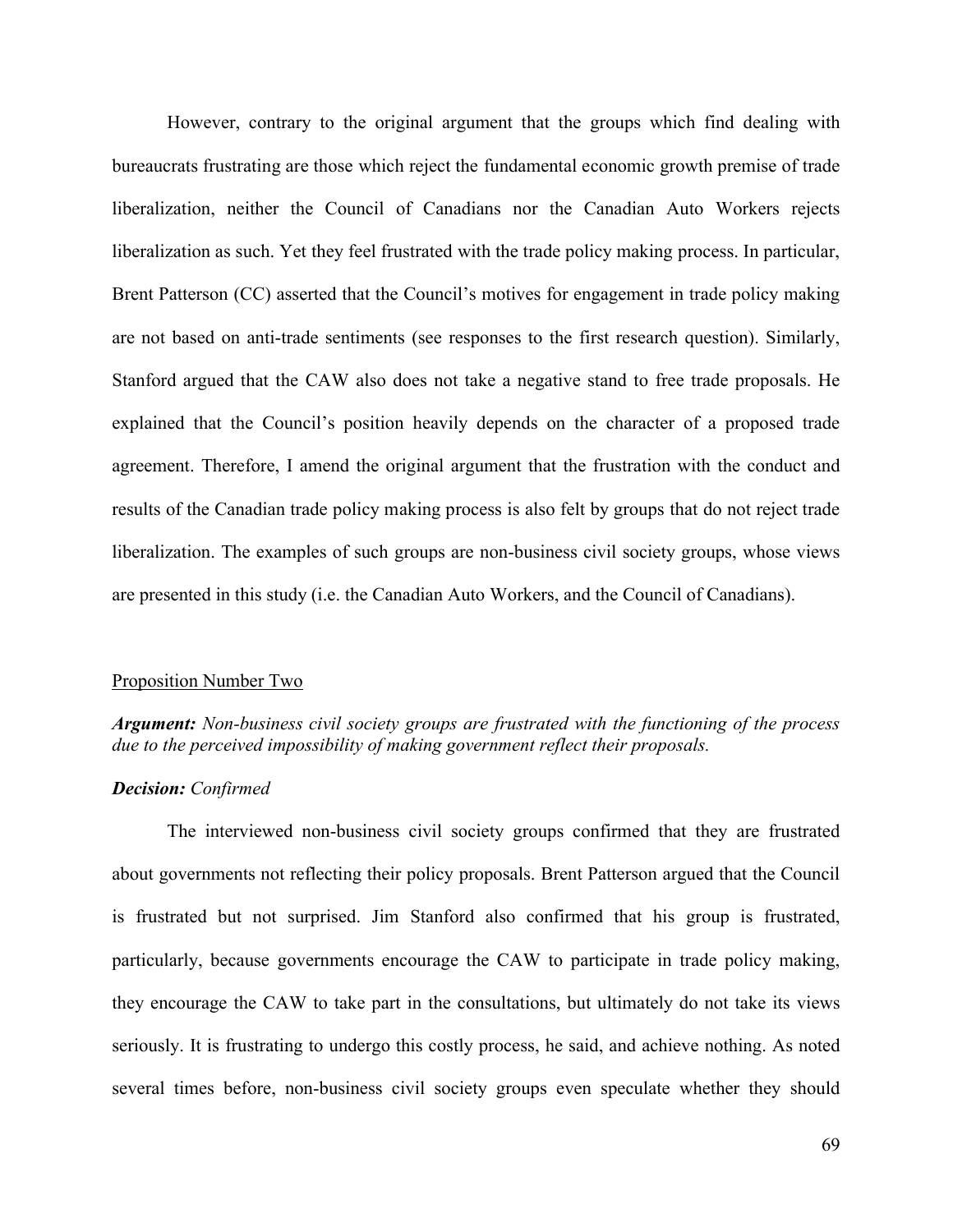However, contrary to the original argument that the groups which find dealing with bureaucrats frustrating are those which reject the fundamental economic growth premise of trade liberalization, neither the Council of Canadians nor the Canadian Auto Workers rejects liberalization as such. Yet they feel frustrated with the trade policy making process. In particular, Brent Patterson (CC) asserted that the Council's motives for engagement in trade policy making are not based on anti-trade sentiments (see responses to the first research question). Similarly, Stanford argued that the CAW also does not take a negative stand to free trade proposals. He explained that the Council's position heavily depends on the character of a proposed trade agreement. Therefore, I amend the original argument that the frustration with the conduct and results of the Canadian trade policy making process is also felt by groups that do not reject trade liberalization. The examples of such groups are non-business civil society groups, whose views are presented in this study (i.e. the Canadian Auto Workers, and the Council of Canadians).

Proposition Number Two

***Argument:*** *Non-business civil society groups are frustrated with the functioning of the process due to the perceived impossibility of making government reflect their proposals.*

***Decision:*** *Confirmed*

The interviewed non-business civil society groups confirmed that they are frustrated about governments not reflecting their policy proposals. Brent Patterson argued that the Council is frustrated but not surprised. Jim Stanford also confirmed that his group is frustrated, particularly, because governments encourage the CAW to participate in trade policy making, they encourage the CAW to take part in the consultations, but ultimately do not take its views seriously. It is frustrating to undergo this costly process, he said, and achieve nothing. As noted several times before, non-business civil society groups even speculate whether they should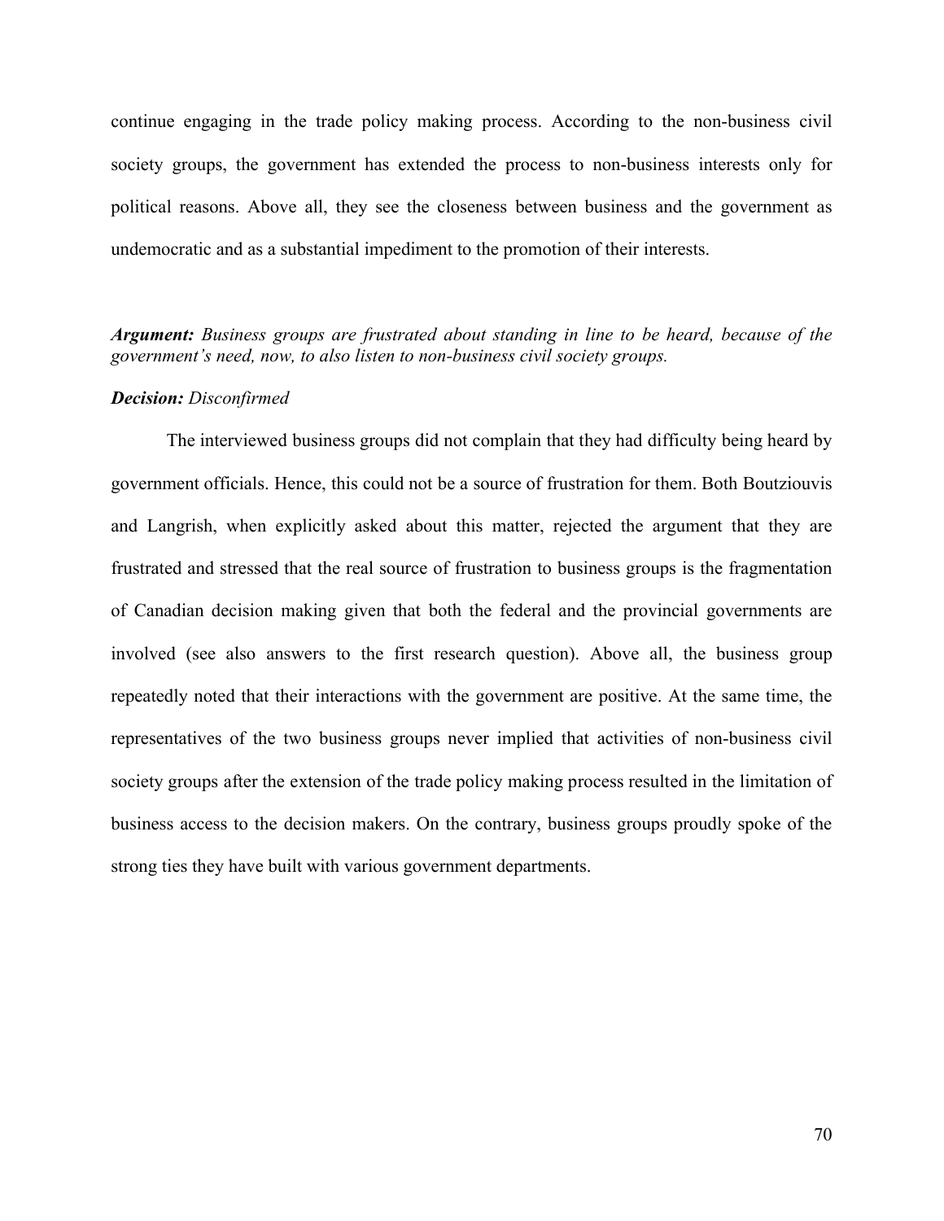continue engaging in the trade policy making process. According to the non-business civil society groups, the government has extended the process to non-business interests only for political reasons. Above all, they see the closeness between business and the government as undemocratic and as a substantial impediment to the promotion of their interests.

***Argument:*** *Business groups are frustrated about standing in line to be heard, because of the government's need, now, to also listen to non-business civil society groups.*

***Decision:*** *Disconfirmed*

The interviewed business groups did not complain that they had difficulty being heard by government officials. Hence, this could not be a source of frustration for them. Both Boutziouvis and Langrish, when explicitly asked about this matter, rejected the argument that they are frustrated and stressed that the real source of frustration to business groups is the fragmentation of Canadian decision making given that both the federal and the provincial governments are involved (see also answers to the first research question). Above all, the business group repeatedly noted that their interactions with the government are positive. At the same time, the representatives of the two business groups never implied that activities of non-business civil society groups after the extension of the trade policy making process resulted in the limitation of business access to the decision makers. On the contrary, business groups proudly spoke of the strong ties they have built with various government departments.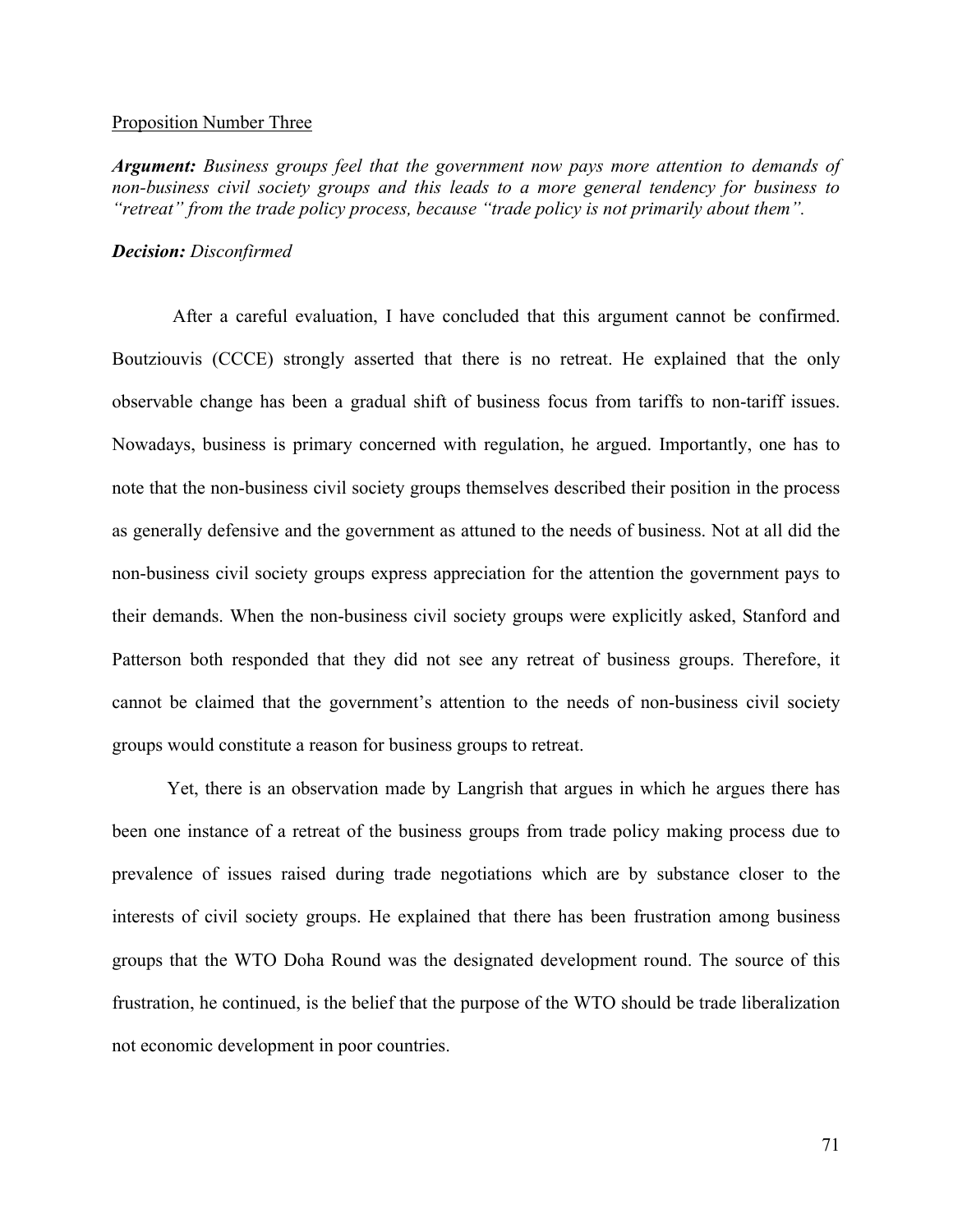Proposition Number Three

***Argument:*** *Business groups feel that the government now pays more attention to demands of non-business civil society groups and this leads to a more general tendency for business to "retreat" from the trade policy process, because "trade policy is not primarily about them".*

***Decision:*** *Disconfirmed*

After a careful evaluation, I have concluded that this argument cannot be confirmed. Boutziouvis (CCCE) strongly asserted that there is no retreat. He explained that the only observable change has been a gradual shift of business focus from tariffs to non-tariff issues. Nowadays, business is primary concerned with regulation, he argued. Importantly, one has to note that the non-business civil society groups themselves described their position in the process as generally defensive and the government as attuned to the needs of business. Not at all did the non-business civil society groups express appreciation for the attention the government pays to their demands. When the non-business civil society groups were explicitly asked, Stanford and Patterson both responded that they did not see any retreat of business groups. Therefore, it cannot be claimed that the government's attention to the needs of non-business civil society groups would constitute a reason for business groups to retreat.

Yet, there is an observation made by Langrish that argues in which he argues there has been one instance of a retreat of the business groups from trade policy making process due to prevalence of issues raised during trade negotiations which are by substance closer to the interests of civil society groups. He explained that there has been frustration among business groups that the WTO Doha Round was the designated development round. The source of this frustration, he continued, is the belief that the purpose of the WTO should be trade liberalization not economic development in poor countries.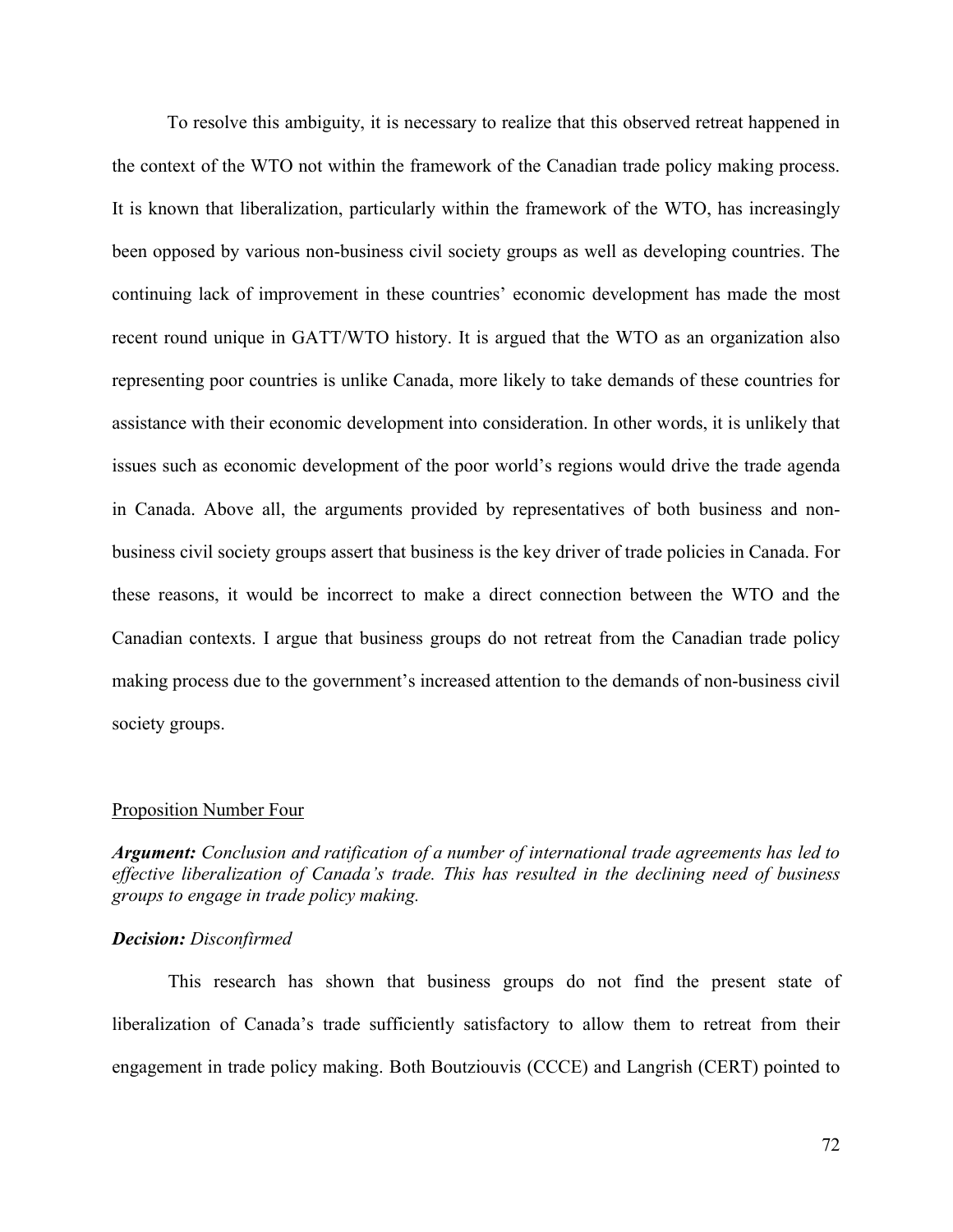To resolve this ambiguity, it is necessary to realize that this observed retreat happened in the context of the WTO not within the framework of the Canadian trade policy making process. It is known that liberalization, particularly within the framework of the WTO, has increasingly been opposed by various non-business civil society groups as well as developing countries. The continuing lack of improvement in these countries' economic development has made the most recent round unique in GATT/WTO history. It is argued that the WTO as an organization also representing poor countries is unlike Canada, more likely to take demands of these countries for assistance with their economic development into consideration. In other words, it is unlikely that issues such as economic development of the poor world's regions would drive the trade agenda in Canada. Above all, the arguments provided by representatives of both business and non-business civil society groups assert that business is the key driver of trade policies in Canada. For these reasons, it would be incorrect to make a direct connection between the WTO and the Canadian contexts. I argue that business groups do not retreat from the Canadian trade policy making process due to the government's increased attention to the demands of non-business civil society groups.

<u>Proposition Number Four</u>

***Argument:*** *Conclusion and ratification of a number of international trade agreements has led to effective liberalization of Canada's trade. This has resulted in the declining need of business groups to engage in trade policy making.*

***Decision:*** *Disconfirmed*

This research has shown that business groups do not find the present state of liberalization of Canada's trade sufficiently satisfactory to allow them to retreat from their engagement in trade policy making. Both Boutziouvis (CCCE) and Langrish (CERT) pointed to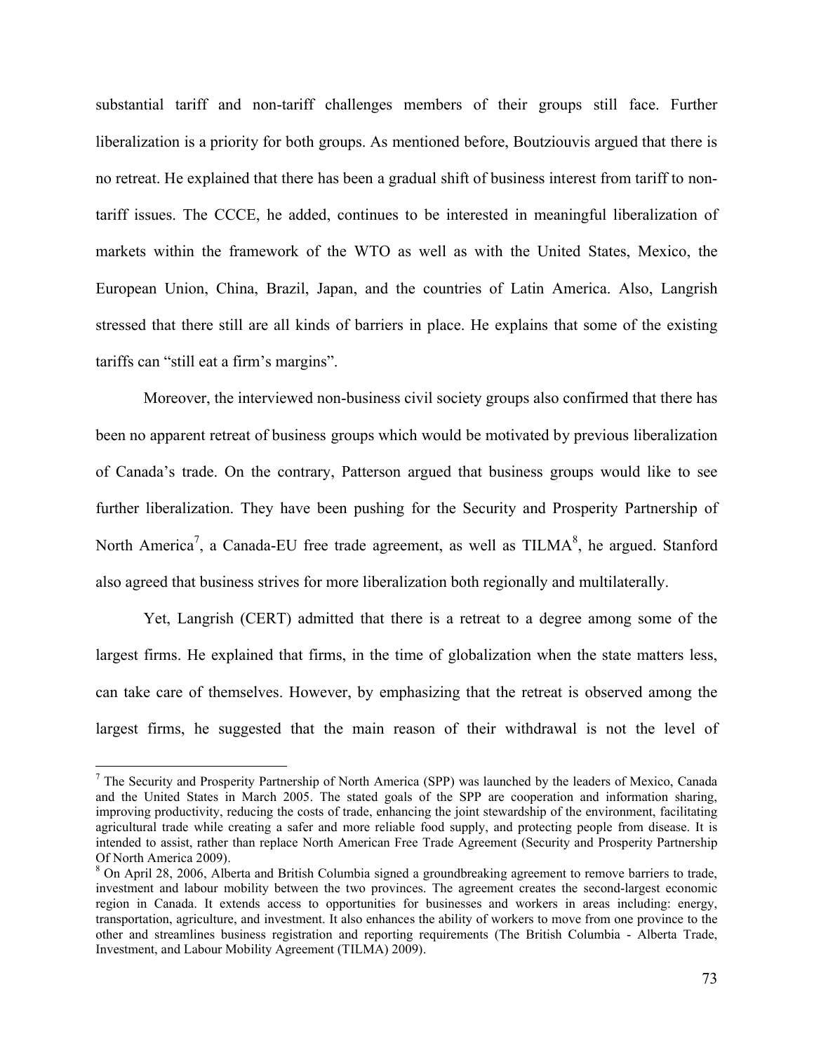substantial tariff and non-tariff challenges members of their groups still face. Further liberalization is a priority for both groups. As mentioned before, Boutziouvis argued that there is no retreat. He explained that there has been a gradual shift of business interest from tariff to non-tariff issues. The CCCE, he added, continues to be interested in meaningful liberalization of markets within the framework of the WTO as well as with the United States, Mexico, the European Union, China, Brazil, Japan, and the countries of Latin America. Also, Langrish stressed that there still are all kinds of barriers in place. He explains that some of the existing tariffs can "still eat a firm's margins".

Moreover, the interviewed non-business civil society groups also confirmed that there has been no apparent retreat of business groups which would be motivated by previous liberalization of Canada's trade. On the contrary, Patterson argued that business groups would like to see further liberalization. They have been pushing for the Security and Prosperity Partnership of North America[7], a Canada-EU free trade agreement, as well as TILMA[8], he argued. Stanford also agreed that business strives for more liberalization both regionally and multilaterally.

Yet, Langrish (CERT) admitted that there is a retreat to a degree among some of the largest firms. He explained that firms, in the time of globalization when the state matters less, can take care of themselves. However, by emphasizing that the retreat is observed among the largest firms, he suggested that the main reason of their withdrawal is not the level of

---

[7] The Security and Prosperity Partnership of North America (SPP) was launched by the leaders of Mexico, Canada and the United States in March 2005. The stated goals of the SPP are cooperation and information sharing, improving productivity, reducing the costs of trade, enhancing the joint stewardship of the environment, facilitating agricultural trade while creating a safer and more reliable food supply, and protecting people from disease. It is intended to assist, rather than replace North American Free Trade Agreement (Security and Prosperity Partnership Of North America 2009).

[8] On April 28, 2006, Alberta and British Columbia signed a groundbreaking agreement to remove barriers to trade, investment and labour mobility between the two provinces. The agreement creates the second-largest economic region in Canada. It extends access to opportunities for businesses and workers in areas including: energy, transportation, agriculture, and investment. It also enhances the ability of workers to move from one province to the other and streamlines business registration and reporting requirements (The British Columbia - Alberta Trade, Investment, and Labour Mobility Agreement (TILMA) 2009).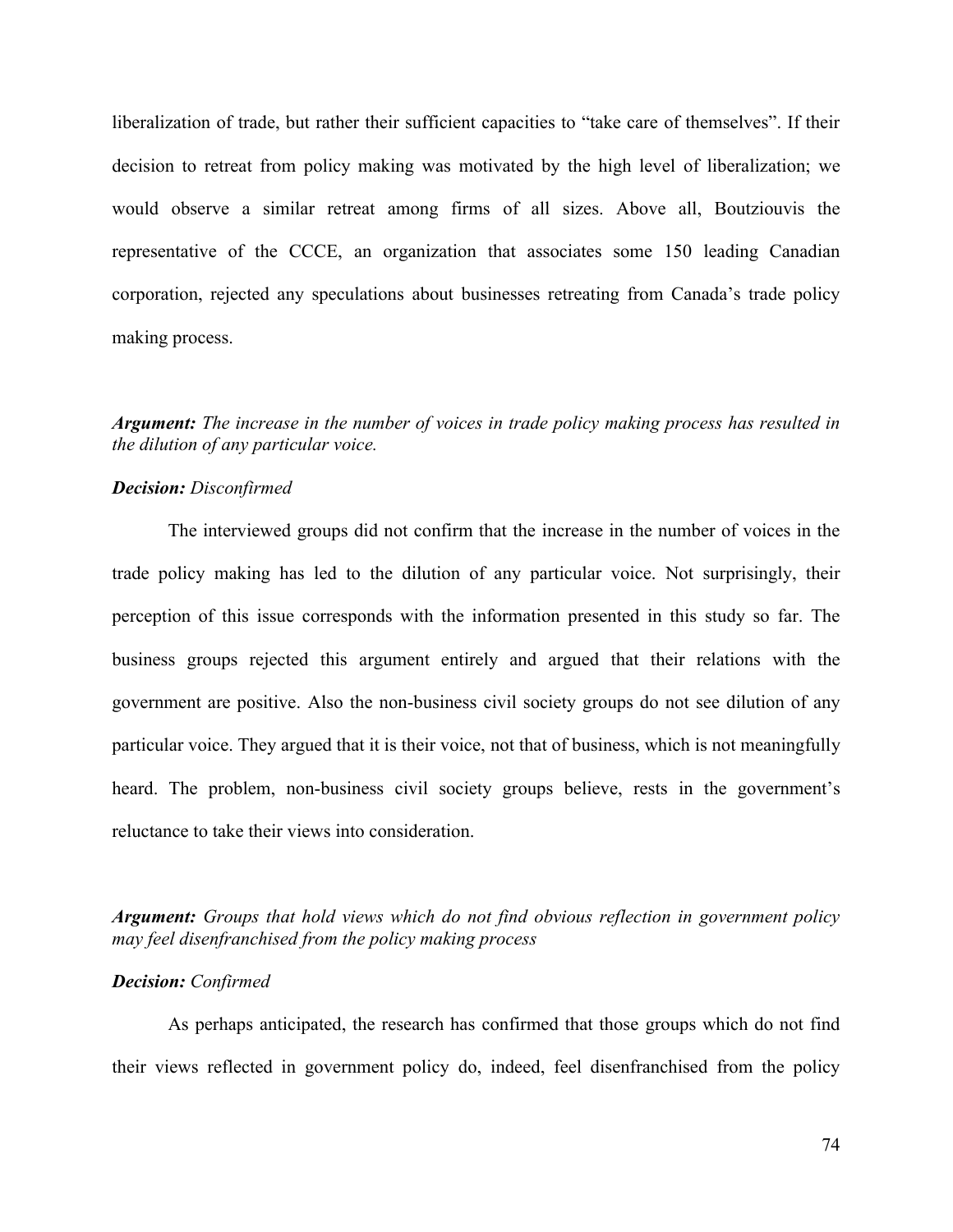liberalization of trade, but rather their sufficient capacities to "take care of themselves". If their decision to retreat from policy making was motivated by the high level of liberalization; we would observe a similar retreat among firms of all sizes. Above all, Boutziouvis the representative of the CCCE, an organization that associates some 150 leading Canadian corporation, rejected any speculations about businesses retreating from Canada's trade policy making process.

***Argument:*** *The increase in the number of voices in trade policy making process has resulted in the dilution of any particular voice.*

***Decision:*** *Disconfirmed*

The interviewed groups did not confirm that the increase in the number of voices in the trade policy making has led to the dilution of any particular voice. Not surprisingly, their perception of this issue corresponds with the information presented in this study so far. The business groups rejected this argument entirely and argued that their relations with the government are positive. Also the non-business civil society groups do not see dilution of any particular voice. They argued that it is their voice, not that of business, which is not meaningfully heard. The problem, non-business civil society groups believe, rests in the government's reluctance to take their views into consideration.

***Argument:*** *Groups that hold views which do not find obvious reflection in government policy may feel disenfranchised from the policy making process*

***Decision:*** *Confirmed*

As perhaps anticipated, the research has confirmed that those groups which do not find their views reflected in government policy do, indeed, feel disenfranchised from the policy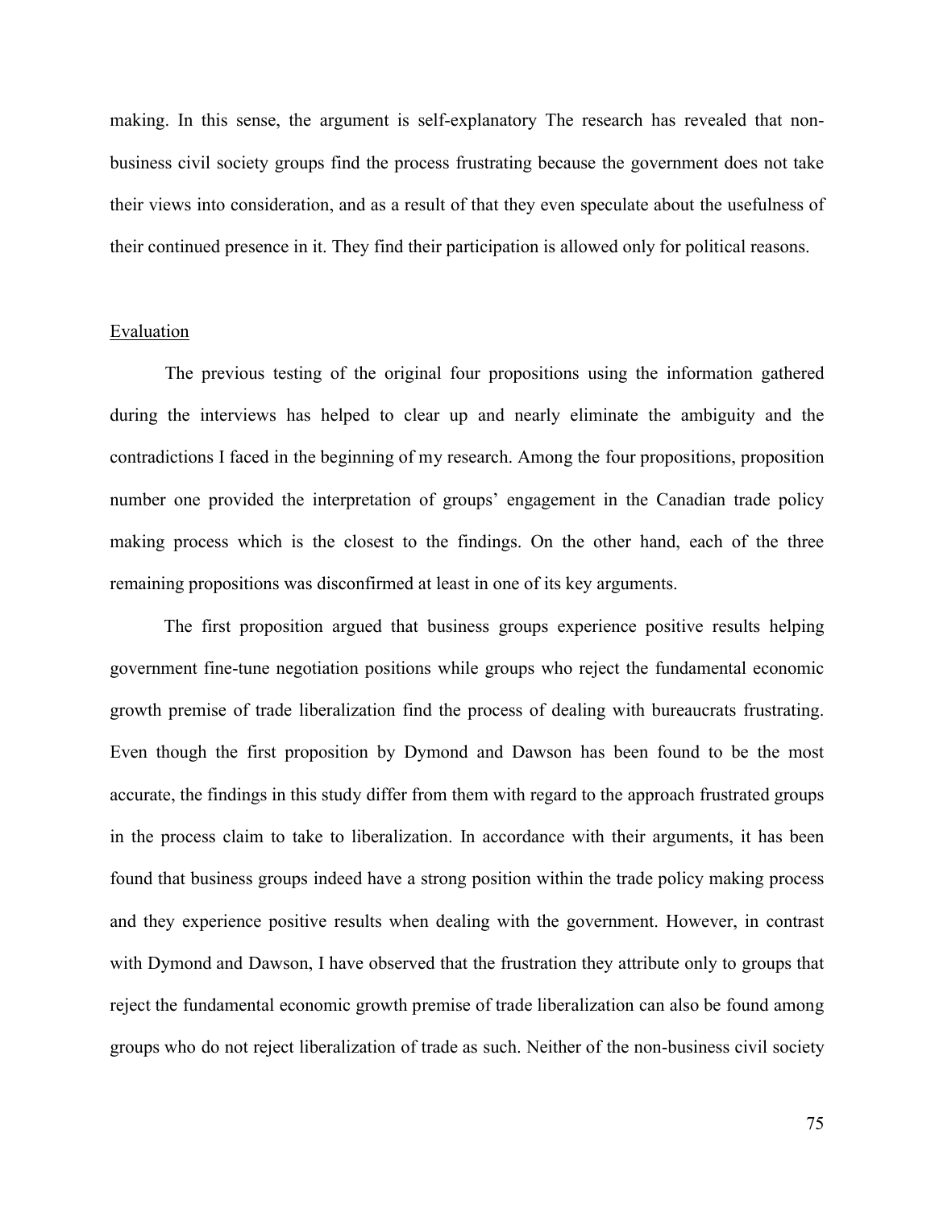making. In this sense, the argument is self-explanatory The research has revealed that non-business civil society groups find the process frustrating because the government does not take their views into consideration, and as a result of that they even speculate about the usefulness of their continued presence in it. They find their participation is allowed only for political reasons.

<u>Evaluation</u>

The previous testing of the original four propositions using the information gathered during the interviews has helped to clear up and nearly eliminate the ambiguity and the contradictions I faced in the beginning of my research. Among the four propositions, proposition number one provided the interpretation of groups' engagement in the Canadian trade policy making process which is the closest to the findings. On the other hand, each of the three remaining propositions was disconfirmed at least in one of its key arguments.

The first proposition argued that business groups experience positive results helping government fine-tune negotiation positions while groups who reject the fundamental economic growth premise of trade liberalization find the process of dealing with bureaucrats frustrating. Even though the first proposition by Dymond and Dawson has been found to be the most accurate, the findings in this study differ from them with regard to the approach frustrated groups in the process claim to take to liberalization. In accordance with their arguments, it has been found that business groups indeed have a strong position within the trade policy making process and they experience positive results when dealing with the government. However, in contrast with Dymond and Dawson, I have observed that the frustration they attribute only to groups that reject the fundamental economic growth premise of trade liberalization can also be found among groups who do not reject liberalization of trade as such. Neither of the non-business civil society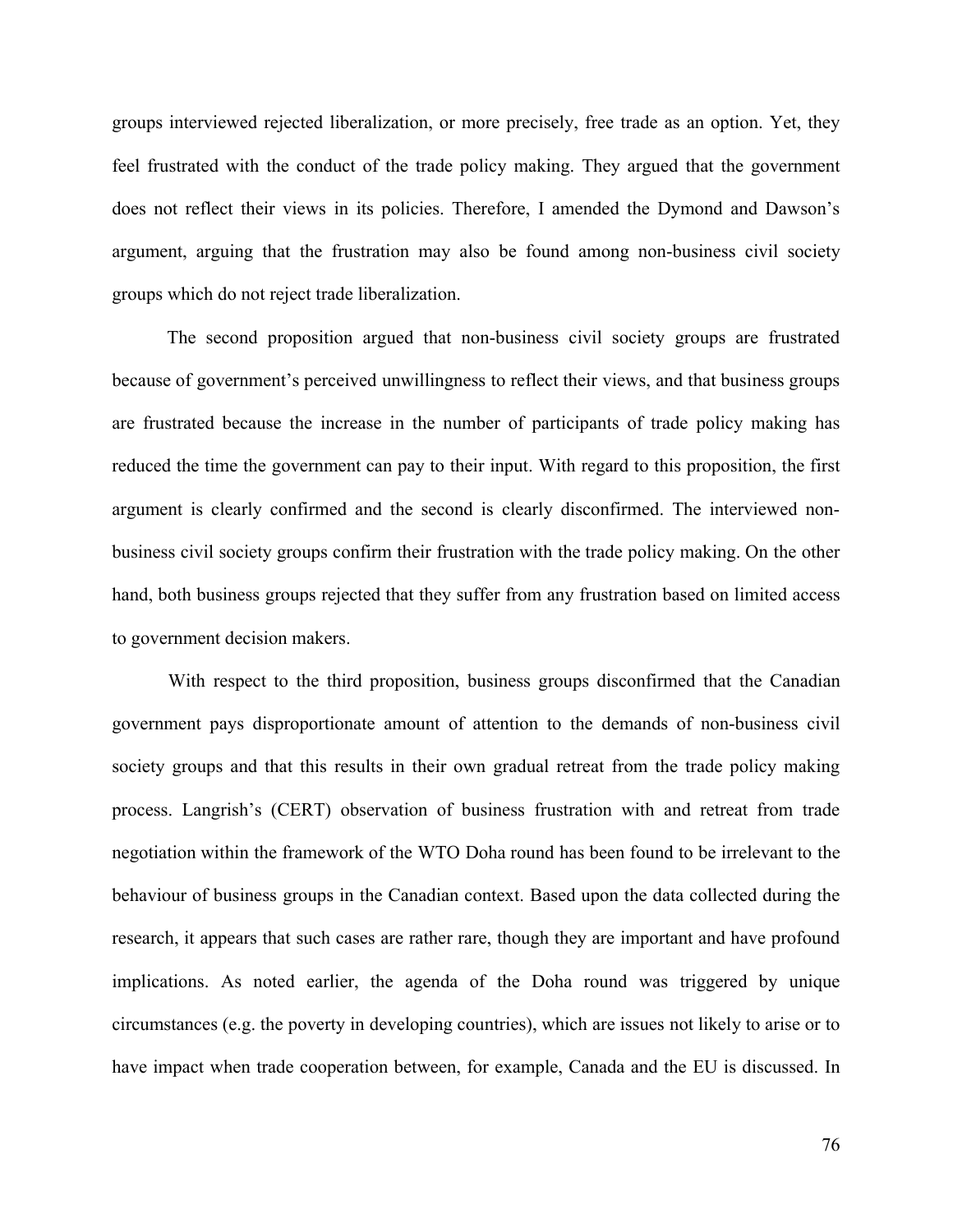groups interviewed rejected liberalization, or more precisely, free trade as an option. Yet, they feel frustrated with the conduct of the trade policy making. They argued that the government does not reflect their views in its policies. Therefore, I amended the Dymond and Dawson's argument, arguing that the frustration may also be found among non-business civil society groups which do not reject trade liberalization.

The second proposition argued that non-business civil society groups are frustrated because of government's perceived unwillingness to reflect their views, and that business groups are frustrated because the increase in the number of participants of trade policy making has reduced the time the government can pay to their input. With regard to this proposition, the first argument is clearly confirmed and the second is clearly disconfirmed. The interviewed non-business civil society groups confirm their frustration with the trade policy making. On the other hand, both business groups rejected that they suffer from any frustration based on limited access to government decision makers.

With respect to the third proposition, business groups disconfirmed that the Canadian government pays disproportionate amount of attention to the demands of non-business civil society groups and that this results in their own gradual retreat from the trade policy making process. Langrish's (CERT) observation of business frustration with and retreat from trade negotiation within the framework of the WTO Doha round has been found to be irrelevant to the behaviour of business groups in the Canadian context. Based upon the data collected during the research, it appears that such cases are rather rare, though they are important and have profound implications. As noted earlier, the agenda of the Doha round was triggered by unique circumstances (e.g. the poverty in developing countries), which are issues not likely to arise or to have impact when trade cooperation between, for example, Canada and the EU is discussed. In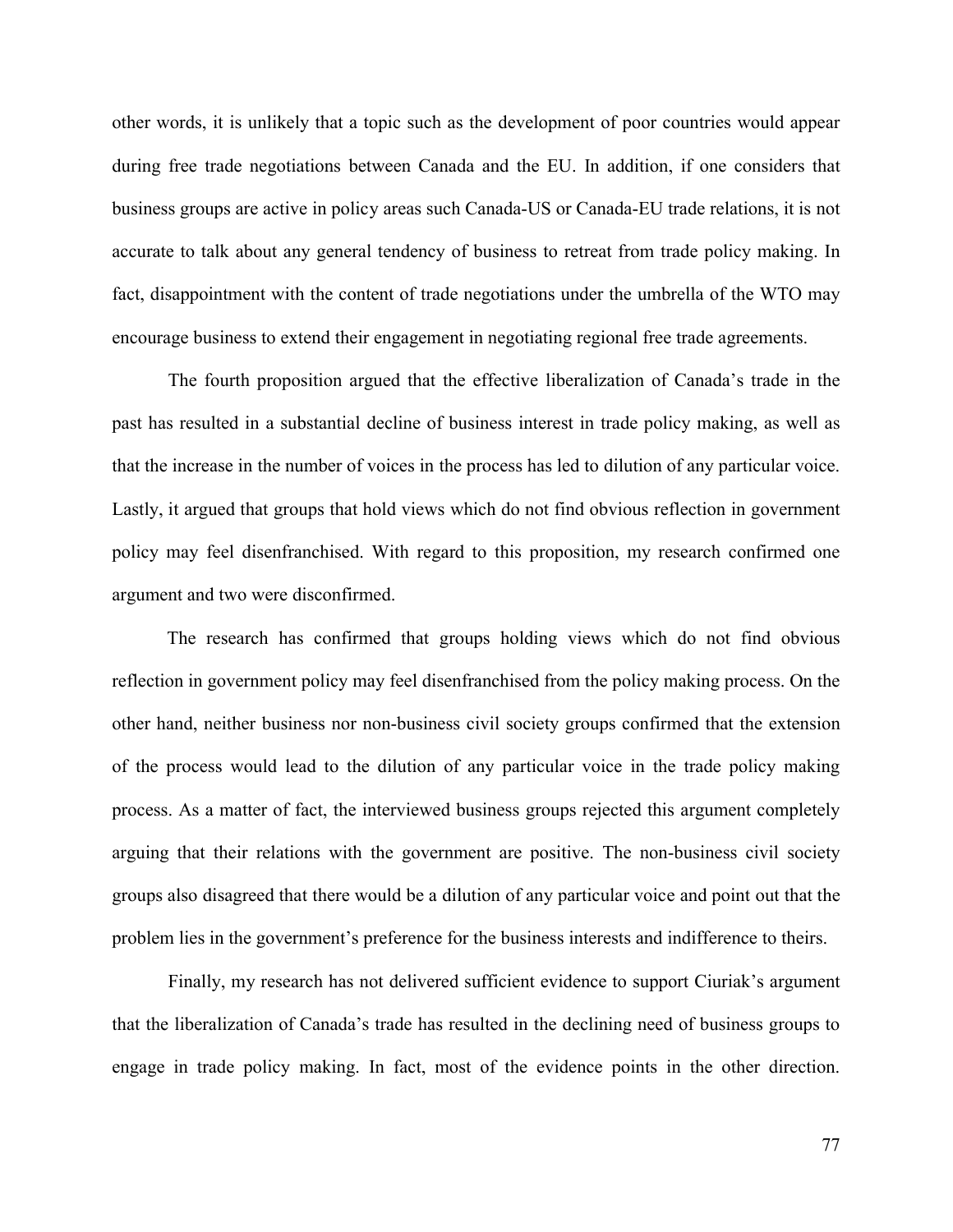other words, it is unlikely that a topic such as the development of poor countries would appear during free trade negotiations between Canada and the EU. In addition, if one considers that business groups are active in policy areas such Canada-US or Canada-EU trade relations, it is not accurate to talk about any general tendency of business to retreat from trade policy making. In fact, disappointment with the content of trade negotiations under the umbrella of the WTO may encourage business to extend their engagement in negotiating regional free trade agreements.

The fourth proposition argued that the effective liberalization of Canada's trade in the past has resulted in a substantial decline of business interest in trade policy making, as well as that the increase in the number of voices in the process has led to dilution of any particular voice. Lastly, it argued that groups that hold views which do not find obvious reflection in government policy may feel disenfranchised. With regard to this proposition, my research confirmed one argument and two were disconfirmed.

The research has confirmed that groups holding views which do not find obvious reflection in government policy may feel disenfranchised from the policy making process. On the other hand, neither business nor non-business civil society groups confirmed that the extension of the process would lead to the dilution of any particular voice in the trade policy making process. As a matter of fact, the interviewed business groups rejected this argument completely arguing that their relations with the government are positive. The non-business civil society groups also disagreed that there would be a dilution of any particular voice and point out that the problem lies in the government's preference for the business interests and indifference to theirs.

Finally, my research has not delivered sufficient evidence to support Ciuriak's argument that the liberalization of Canada's trade has resulted in the declining need of business groups to engage in trade policy making. In fact, most of the evidence points in the other direction.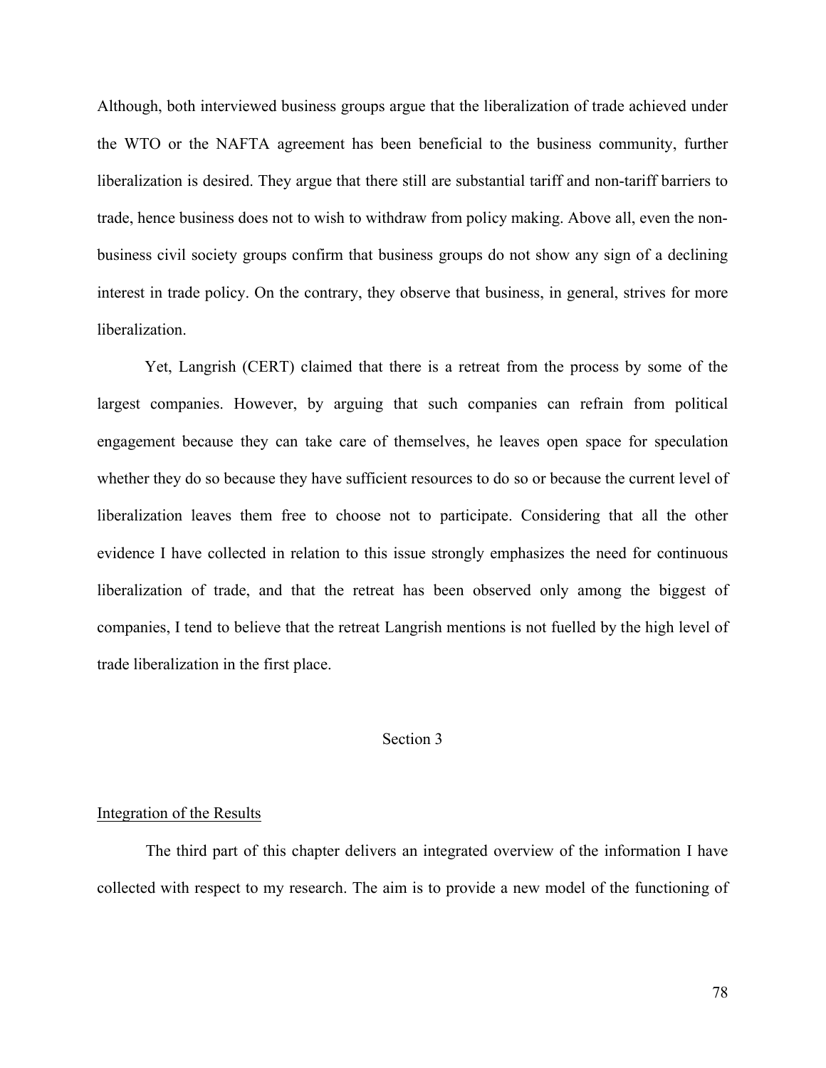Although, both interviewed business groups argue that the liberalization of trade achieved under the WTO or the NAFTA agreement has been beneficial to the business community, further liberalization is desired. They argue that there still are substantial tariff and non-tariff barriers to trade, hence business does not to wish to withdraw from policy making. Above all, even the non-business civil society groups confirm that business groups do not show any sign of a declining interest in trade policy. On the contrary, they observe that business, in general, strives for more liberalization.

Yet, Langrish (CERT) claimed that there is a retreat from the process by some of the largest companies. However, by arguing that such companies can refrain from political engagement because they can take care of themselves, he leaves open space for speculation whether they do so because they have sufficient resources to do so or because the current level of liberalization leaves them free to choose not to participate. Considering that all the other evidence I have collected in relation to this issue strongly emphasizes the need for continuous liberalization of trade, and that the retreat has been observed only among the biggest of companies, I tend to believe that the retreat Langrish mentions is not fuelled by the high level of trade liberalization in the first place.

## Section 3

### Integration of the Results

The third part of this chapter delivers an integrated overview of the information I have collected with respect to my research. The aim is to provide a new model of the functioning of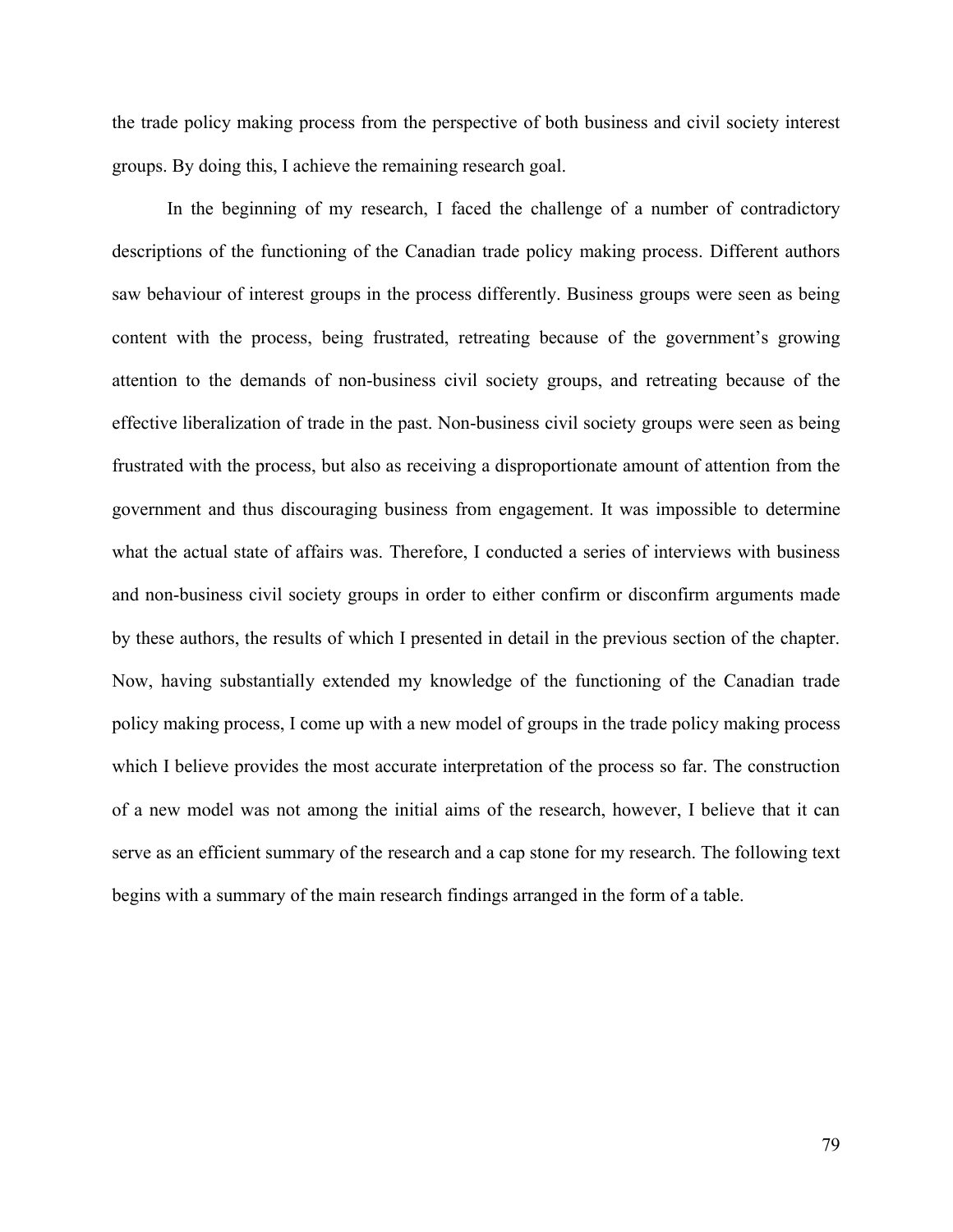the trade policy making process from the perspective of both business and civil society interest groups. By doing this, I achieve the remaining research goal.

In the beginning of my research, I faced the challenge of a number of contradictory descriptions of the functioning of the Canadian trade policy making process. Different authors saw behaviour of interest groups in the process differently. Business groups were seen as being content with the process, being frustrated, retreating because of the government's growing attention to the demands of non-business civil society groups, and retreating because of the effective liberalization of trade in the past. Non-business civil society groups were seen as being frustrated with the process, but also as receiving a disproportionate amount of attention from the government and thus discouraging business from engagement. It was impossible to determine what the actual state of affairs was. Therefore, I conducted a series of interviews with business and non-business civil society groups in order to either confirm or disconfirm arguments made by these authors, the results of which I presented in detail in the previous section of the chapter. Now, having substantially extended my knowledge of the functioning of the Canadian trade policy making process, I come up with a new model of groups in the trade policy making process which I believe provides the most accurate interpretation of the process so far. The construction of a new model was not among the initial aims of the research, however, I believe that it can serve as an efficient summary of the research and a cap stone for my research. The following text begins with a summary of the main research findings arranged in the form of a table.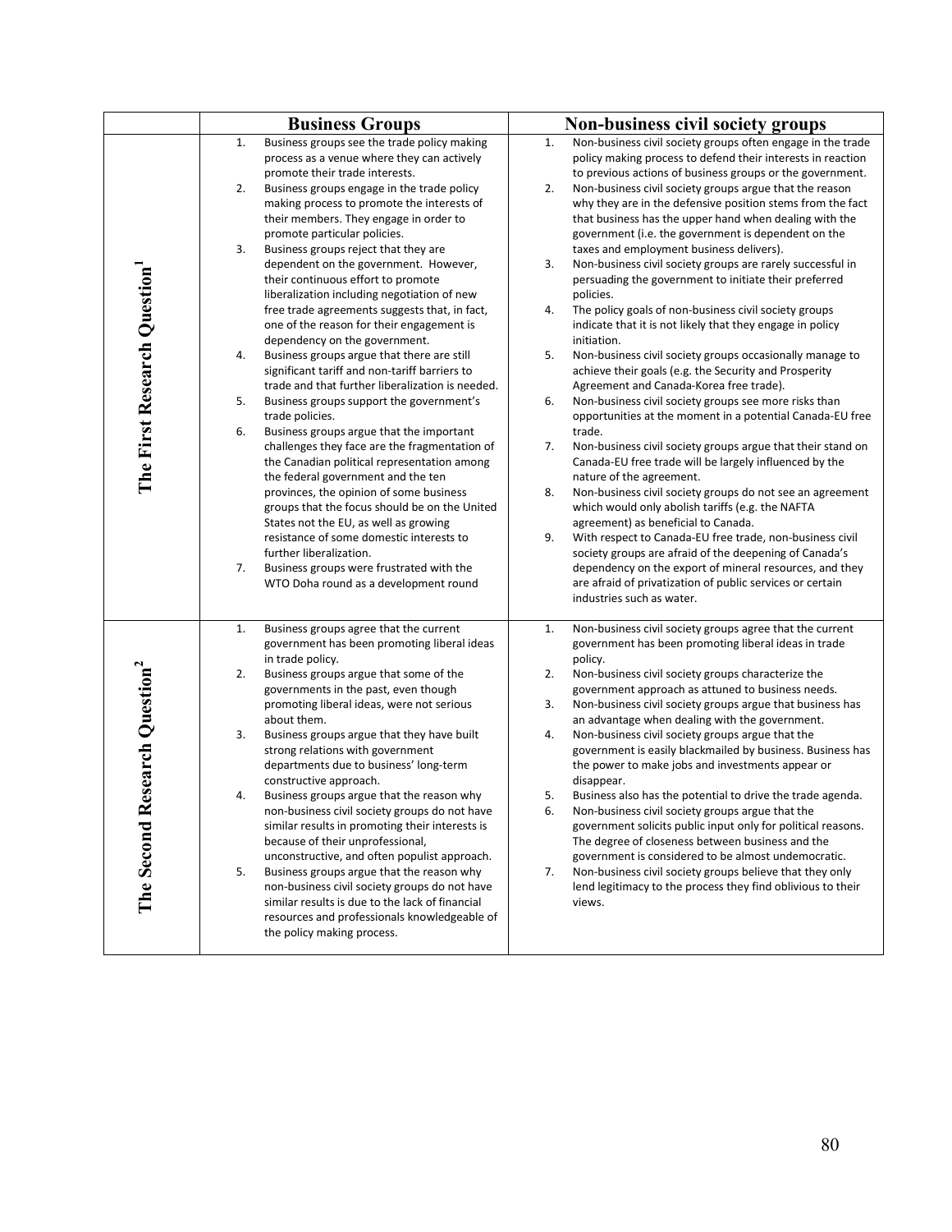| | Business Groups | Non-business civil society groups |
|---|---|---|
| The First Research Question[1] | 1. Business groups see the trade policy making process as a venue where they can actively promote their trade interests.<br>2. Business groups engage in the trade policy making process to promote the interests of their members. They engage in order to promote particular policies.<br>3. Business groups reject that they are dependent on the government. However, their continuous effort to promote liberalization including negotiation of new free trade agreements suggests that, in fact, one of the reason for their engagement is dependency on the government.<br>4. Business groups argue that there are still significant tariff and non-tariff barriers to trade and that further liberalization is needed.<br>5. Business groups support the government's trade policies.<br>6. Business groups argue that the important challenges they face are the fragmentation of the Canadian political representation among the federal government and the ten provinces, the opinion of some business groups that the focus should be on the United States not the EU, as well as growing resistance of some domestic interests to further liberalization.<br>7. Business groups were frustrated with the WTO Doha round as a development round | 1. Non-business civil society groups often engage in the trade policy making process to defend their interests in reaction to previous actions of business groups or the government.<br>2. Non-business civil society groups argue that the reason why they are in the defensive position stems from the fact that business has the upper hand when dealing with the government (i.e. the government is dependent on the taxes and employment business delivers).<br>3. Non-business civil society groups are rarely successful in persuading the government to initiate their preferred policies.<br>4. The policy goals of non-business civil society groups indicate that it is not likely that they engage in policy initiation.<br>5. Non-business civil society groups occasionally manage to achieve their goals (e.g. the Security and Prosperity Agreement and Canada-Korea free trade).<br>6. Non-business civil society groups see more risks than opportunities at the moment in a potential Canada-EU free trade.<br>7. Non-business civil society groups argue that their stand on Canada-EU free trade will be largely influenced by the nature of the agreement.<br>8. Non-business civil society groups do not see an agreement which would only abolish tariffs (e.g. the NAFTA agreement) as beneficial to Canada.<br>9. With respect to Canada-EU free trade, non-business civil society groups are afraid of the deepening of Canada's dependency on the export of mineral resources, and they are afraid of privatization of public services or certain industries such as water. |
| The Second Research Question[2] | 1. Business groups agree that the current government has been promoting liberal ideas in trade policy.<br>2. Business groups argue that some of the governments in the past, even though promoting liberal ideas, were not serious about them.<br>3. Business groups argue that they have built strong relations with government departments due to business' long-term constructive approach.<br>4. Business groups argue that the reason why non-business civil society groups do not have similar results in promoting their interests is because of their unprofessional, unconstructive, and often populist approach.<br>5. Business groups argue that the reason why non-business civil society groups do not have similar results is due to the lack of financial resources and professionals knowledgeable of the policy making process. | 1. Non-business civil society groups agree that the current government has been promoting liberal ideas in trade policy.<br>2. Non-business civil society groups characterize the government approach as attuned to business needs.<br>3. Non-business civil society groups argue that business has an advantage when dealing with the government.<br>4. Non-business civil society groups argue that the government is easily blackmailed by business. Business has the power to make jobs and investments appear or disappear.<br>5. Business also has the potential to drive the trade agenda.<br>6. Non-business civil society groups argue that the government solicits public input only for political reasons. The degree of closeness between business and the government is considered to be almost undemocratic.<br>7. Non-business civil society groups believe that they only lend legitimacy to the process they find oblivious to their views. |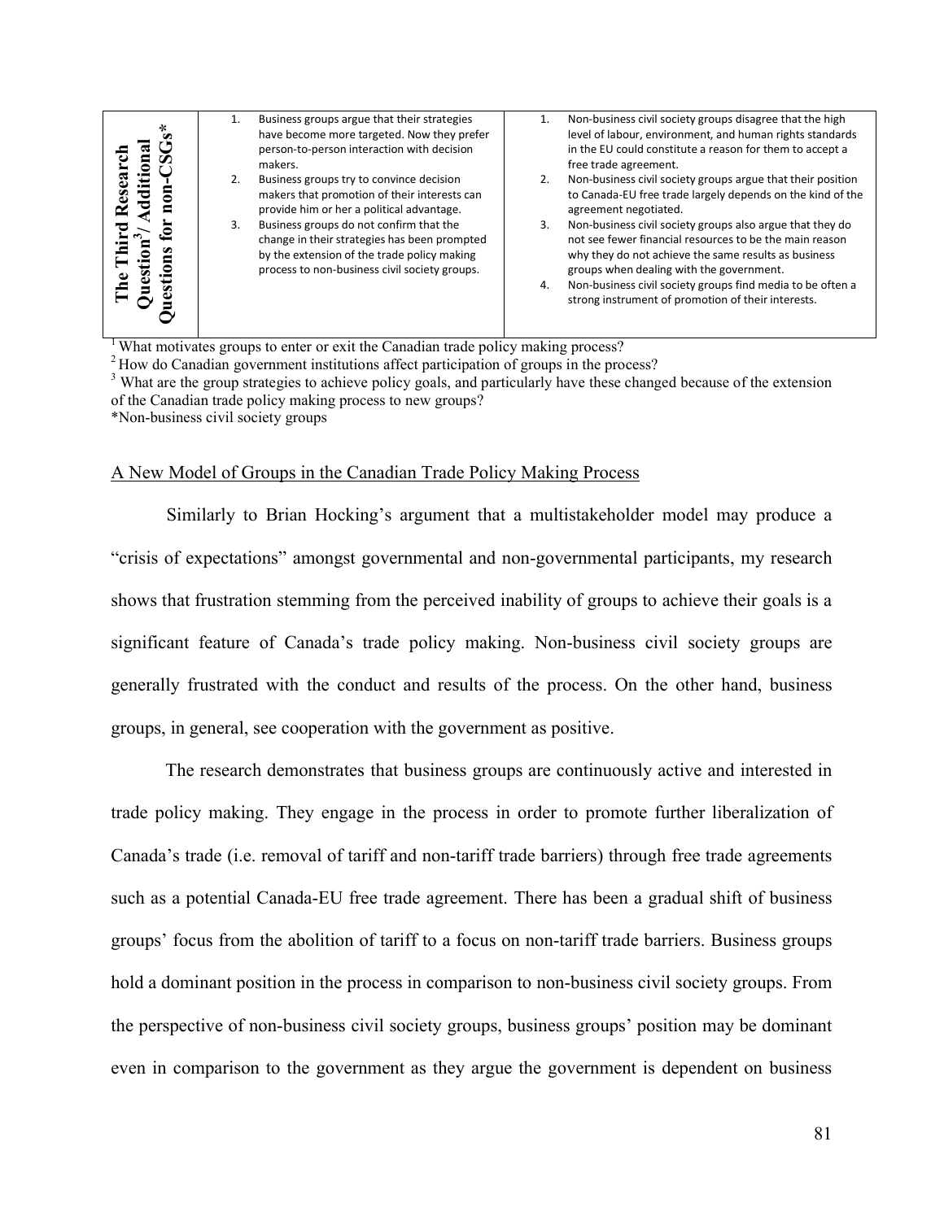| The Third Research Question[3]/ Additional Questions for non-CSGs* | 1. Business groups argue that their strategies have become more targeted. Now they prefer person-to-person interaction with decision makers.<br>2. Business groups try to convince decision makers that promotion of their interests can provide him or her a political advantage.<br>3. Business groups do not confirm that the change in their strategies has been prompted by the extension of the trade policy making process to non-business civil society groups. | 1. Non-business civil society groups disagree that the high level of labour, environment, and human rights standards in the EU could constitute a reason for them to accept a free trade agreement.<br>2. Non-business civil society groups argue that their position to Canada-EU free trade largely depends on the kind of the agreement negotiated.<br>3. Non-business civil society groups also argue that they do not see fewer financial resources to be the main reason why they do not achieve the same results as business groups when dealing with the government.<br>4. Non-business civil society groups find media to be often a strong instrument of promotion of their interests. |
|---|---|---|

[1] What motivates groups to enter or exit the Canadian trade policy making process?
[2] How do Canadian government institutions affect participation of groups in the process?
[3] What are the group strategies to achieve policy goals, and particularly have these changed because of the extension of the Canadian trade policy making process to new groups?
*Non-business civil society groups

## A New Model of Groups in the Canadian Trade Policy Making Process

Similarly to Brian Hocking's argument that a multistakeholder model may produce a "crisis of expectations" amongst governmental and non-governmental participants, my research shows that frustration stemming from the perceived inability of groups to achieve their goals is a significant feature of Canada's trade policy making. Non-business civil society groups are generally frustrated with the conduct and results of the process. On the other hand, business groups, in general, see cooperation with the government as positive.

The research demonstrates that business groups are continuously active and interested in trade policy making. They engage in the process in order to promote further liberalization of Canada's trade (i.e. removal of tariff and non-tariff trade barriers) through free trade agreements such as a potential Canada-EU free trade agreement. There has been a gradual shift of business groups' focus from the abolition of tariff to a focus on non-tariff trade barriers. Business groups hold a dominant position in the process in comparison to non-business civil society groups. From the perspective of non-business civil society groups, business groups' position may be dominant even in comparison to the government as they argue the government is dependent on business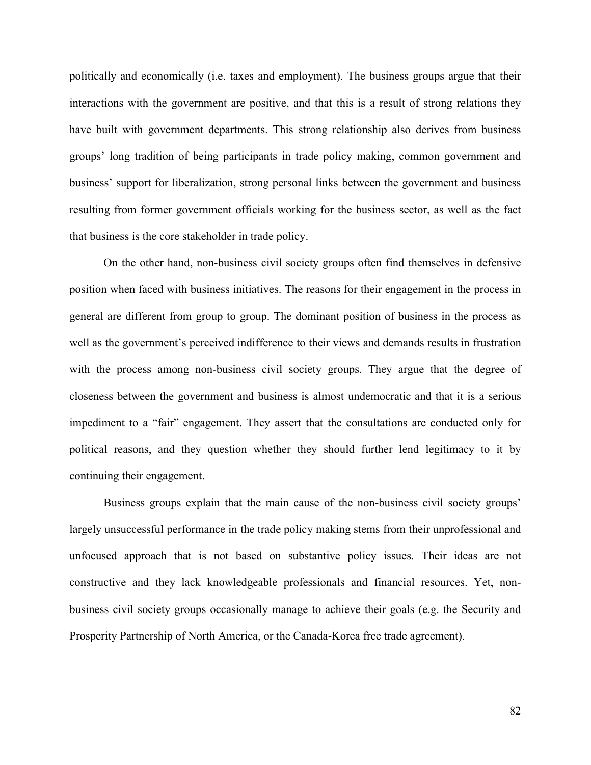politically and economically (i.e. taxes and employment). The business groups argue that their interactions with the government are positive, and that this is a result of strong relations they have built with government departments. This strong relationship also derives from business groups' long tradition of being participants in trade policy making, common government and business' support for liberalization, strong personal links between the government and business resulting from former government officials working for the business sector, as well as the fact that business is the core stakeholder in trade policy.

On the other hand, non-business civil society groups often find themselves in defensive position when faced with business initiatives. The reasons for their engagement in the process in general are different from group to group. The dominant position of business in the process as well as the government's perceived indifference to their views and demands results in frustration with the process among non-business civil society groups. They argue that the degree of closeness between the government and business is almost undemocratic and that it is a serious impediment to a "fair" engagement. They assert that the consultations are conducted only for political reasons, and they question whether they should further lend legitimacy to it by continuing their engagement.

Business groups explain that the main cause of the non-business civil society groups' largely unsuccessful performance in the trade policy making stems from their unprofessional and unfocused approach that is not based on substantive policy issues. Their ideas are not constructive and they lack knowledgeable professionals and financial resources. Yet, non-business civil society groups occasionally manage to achieve their goals (e.g. the Security and Prosperity Partnership of North America, or the Canada-Korea free trade agreement).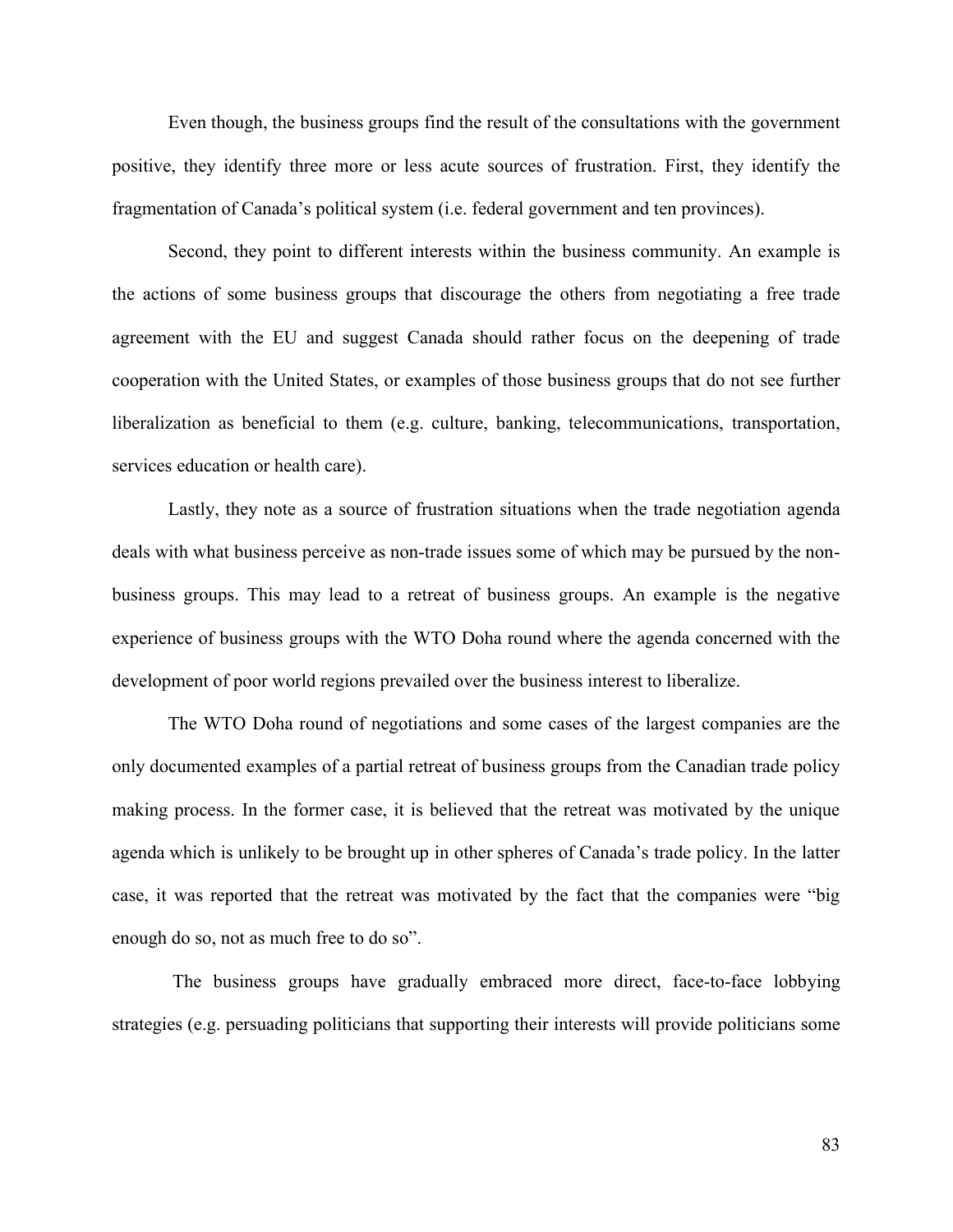Even though, the business groups find the result of the consultations with the government positive, they identify three more or less acute sources of frustration. First, they identify the fragmentation of Canada's political system (i.e. federal government and ten provinces).

Second, they point to different interests within the business community. An example is the actions of some business groups that discourage the others from negotiating a free trade agreement with the EU and suggest Canada should rather focus on the deepening of trade cooperation with the United States, or examples of those business groups that do not see further liberalization as beneficial to them (e.g. culture, banking, telecommunications, transportation, services education or health care).

Lastly, they note as a source of frustration situations when the trade negotiation agenda deals with what business perceive as non-trade issues some of which may be pursued by the non-business groups. This may lead to a retreat of business groups. An example is the negative experience of business groups with the WTO Doha round where the agenda concerned with the development of poor world regions prevailed over the business interest to liberalize.

The WTO Doha round of negotiations and some cases of the largest companies are the only documented examples of a partial retreat of business groups from the Canadian trade policy making process. In the former case, it is believed that the retreat was motivated by the unique agenda which is unlikely to be brought up in other spheres of Canada's trade policy. In the latter case, it was reported that the retreat was motivated by the fact that the companies were "big enough do so, not as much free to do so".

The business groups have gradually embraced more direct, face-to-face lobbying strategies (e.g. persuading politicians that supporting their interests will provide politicians some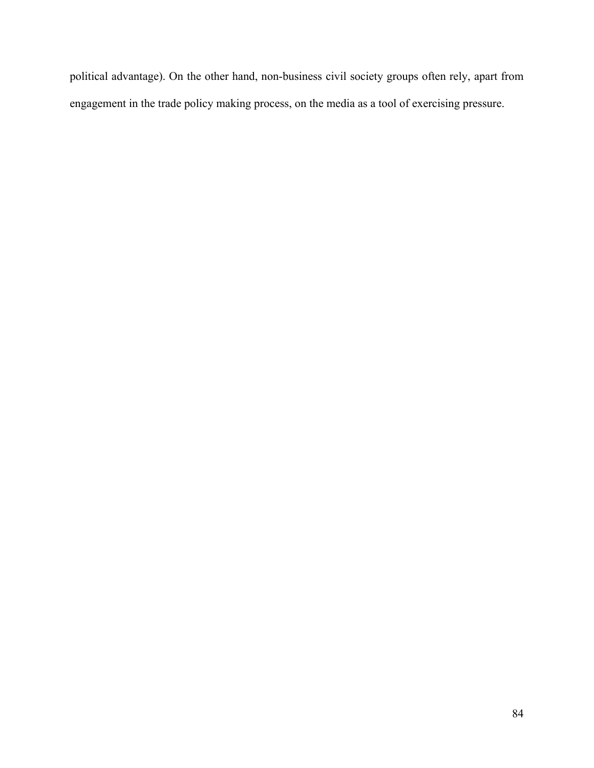political advantage). On the other hand, non-business civil society groups often rely, apart from engagement in the trade policy making process, on the media as a tool of exercising pressure.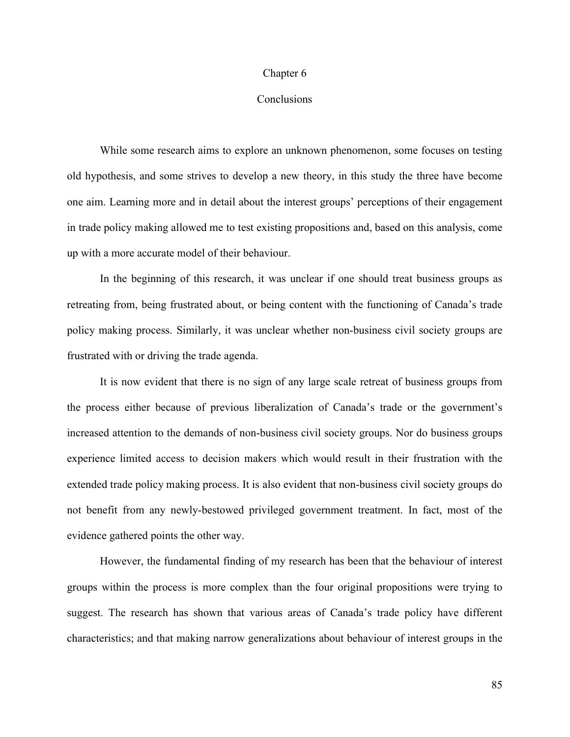# Chapter 6

## Conclusions

While some research aims to explore an unknown phenomenon, some focuses on testing old hypothesis, and some strives to develop a new theory, in this study the three have become one aim. Learning more and in detail about the interest groups' perceptions of their engagement in trade policy making allowed me to test existing propositions and, based on this analysis, come up with a more accurate model of their behaviour.

In the beginning of this research, it was unclear if one should treat business groups as retreating from, being frustrated about, or being content with the functioning of Canada's trade policy making process. Similarly, it was unclear whether non-business civil society groups are frustrated with or driving the trade agenda.

It is now evident that there is no sign of any large scale retreat of business groups from the process either because of previous liberalization of Canada's trade or the government's increased attention to the demands of non-business civil society groups. Nor do business groups experience limited access to decision makers which would result in their frustration with the extended trade policy making process. It is also evident that non-business civil society groups do not benefit from any newly-bestowed privileged government treatment. In fact, most of the evidence gathered points the other way.

However, the fundamental finding of my research has been that the behaviour of interest groups within the process is more complex than the four original propositions were trying to suggest. The research has shown that various areas of Canada's trade policy have different characteristics; and that making narrow generalizations about behaviour of interest groups in the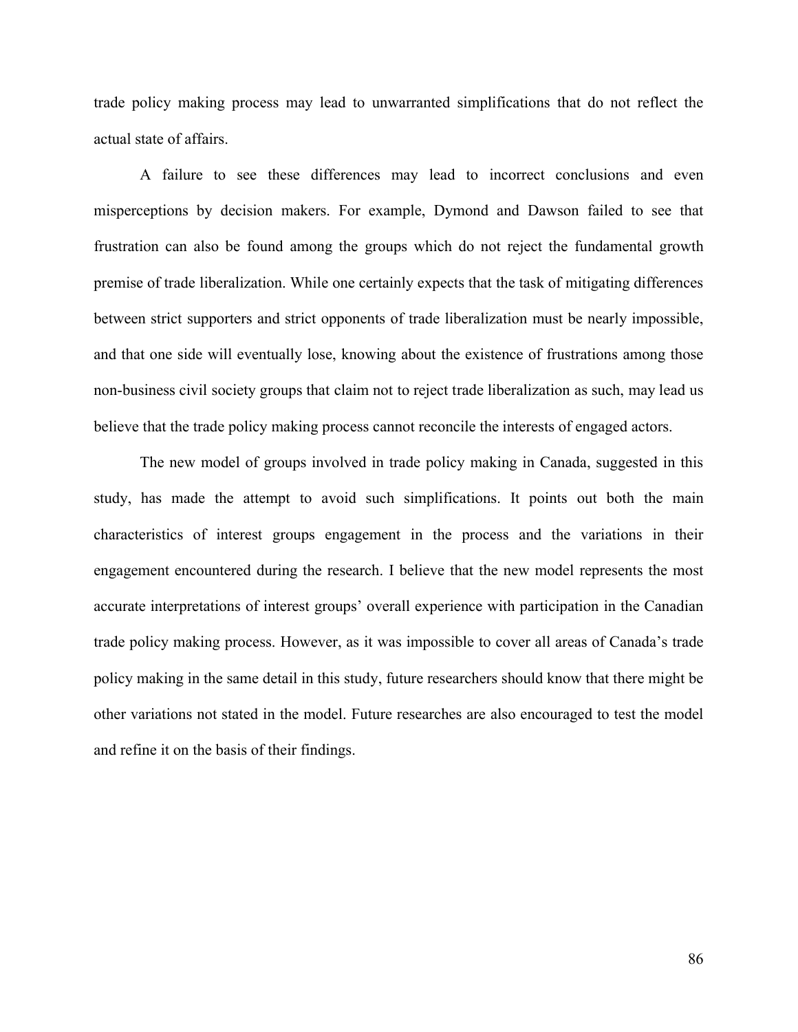trade policy making process may lead to unwarranted simplifications that do not reflect the actual state of affairs.

A failure to see these differences may lead to incorrect conclusions and even misperceptions by decision makers. For example, Dymond and Dawson failed to see that frustration can also be found among the groups which do not reject the fundamental growth premise of trade liberalization. While one certainly expects that the task of mitigating differences between strict supporters and strict opponents of trade liberalization must be nearly impossible, and that one side will eventually lose, knowing about the existence of frustrations among those non-business civil society groups that claim not to reject trade liberalization as such, may lead us believe that the trade policy making process cannot reconcile the interests of engaged actors.

The new model of groups involved in trade policy making in Canada, suggested in this study, has made the attempt to avoid such simplifications. It points out both the main characteristics of interest groups engagement in the process and the variations in their engagement encountered during the research. I believe that the new model represents the most accurate interpretations of interest groups' overall experience with participation in the Canadian trade policy making process. However, as it was impossible to cover all areas of Canada's trade policy making in the same detail in this study, future researchers should know that there might be other variations not stated in the model. Future researches are also encouraged to test the model and refine it on the basis of their findings.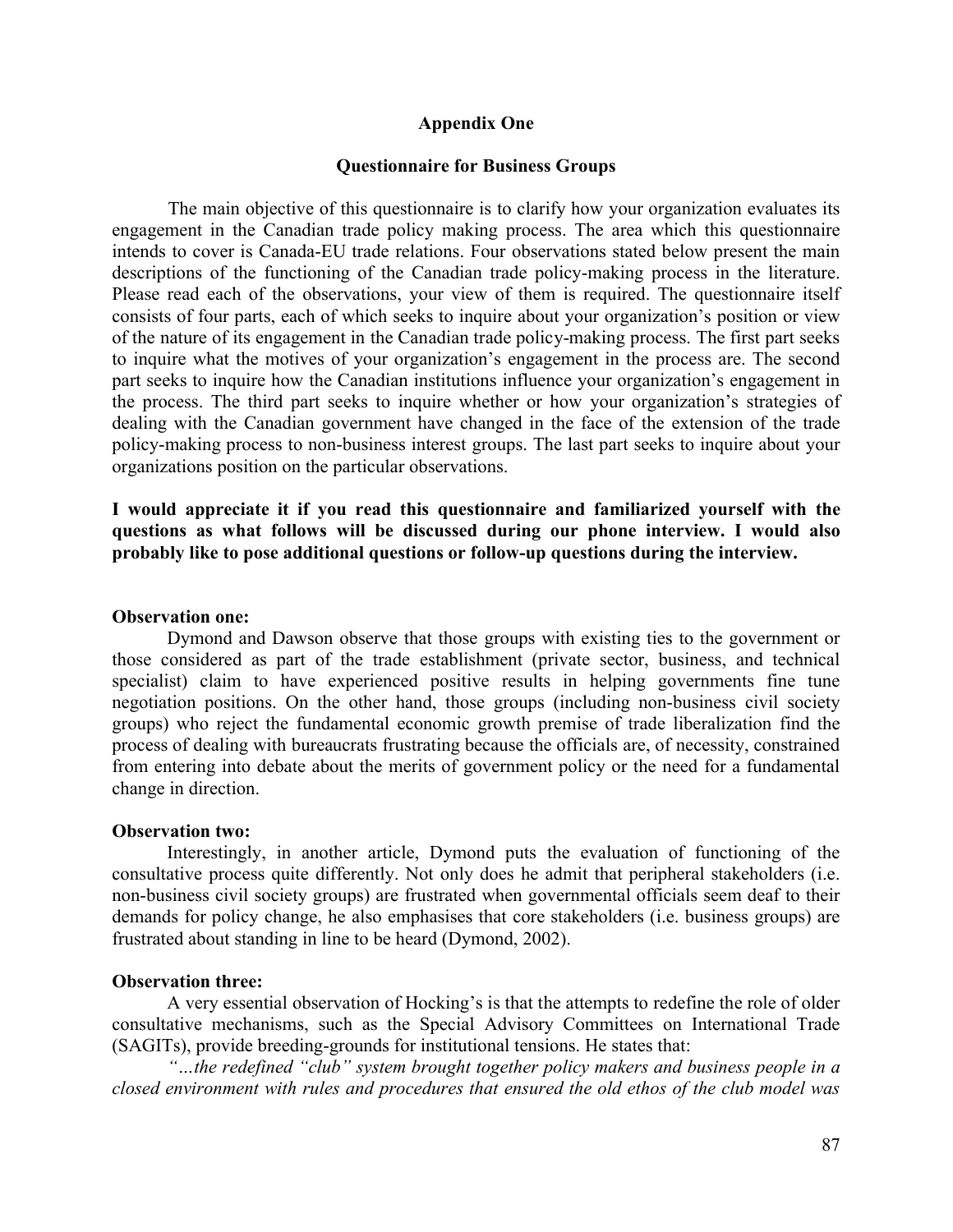## Appendix One

### Questionnaire for Business Groups

The main objective of this questionnaire is to clarify how your organization evaluates its engagement in the Canadian trade policy making process. The area which this questionnaire intends to cover is Canada-EU trade relations. Four observations stated below present the main descriptions of the functioning of the Canadian trade policy-making process in the literature. Please read each of the observations, your view of them is required. The questionnaire itself consists of four parts, each of which seeks to inquire about your organization's position or view of the nature of its engagement in the Canadian trade policy-making process. The first part seeks to inquire what the motives of your organization's engagement in the process are. The second part seeks to inquire how the Canadian institutions influence your organization's engagement in the process. The third part seeks to inquire whether or how your organization's strategies of dealing with the Canadian government have changed in the face of the extension of the trade policy-making process to non-business interest groups. The last part seeks to inquire about your organizations position on the particular observations.

**I would appreciate it if you read this questionnaire and familiarized yourself with the questions as what follows will be discussed during our phone interview. I would also probably like to pose additional questions or follow-up questions during the interview.**

**Observation one:**

Dymond and Dawson observe that those groups with existing ties to the government or those considered as part of the trade establishment (private sector, business, and technical specialist) claim to have experienced positive results in helping governments fine tune negotiation positions. On the other hand, those groups (including non-business civil society groups) who reject the fundamental economic growth premise of trade liberalization find the process of dealing with bureaucrats frustrating because the officials are, of necessity, constrained from entering into debate about the merits of government policy or the need for a fundamental change in direction.

**Observation two:**

Interestingly, in another article, Dymond puts the evaluation of functioning of the consultative process quite differently. Not only does he admit that peripheral stakeholders (i.e. non-business civil society groups) are frustrated when governmental officials seem deaf to their demands for policy change, he also emphasises that core stakeholders (i.e. business groups) are frustrated about standing in line to be heard (Dymond, 2002).

**Observation three:**

A very essential observation of Hocking's is that the attempts to redefine the role of older consultative mechanisms, such as the Special Advisory Committees on International Trade (SAGITs), provide breeding-grounds for institutional tensions. He states that:

*"…the redefined "club" system brought together policy makers and business people in a closed environment with rules and procedures that ensured the old ethos of the club model was*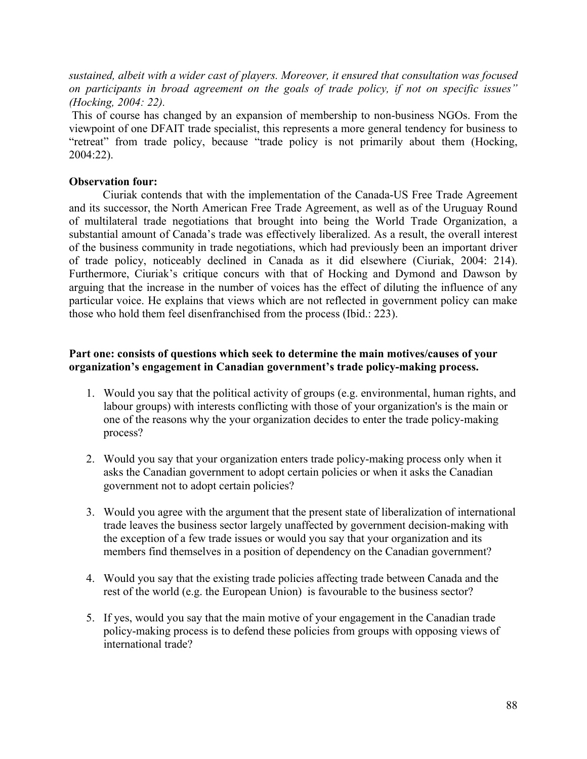*sustained, albeit with a wider cast of players. Moreover, it ensured that consultation was focused on participants in broad agreement on the goals of trade policy, if not on specific issues" (Hocking, 2004: 22).*

This of course has changed by an expansion of membership to non-business NGOs. From the viewpoint of one DFAIT trade specialist, this represents a more general tendency for business to "retreat" from trade policy, because "trade policy is not primarily about them (Hocking, 2004:22).

**Observation four:**

Ciuriak contends that with the implementation of the Canada-US Free Trade Agreement and its successor, the North American Free Trade Agreement, as well as of the Uruguay Round of multilateral trade negotiations that brought into being the World Trade Organization, a substantial amount of Canada's trade was effectively liberalized. As a result, the overall interest of the business community in trade negotiations, which had previously been an important driver of trade policy, noticeably declined in Canada as it did elsewhere (Ciuriak, 2004: 214). Furthermore, Ciuriak's critique concurs with that of Hocking and Dymond and Dawson by arguing that the increase in the number of voices has the effect of diluting the influence of any particular voice. He explains that views which are not reflected in government policy can make those who hold them feel disenfranchised from the process (Ibid.: 223).

**Part one: consists of questions which seek to determine the main motives/causes of your organization's engagement in Canadian government's trade policy-making process.**

1. Would you say that the political activity of groups (e.g. environmental, human rights, and labour groups) with interests conflicting with those of your organization's is the main or one of the reasons why the your organization decides to enter the trade policy-making process?

2. Would you say that your organization enters trade policy-making process only when it asks the Canadian government to adopt certain policies or when it asks the Canadian government not to adopt certain policies?

3. Would you agree with the argument that the present state of liberalization of international trade leaves the business sector largely unaffected by government decision-making with the exception of a few trade issues or would you say that your organization and its members find themselves in a position of dependency on the Canadian government?

4. Would you say that the existing trade policies affecting trade between Canada and the rest of the world (e.g. the European Union) is favourable to the business sector?

5. If yes, would you say that the main motive of your engagement in the Canadian trade policy-making process is to defend these policies from groups with opposing views of international trade?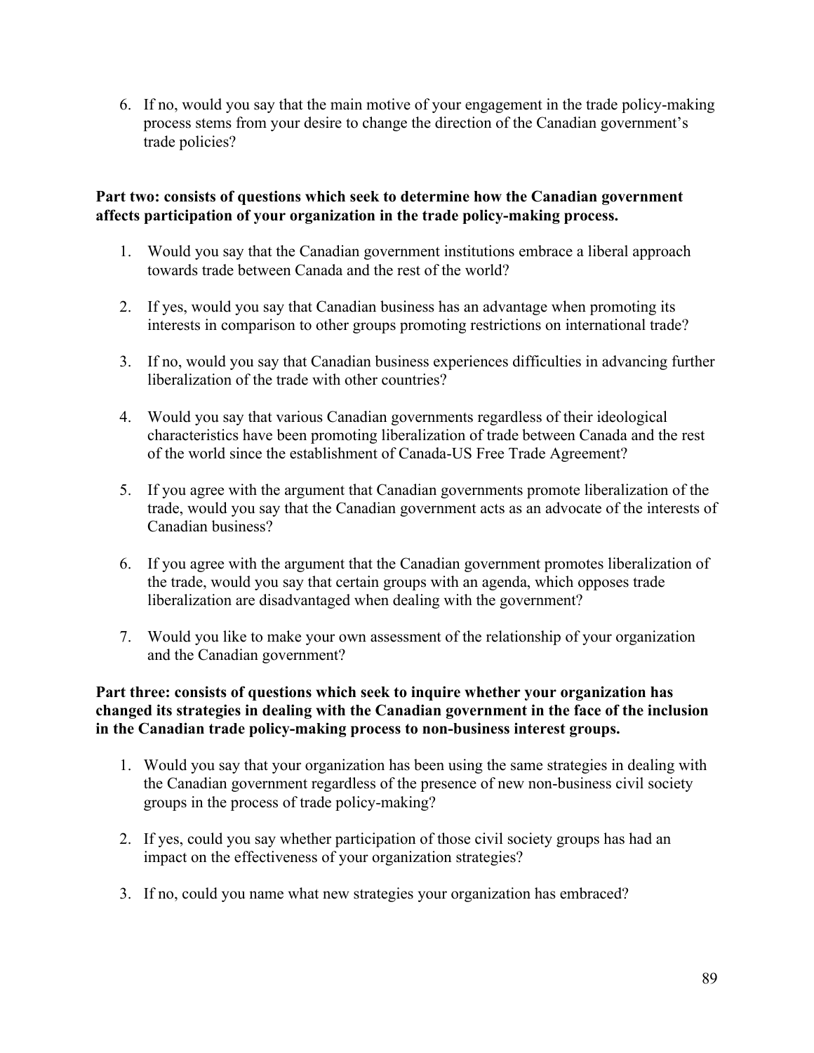6. If no, would you say that the main motive of your engagement in the trade policy-making process stems from your desire to change the direction of the Canadian government's trade policies?

**Part two: consists of questions which seek to determine how the Canadian government affects participation of your organization in the trade policy-making process.**

1. Would you say that the Canadian government institutions embrace a liberal approach towards trade between Canada and the rest of the world?

2. If yes, would you say that Canadian business has an advantage when promoting its interests in comparison to other groups promoting restrictions on international trade?

3. If no, would you say that Canadian business experiences difficulties in advancing further liberalization of the trade with other countries?

4. Would you say that various Canadian governments regardless of their ideological characteristics have been promoting liberalization of trade between Canada and the rest of the world since the establishment of Canada-US Free Trade Agreement?

5. If you agree with the argument that Canadian governments promote liberalization of the trade, would you say that the Canadian government acts as an advocate of the interests of Canadian business?

6. If you agree with the argument that the Canadian government promotes liberalization of the trade, would you say that certain groups with an agenda, which opposes trade liberalization are disadvantaged when dealing with the government?

7. Would you like to make your own assessment of the relationship of your organization and the Canadian government?

**Part three: consists of questions which seek to inquire whether your organization has changed its strategies in dealing with the Canadian government in the face of the inclusion in the Canadian trade policy-making process to non-business interest groups.**

1. Would you say that your organization has been using the same strategies in dealing with the Canadian government regardless of the presence of new non-business civil society groups in the process of trade policy-making?

2. If yes, could you say whether participation of those civil society groups has had an impact on the effectiveness of your organization strategies?

3. If no, could you name what new strategies your organization has embraced?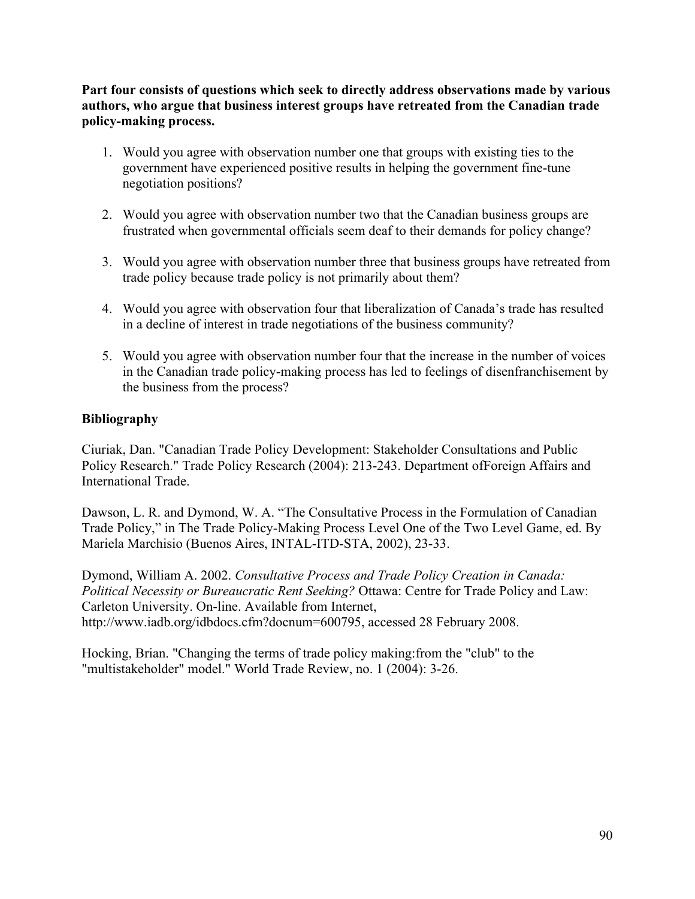**Part four consists of questions which seek to directly address observations made by various authors, who argue that business interest groups have retreated from the Canadian trade policy-making process.**

1. Would you agree with observation number one that groups with existing ties to the government have experienced positive results in helping the government fine-tune negotiation positions?

2. Would you agree with observation number two that the Canadian business groups are frustrated when governmental officials seem deaf to their demands for policy change?

3. Would you agree with observation number three that business groups have retreated from trade policy because trade policy is not primarily about them?

4. Would you agree with observation four that liberalization of Canada's trade has resulted in a decline of interest in trade negotiations of the business community?

5. Would you agree with observation number four that the increase in the number of voices in the Canadian trade policy-making process has led to feelings of disenfranchisement by the business from the process?

**Bibliography**

Ciuriak, Dan. "Canadian Trade Policy Development: Stakeholder Consultations and Public Policy Research." Trade Policy Research (2004): 213-243. Department ofForeign Affairs and International Trade.

Dawson, L. R. and Dymond, W. A. "The Consultative Process in the Formulation of Canadian Trade Policy," in The Trade Policy-Making Process Level One of the Two Level Game, ed. By Mariela Marchisio (Buenos Aires, INTAL-ITD-STA, 2002), 23-33.

Dymond, William A. 2002. *Consultative Process and Trade Policy Creation in Canada: Political Necessity or Bureaucratic Rent Seeking?* Ottawa: Centre for Trade Policy and Law: Carleton University. On-line. Available from Internet, http://www.iadb.org/idbdocs.cfm?docnum=600795, accessed 28 February 2008.

Hocking, Brian. "Changing the terms of trade policy making:from the "club" to the "multistakeholder" model." World Trade Review, no. 1 (2004): 3-26.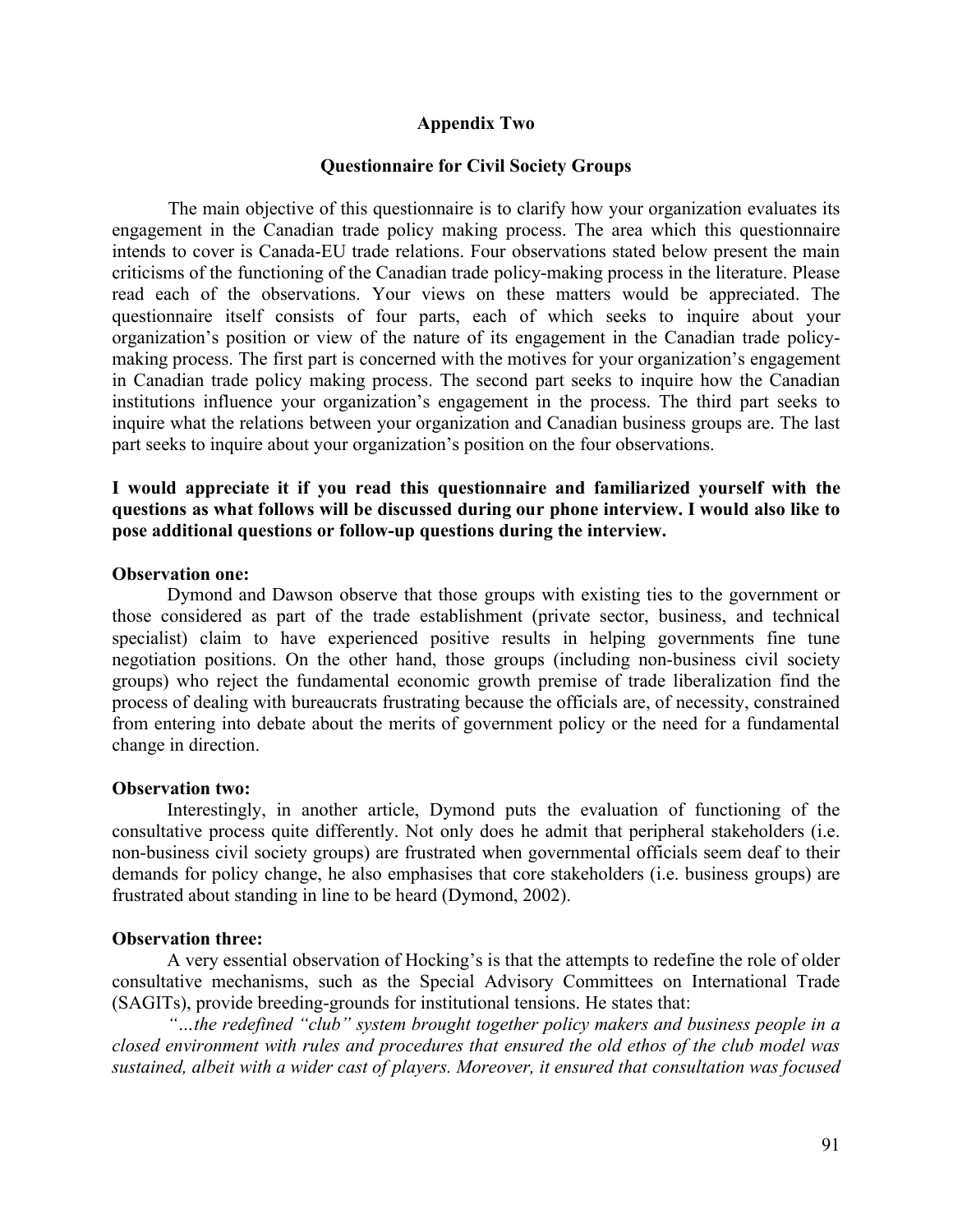## Appendix Two

### Questionnaire for Civil Society Groups

The main objective of this questionnaire is to clarify how your organization evaluates its engagement in the Canadian trade policy making process. The area which this questionnaire intends to cover is Canada-EU trade relations. Four observations stated below present the main criticisms of the functioning of the Canadian trade policy-making process in the literature. Please read each of the observations. Your views on these matters would be appreciated. The questionnaire itself consists of four parts, each of which seeks to inquire about your organization's position or view of the nature of its engagement in the Canadian trade policy-making process. The first part is concerned with the motives for your organization's engagement in Canadian trade policy making process. The second part seeks to inquire how the Canadian institutions influence your organization's engagement in the process. The third part seeks to inquire what the relations between your organization and Canadian business groups are. The last part seeks to inquire about your organization's position on the four observations.

**I would appreciate it if you read this questionnaire and familiarized yourself with the questions as what follows will be discussed during our phone interview. I would also like to pose additional questions or follow-up questions during the interview.**

**Observation one:**

Dymond and Dawson observe that those groups with existing ties to the government or those considered as part of the trade establishment (private sector, business, and technical specialist) claim to have experienced positive results in helping governments fine tune negotiation positions. On the other hand, those groups (including non-business civil society groups) who reject the fundamental economic growth premise of trade liberalization find the process of dealing with bureaucrats frustrating because the officials are, of necessity, constrained from entering into debate about the merits of government policy or the need for a fundamental change in direction.

**Observation two:**

Interestingly, in another article, Dymond puts the evaluation of functioning of the consultative process quite differently. Not only does he admit that peripheral stakeholders (i.e. non-business civil society groups) are frustrated when governmental officials seem deaf to their demands for policy change, he also emphasises that core stakeholders (i.e. business groups) are frustrated about standing in line to be heard (Dymond, 2002).

**Observation three:**

A very essential observation of Hocking's is that the attempts to redefine the role of older consultative mechanisms, such as the Special Advisory Committees on International Trade (SAGITs), provide breeding-grounds for institutional tensions. He states that:

*"…the redefined "club" system brought together policy makers and business people in a closed environment with rules and procedures that ensured the old ethos of the club model was sustained, albeit with a wider cast of players. Moreover, it ensured that consultation was focused*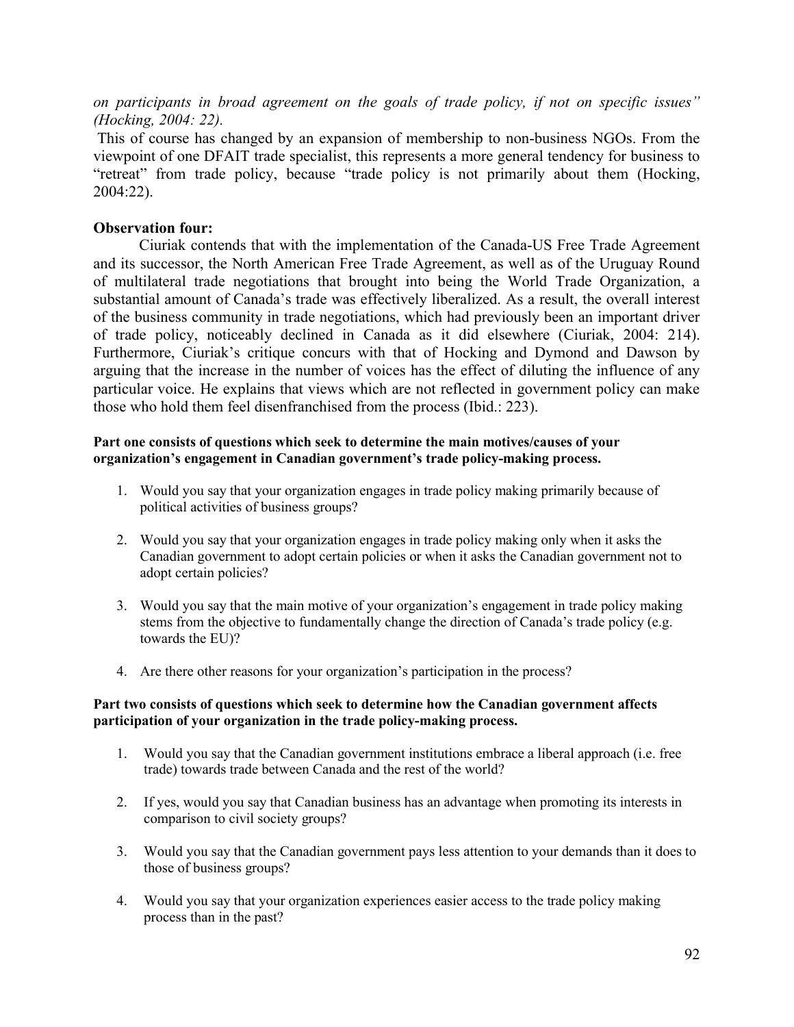*on participants in broad agreement on the goals of trade policy, if not on specific issues" (Hocking, 2004: 22).*

This of course has changed by an expansion of membership to non-business NGOs. From the viewpoint of one DFAIT trade specialist, this represents a more general tendency for business to "retreat" from trade policy, because "trade policy is not primarily about them (Hocking, 2004:22).

**Observation four:**

Ciuriak contends that with the implementation of the Canada-US Free Trade Agreement and its successor, the North American Free Trade Agreement, as well as of the Uruguay Round of multilateral trade negotiations that brought into being the World Trade Organization, a substantial amount of Canada's trade was effectively liberalized. As a result, the overall interest of the business community in trade negotiations, which had previously been an important driver of trade policy, noticeably declined in Canada as it did elsewhere (Ciuriak, 2004: 214). Furthermore, Ciuriak's critique concurs with that of Hocking and Dymond and Dawson by arguing that the increase in the number of voices has the effect of diluting the influence of any particular voice. He explains that views which are not reflected in government policy can make those who hold them feel disenfranchised from the process (Ibid.: 223).

**Part one consists of questions which seek to determine the main motives/causes of your organization's engagement in Canadian government's trade policy-making process.**

1. Would you say that your organization engages in trade policy making primarily because of political activities of business groups?
2. Would you say that your organization engages in trade policy making only when it asks the Canadian government to adopt certain policies or when it asks the Canadian government not to adopt certain policies?
3. Would you say that the main motive of your organization's engagement in trade policy making stems from the objective to fundamentally change the direction of Canada's trade policy (e.g. towards the EU)?
4. Are there other reasons for your organization's participation in the process?

**Part two consists of questions which seek to determine how the Canadian government affects participation of your organization in the trade policy-making process.**

1. Would you say that the Canadian government institutions embrace a liberal approach (i.e. free trade) towards trade between Canada and the rest of the world?
2. If yes, would you say that Canadian business has an advantage when promoting its interests in comparison to civil society groups?
3. Would you say that the Canadian government pays less attention to your demands than it does to those of business groups?
4. Would you say that your organization experiences easier access to the trade policy making process than in the past?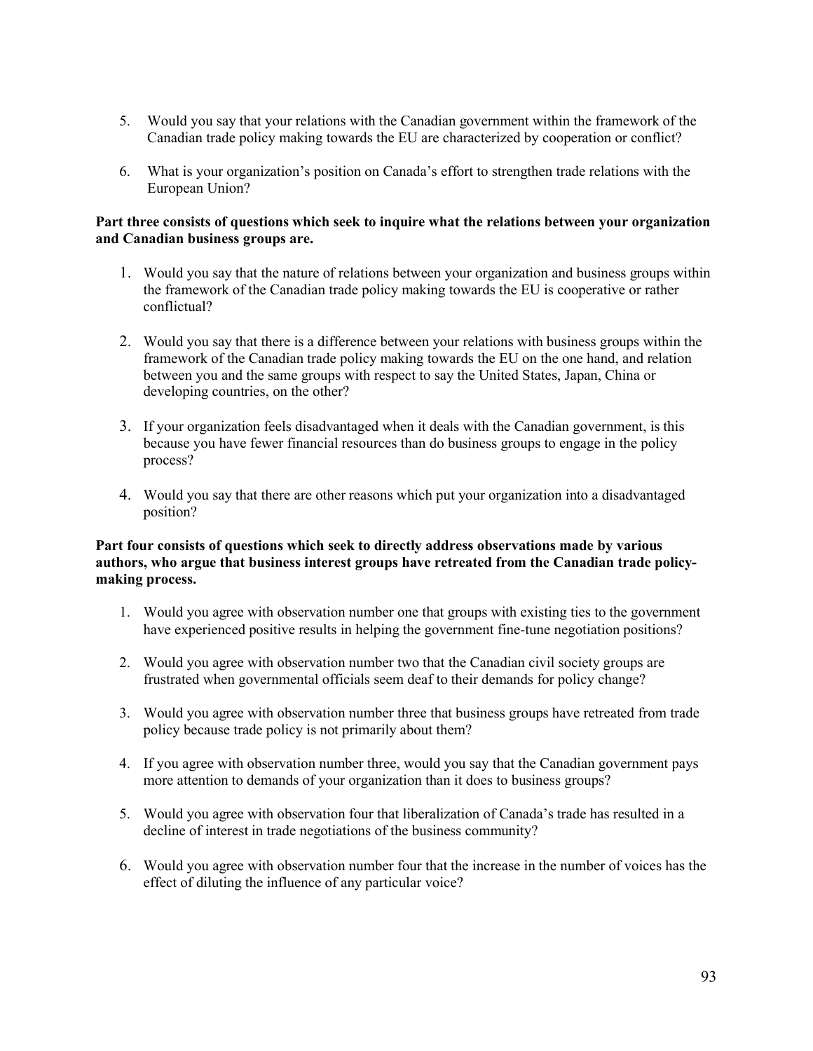5. Would you say that your relations with the Canadian government within the framework of the Canadian trade policy making towards the EU are characterized by cooperation or conflict?

6. What is your organization's position on Canada's effort to strengthen trade relations with the European Union?

**Part three consists of questions which seek to inquire what the relations between your organization and Canadian business groups are.**

1. Would you say that the nature of relations between your organization and business groups within the framework of the Canadian trade policy making towards the EU is cooperative or rather conflictual?

2. Would you say that there is a difference between your relations with business groups within the framework of the Canadian trade policy making towards the EU on the one hand, and relation between you and the same groups with respect to say the United States, Japan, China or developing countries, on the other?

3. If your organization feels disadvantaged when it deals with the Canadian government, is this because you have fewer financial resources than do business groups to engage in the policy process?

4. Would you say that there are other reasons which put your organization into a disadvantaged position?

**Part four consists of questions which seek to directly address observations made by various authors, who argue that business interest groups have retreated from the Canadian trade policy-making process.**

1. Would you agree with observation number one that groups with existing ties to the government have experienced positive results in helping the government fine-tune negotiation positions?

2. Would you agree with observation number two that the Canadian civil society groups are frustrated when governmental officials seem deaf to their demands for policy change?

3. Would you agree with observation number three that business groups have retreated from trade policy because trade policy is not primarily about them?

4. If you agree with observation number three, would you say that the Canadian government pays more attention to demands of your organization than it does to business groups?

5. Would you agree with observation four that liberalization of Canada's trade has resulted in a decline of interest in trade negotiations of the business community?

6. Would you agree with observation number four that the increase in the number of voices has the effect of diluting the influence of any particular voice?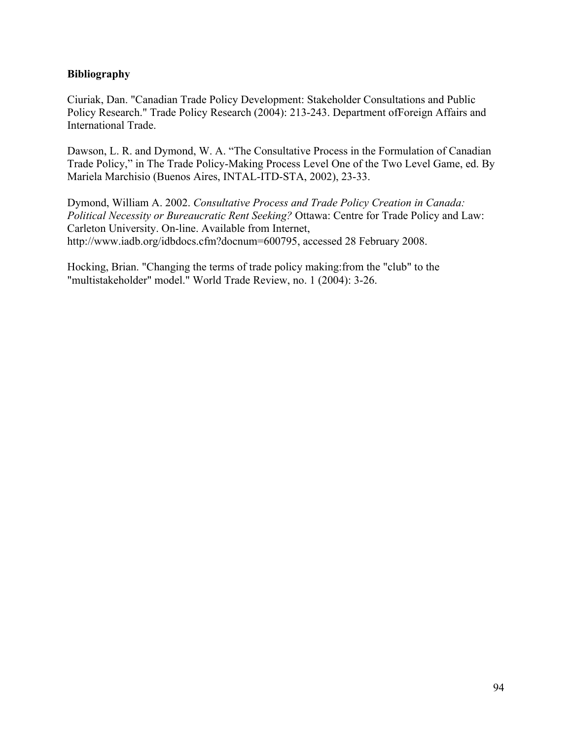**Bibliography**

Ciuriak, Dan. "Canadian Trade Policy Development: Stakeholder Consultations and Public Policy Research." Trade Policy Research (2004): 213-243. Department ofForeign Affairs and International Trade.

Dawson, L. R. and Dymond, W. A. "The Consultative Process in the Formulation of Canadian Trade Policy," in The Trade Policy-Making Process Level One of the Two Level Game, ed. By Mariela Marchisio (Buenos Aires, INTAL-ITD-STA, 2002), 23-33.

Dymond, William A. 2002. *Consultative Process and Trade Policy Creation in Canada: Political Necessity or Bureaucratic Rent Seeking?* Ottawa: Centre for Trade Policy and Law: Carleton University. On-line. Available from Internet, http://www.iadb.org/idbdocs.cfm?docnum=600795, accessed 28 February 2008.

Hocking, Brian. "Changing the terms of trade policy making:from the "club" to the "multistakeholder" model." World Trade Review, no. 1 (2004): 3-26.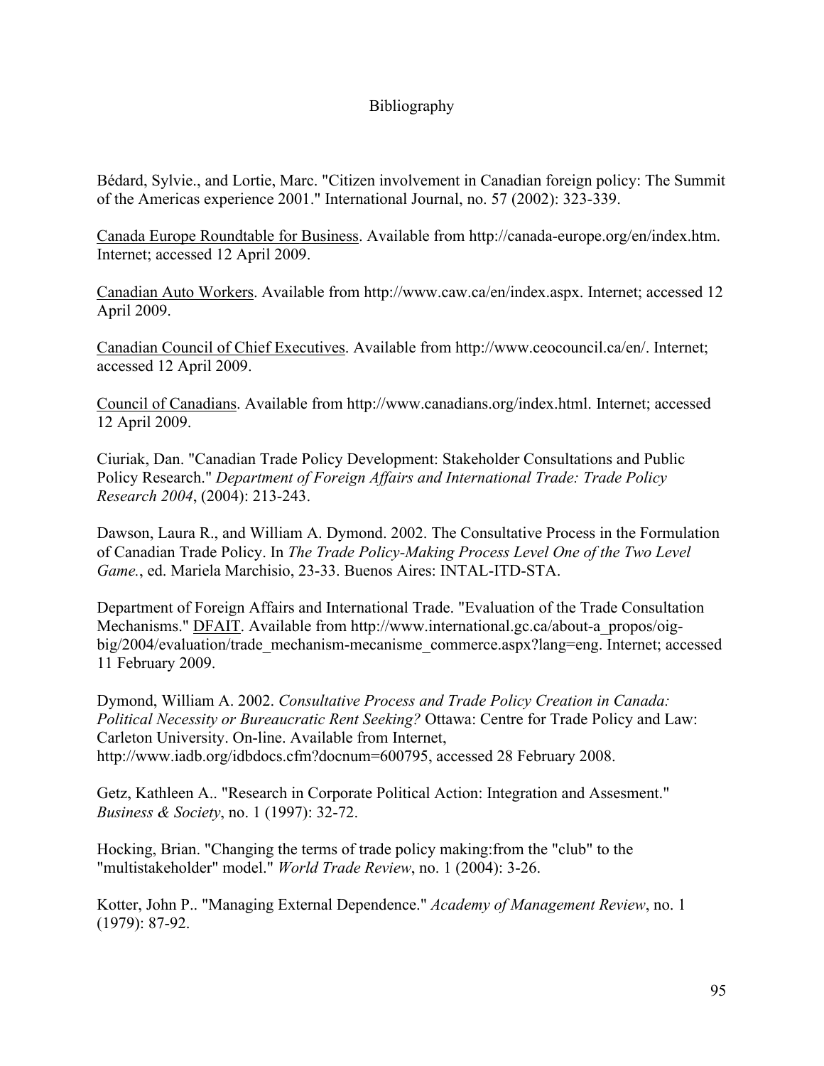# Bibliography

Bédard, Sylvie., and Lortie, Marc. "Citizen involvement in Canadian foreign policy: The Summit of the Americas experience 2001." International Journal, no. 57 (2002): 323-339.

<u>Canada Europe Roundtable for Business</u>. Available from http://canada-europe.org/en/index.htm. Internet; accessed 12 April 2009.

<u>Canadian Auto Workers</u>. Available from http://www.caw.ca/en/index.aspx. Internet; accessed 12 April 2009.

<u>Canadian Council of Chief Executives</u>. Available from http://www.ceocouncil.ca/en/. Internet; accessed 12 April 2009.

<u>Council of Canadians</u>. Available from http://www.canadians.org/index.html. Internet; accessed 12 April 2009.

Ciuriak, Dan. "Canadian Trade Policy Development: Stakeholder Consultations and Public Policy Research." *Department of Foreign Affairs and International Trade: Trade Policy Research 2004*, (2004): 213-243.

Dawson, Laura R., and William A. Dymond. 2002. The Consultative Process in the Formulation of Canadian Trade Policy. In *The Trade Policy-Making Process Level One of the Two Level Game.*, ed. Mariela Marchisio, 23-33. Buenos Aires: INTAL-ITD-STA.

Department of Foreign Affairs and International Trade. "Evaluation of the Trade Consultation Mechanisms." <u>DFAIT</u>. Available from http://www.international.gc.ca/about-a_propos/oig-big/2004/evaluation/trade_mechanism-mecanisme_commerce.aspx?lang=eng. Internet; accessed 11 February 2009.

Dymond, William A. 2002. *Consultative Process and Trade Policy Creation in Canada: Political Necessity or Bureaucratic Rent Seeking?* Ottawa: Centre for Trade Policy and Law: Carleton University. On-line. Available from Internet, http://www.iadb.org/idbdocs.cfm?docnum=600795, accessed 28 February 2008.

Getz, Kathleen A.. "Research in Corporate Political Action: Integration and Assesment." *Business & Society*, no. 1 (1997): 32-72.

Hocking, Brian. "Changing the terms of trade policy making:from the "club" to the "multistakeholder" model." *World Trade Review*, no. 1 (2004): 3-26.

Kotter, John P.. "Managing External Dependence." *Academy of Management Review*, no. 1 (1979): 87-92.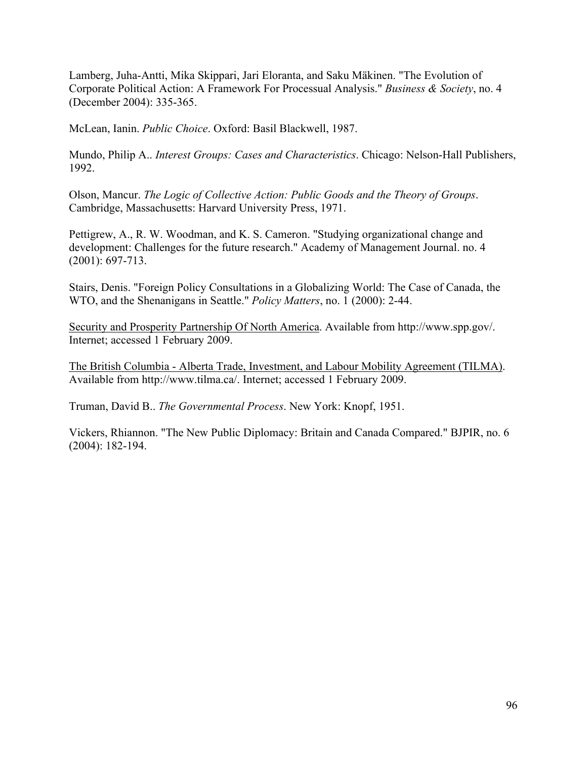Lamberg, Juha-Antti, Mika Skippari, Jari Eloranta, and Saku Mäkinen. "The Evolution of Corporate Political Action: A Framework For Processual Analysis." *Business & Society*, no. 4 (December 2004): 335-365.

McLean, Ianin. *Public Choice*. Oxford: Basil Blackwell, 1987.

Mundo, Philip A.. *Interest Groups: Cases and Characteristics*. Chicago: Nelson-Hall Publishers, 1992.

Olson, Mancur. *The Logic of Collective Action: Public Goods and the Theory of Groups*. Cambridge, Massachusetts: Harvard University Press, 1971.

Pettigrew, A., R. W. Woodman, and K. S. Cameron. "Studying organizational change and development: Challenges for the future research." Academy of Management Journal. no. 4 (2001): 697-713.

Stairs, Denis. "Foreign Policy Consultations in a Globalizing World: The Case of Canada, the WTO, and the Shenanigans in Seattle." *Policy Matters*, no. 1 (2000): 2-44.

Security and Prosperity Partnership Of North America. Available from http://www.spp.gov/. Internet; accessed 1 February 2009.

The British Columbia - Alberta Trade, Investment, and Labour Mobility Agreement (TILMA). Available from http://www.tilma.ca/. Internet; accessed 1 February 2009.

Truman, David B.. *The Governmental Process*. New York: Knopf, 1951.

Vickers, Rhiannon. "The New Public Diplomacy: Britain and Canada Compared." BJPIR, no. 6 (2004): 182-194.